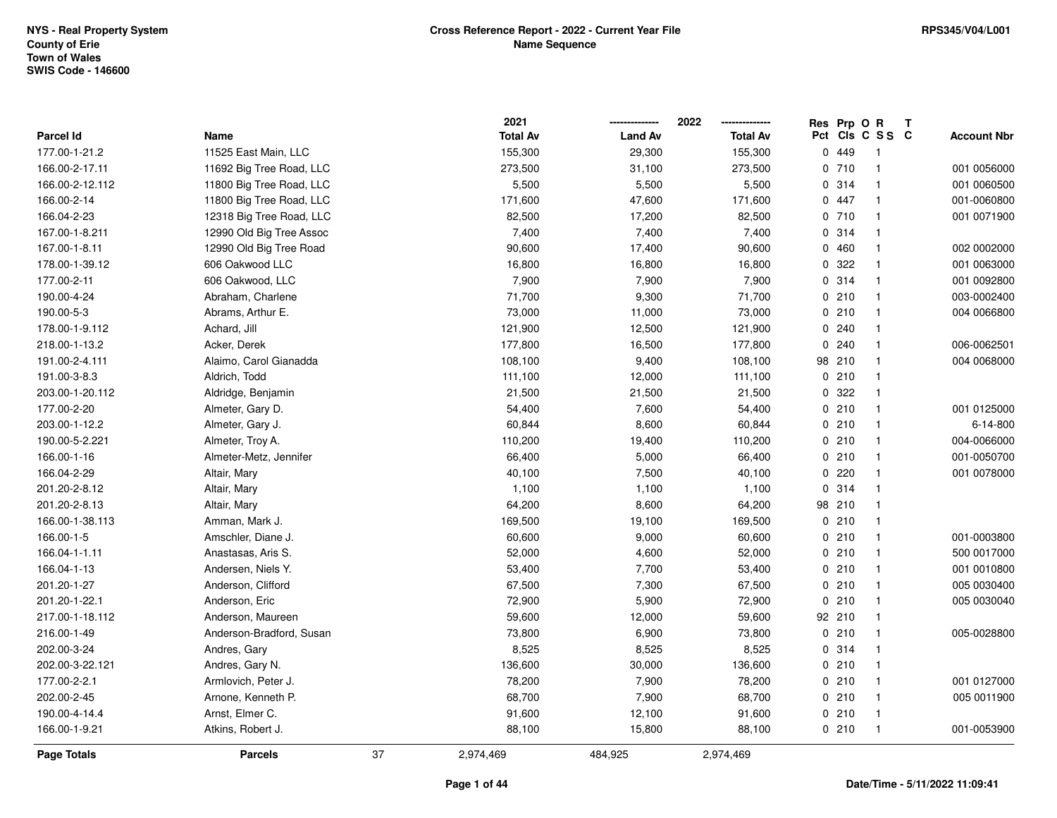NYS - Real Property System
County of Erie
Town of Wales
SWIS Code - 146600

**Cross Reference Report - 2022 - Current Year File**
**Name Sequence**

RPS345/V04/L001

| Parcel Id | Name | 2021 Total Av | 2022 Land Av | 2022 Total Av | Res Pct | Prp Cls | O C | R S S | T C | Account Nbr |
|---|---|---|---|---|---|---|---|---|---|---|
| 177.00-1-21.2 | 11525 East Main, LLC | 155,300 | 29,300 | 155,300 | 0 | 449 | | 1 | | |
| 166.00-2-17.11 | 11692 Big Tree Road, LLC | 273,500 | 31,100 | 273,500 | 0 | 710 | | 1 | | 001 0056000 |
| 166.00-2-12.112 | 11800 Big Tree Road, LLC | 5,500 | 5,500 | 5,500 | 0 | 314 | | 1 | | 001 0060500 |
| 166.00-2-14 | 11800 Big Tree Road, LLC | 171,600 | 47,600 | 171,600 | 0 | 447 | | 1 | | 001-0060800 |
| 166.04-2-23 | 12318 Big Tree Road, LLC | 82,500 | 17,200 | 82,500 | 0 | 710 | | 1 | | 001 0071900 |
| 167.00-1-8.211 | 12990 Old Big Tree Assoc | 7,400 | 7,400 | 7,400 | 0 | 314 | | 1 | | |
| 167.00-1-8.11 | 12990 Old Big Tree Road | 90,600 | 17,400 | 90,600 | 0 | 460 | | 1 | | 002 0002000 |
| 178.00-1-39.12 | 606 Oakwood LLC | 16,800 | 16,800 | 16,800 | 0 | 322 | | 1 | | 001 0063000 |
| 177.00-2-11 | 606 Oakwood, LLC | 7,900 | 7,900 | 7,900 | 0 | 314 | | 1 | | 001 0092800 |
| 190.00-4-24 | Abraham, Charlene | 71,700 | 9,300 | 71,700 | 0 | 210 | | 1 | | 003-0002400 |
| 190.00-5-3 | Abrams, Arthur E. | 73,000 | 11,000 | 73,000 | 0 | 210 | | 1 | | 004 0066800 |
| 178.00-1-9.112 | Achard, Jill | 121,900 | 12,500 | 121,900 | 0 | 240 | | 1 | | |
| 218.00-1-13.2 | Acker, Derek | 177,800 | 16,500 | 177,800 | 0 | 240 | | 1 | | 006-0062501 |
| 191.00-2-4.111 | Alaimo, Carol Gianadda | 108,100 | 9,400 | 108,100 | 98 | 210 | | 1 | | 004 0068000 |
| 191.00-3-8.3 | Aldrich, Todd | 111,100 | 12,000 | 111,100 | 0 | 210 | | 1 | | |
| 203.00-1-20.112 | Aldridge, Benjamin | 21,500 | 21,500 | 21,500 | 0 | 322 | | 1 | | |
| 177.00-2-20 | Almeter, Gary D. | 54,400 | 7,600 | 54,400 | 0 | 210 | | 1 | | 001 0125000 |
| 203.00-1-12.2 | Almeter, Gary J. | 60,844 | 8,600 | 60,844 | 0 | 210 | | 1 | | 6-14-800 |
| 190.00-5-2.221 | Almeter, Troy A. | 110,200 | 19,400 | 110,200 | 0 | 210 | | 1 | | 004-0066000 |
| 166.00-1-16 | Almeter-Metz, Jennifer | 66,400 | 5,000 | 66,400 | 0 | 210 | | 1 | | 001-0050700 |
| 166.04-2-29 | Altair, Mary | 40,100 | 7,500 | 40,100 | 0 | 220 | | 1 | | 001 0078000 |
| 201.20-2-8.12 | Altair, Mary | 1,100 | 1,100 | 1,100 | 0 | 314 | | 1 | | |
| 201.20-2-8.13 | Altair, Mary | 64,200 | 8,600 | 64,200 | 98 | 210 | | 1 | | |
| 166.00-1-38.113 | Amman, Mark J. | 169,500 | 19,100 | 169,500 | 0 | 210 | | 1 | | |
| 166.00-1-5 | Amschler, Diane J. | 60,600 | 9,000 | 60,600 | 0 | 210 | | 1 | | 001-0003800 |
| 166.04-1-1.11 | Anastasas, Aris S. | 52,000 | 4,600 | 52,000 | 0 | 210 | | 1 | | 500 0017000 |
| 166.04-1-13 | Andersen, Niels Y. | 53,400 | 7,700 | 53,400 | 0 | 210 | | 1 | | 001 0010800 |
| 201.20-1-27 | Anderson, Clifford | 67,500 | 7,300 | 67,500 | 0 | 210 | | 1 | | 005 0030400 |
| 201.20-1-22.1 | Anderson, Eric | 72,900 | 5,900 | 72,900 | 0 | 210 | | 1 | | 005 0030040 |
| 217.00-1-18.112 | Anderson, Maureen | 59,600 | 12,000 | 59,600 | 92 | 210 | | 1 | | |
| 216.00-1-49 | Anderson-Bradford, Susan | 73,800 | 6,900 | 73,800 | 0 | 210 | | 1 | | 005-0028800 |
| 202.00-3-24 | Andres, Gary | 8,525 | 8,525 | 8,525 | 0 | 314 | | 1 | | |
| 202.00-3-22.121 | Andres, Gary N. | 136,600 | 30,000 | 136,600 | 0 | 210 | | 1 | | |
| 177.00-2-2.1 | Armlovich, Peter J. | 78,200 | 7,900 | 78,200 | 0 | 210 | | 1 | | 001 0127000 |
| 202.00-2-45 | Arnone, Kenneth P. | 68,700 | 7,900 | 68,700 | 0 | 210 | | 1 | | 005 0011900 |
| 190.00-4-14.4 | Arnst, Elmer C. | 91,600 | 12,100 | 91,600 | 0 | 210 | | 1 | | |
| 166.00-1-9.21 | Atkins, Robert J. | 88,100 | 15,800 | 88,100 | 0 | 210 | | 1 | | 001-0053900 |
| **Page Totals** | **Parcels** 37 | 2,974,469 | 484,925 | 2,974,469 | | | | | | |

Date/Time - 5/11/2022 11:09:41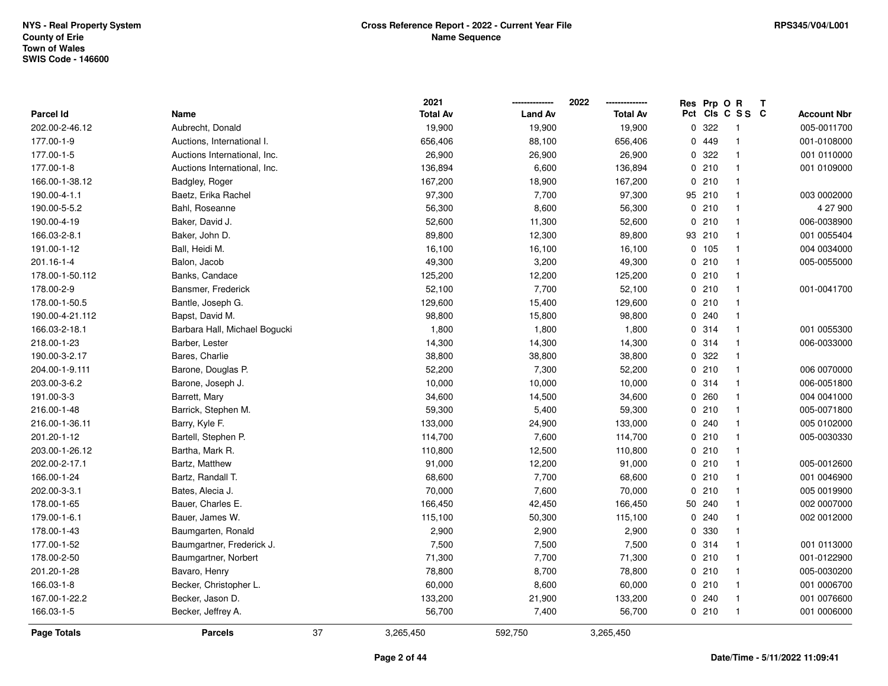NYS - Real Property System
County of Erie
Town of Wales
SWIS Code - 146600

**Cross Reference Report - 2022 - Current Year File**
**Name Sequence**

RPS345/V04/L001

| Parcel Id | Name | 2021 Total Av | 2022 Land Av | 2022 Total Av | Res Pct | Prp Cls | O C | R S S | T C | Account Nbr |
|---|---|---|---|---|---|---|---|---|---|---|
| 202.00-2-46.12 | Aubrecht, Donald | 19,900 | 19,900 | 19,900 | 0 | 322 | | 1 | | 005-0011700 |
| 177.00-1-9 | Auctions, International I. | 656,406 | 88,100 | 656,406 | 0 | 449 | | 1 | | 001-0108000 |
| 177.00-1-5 | Auctions International, Inc. | 26,900 | 26,900 | 26,900 | 0 | 322 | | 1 | | 001 0110000 |
| 177.00-1-8 | Auctions International, Inc. | 136,894 | 6,600 | 136,894 | 0 | 210 | | 1 | | 001 0109000 |
| 166.00-1-38.12 | Badgley, Roger | 167,200 | 18,900 | 167,200 | 0 | 210 | | 1 | | |
| 190.00-4-1.1 | Baetz, Erika Rachel | 97,300 | 7,700 | 97,300 | 95 | 210 | | 1 | | 003 0002000 |
| 190.00-5-5.2 | Bahl, Roseanne | 56,300 | 8,600 | 56,300 | 0 | 210 | | 1 | | 4 27 900 |
| 190.00-4-19 | Baker, David J. | 52,600 | 11,300 | 52,600 | 0 | 210 | | 1 | | 006-0038900 |
| 166.03-2-8.1 | Baker, John D. | 89,800 | 12,300 | 89,800 | 93 | 210 | | 1 | | 001 0055404 |
| 191.00-1-12 | Ball, Heidi M. | 16,100 | 16,100 | 16,100 | 0 | 105 | | 1 | | 004 0034000 |
| 201.16-1-4 | Balon, Jacob | 49,300 | 3,200 | 49,300 | 0 | 210 | | 1 | | 005-0055000 |
| 178.00-1-50.112 | Banks, Candace | 125,200 | 12,200 | 125,200 | 0 | 210 | | 1 | | |
| 178.00-2-9 | Bansmer, Frederick | 52,100 | 7,700 | 52,100 | 0 | 210 | | 1 | | 001-0041700 |
| 178.00-1-50.5 | Bantle, Joseph G. | 129,600 | 15,400 | 129,600 | 0 | 210 | | 1 | | |
| 190.00-4-21.112 | Bapst, David M. | 98,800 | 15,800 | 98,800 | 0 | 240 | | 1 | | |
| 166.03-2-18.1 | Barbara Hall, Michael Bogucki | 1,800 | 1,800 | 1,800 | 0 | 314 | | 1 | | 001 0055300 |
| 218.00-1-23 | Barber, Lester | 14,300 | 14,300 | 14,300 | 0 | 314 | | 1 | | 006-0033000 |
| 190.00-3-2.17 | Bares, Charlie | 38,800 | 38,800 | 38,800 | 0 | 322 | | 1 | | |
| 204.00-1-9.111 | Barone, Douglas P. | 52,200 | 7,300 | 52,200 | 0 | 210 | | 1 | | 006 0070000 |
| 203.00-3-6.2 | Barone, Joseph J. | 10,000 | 10,000 | 10,000 | 0 | 314 | | 1 | | 006-0051800 |
| 191.00-3-3 | Barrett, Mary | 34,600 | 14,500 | 34,600 | 0 | 260 | | 1 | | 004 0041000 |
| 216.00-1-48 | Barrick, Stephen M. | 59,300 | 5,400 | 59,300 | 0 | 210 | | 1 | | 005-0071800 |
| 216.00-1-36.11 | Barry, Kyle F. | 133,000 | 24,900 | 133,000 | 0 | 240 | | 1 | | 005 0102000 |
| 201.20-1-12 | Bartell, Stephen P. | 114,700 | 7,600 | 114,700 | 0 | 210 | | 1 | | 005-0030330 |
| 203.00-1-26.12 | Bartha, Mark R. | 110,800 | 12,500 | 110,800 | 0 | 210 | | 1 | | |
| 202.00-2-17.1 | Bartz, Matthew | 91,000 | 12,200 | 91,000 | 0 | 210 | | 1 | | 005-0012600 |
| 166.00-1-24 | Bartz, Randall T. | 68,600 | 7,700 | 68,600 | 0 | 210 | | 1 | | 001 0046900 |
| 202.00-3-3.1 | Bates, Alecia J. | 70,000 | 7,600 | 70,000 | 0 | 210 | | 1 | | 005 0019900 |
| 178.00-1-65 | Bauer, Charles E. | 166,450 | 42,450 | 166,450 | 50 | 240 | | 1 | | 002 0007000 |
| 179.00-1-6.1 | Bauer, James W. | 115,100 | 50,300 | 115,100 | 0 | 240 | | 1 | | 002 0012000 |
| 178.00-1-43 | Baumgarten, Ronald | 2,900 | 2,900 | 2,900 | 0 | 330 | | 1 | | |
| 177.00-1-52 | Baumgartner, Frederick J. | 7,500 | 7,500 | 7,500 | 0 | 314 | | 1 | | 001 0113000 |
| 178.00-2-50 | Baumgartner, Norbert | 71,300 | 7,700 | 71,300 | 0 | 210 | | 1 | | 001-0122900 |
| 201.20-1-28 | Bavaro, Henry | 78,800 | 8,700 | 78,800 | 0 | 210 | | 1 | | 005-0030200 |
| 166.03-1-8 | Becker, Christopher L. | 60,000 | 8,600 | 60,000 | 0 | 210 | | 1 | | 001 0006700 |
| 167.00-1-22.2 | Becker, Jason D. | 133,200 | 21,900 | 133,200 | 0 | 240 | | 1 | | 001 0076600 |
| 166.03-1-5 | Becker, Jeffrey A. | 56,700 | 7,400 | 56,700 | 0 | 210 | | 1 | | 001 0006000 |
| **Page Totals** | **Parcels** 37 | 3,265,450 | 592,750 | 3,265,450 | | | | | | |

Date/Time - 5/11/2022 11:09:41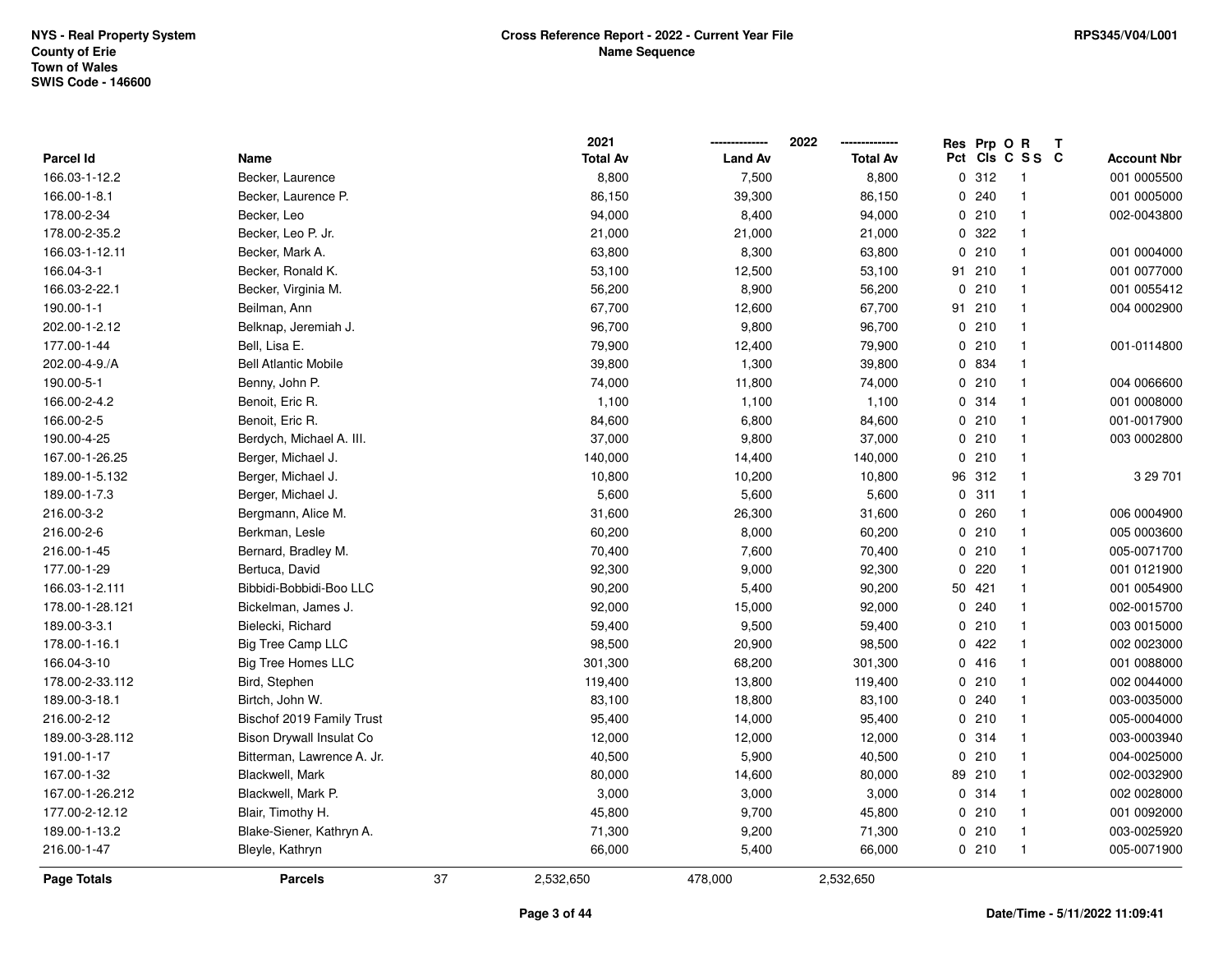NYS - Real Property System
County of Erie
Town of Wales
SWIS Code - 146600

**Cross Reference Report - 2022 - Current Year File**
**Name Sequence**

RPS345/V04/L001

| Parcel Id | Name | 2021 Total Av | 2022 Land Av | 2022 Total Av | Res Pct | Prp Cls | O C | R S S | T C | Account Nbr |
|---|---|---|---|---|---|---|---|---|---|---|
| 166.03-1-12.2 | Becker, Laurence | 8,800 | 7,500 | 8,800 | 0 | 312 | | 1 | | 001 0005500 |
| 166.00-1-8.1 | Becker, Laurence P. | 86,150 | 39,300 | 86,150 | 0 | 240 | | 1 | | 001 0005000 |
| 178.00-2-34 | Becker, Leo | 94,000 | 8,400 | 94,000 | 0 | 210 | | 1 | | 002-0043800 |
| 178.00-2-35.2 | Becker, Leo P. Jr. | 21,000 | 21,000 | 21,000 | 0 | 322 | | 1 | | |
| 166.03-1-12.11 | Becker, Mark A. | 63,800 | 8,300 | 63,800 | 0 | 210 | | 1 | | 001 0004000 |
| 166.04-3-1 | Becker, Ronald K. | 53,100 | 12,500 | 53,100 | 91 | 210 | | 1 | | 001 0077000 |
| 166.03-2-22.1 | Becker, Virginia M. | 56,200 | 8,900 | 56,200 | 0 | 210 | | 1 | | 001 0055412 |
| 190.00-1-1 | Beilman, Ann | 67,700 | 12,600 | 67,700 | 91 | 210 | | 1 | | 004 0002900 |
| 202.00-1-2.12 | Belknap, Jeremiah J. | 96,700 | 9,800 | 96,700 | 0 | 210 | | 1 | | |
| 177.00-1-44 | Bell, Lisa E. | 79,900 | 12,400 | 79,900 | 0 | 210 | | 1 | | 001-0114800 |
| 202.00-4-9./A | Bell Atlantic Mobile | 39,800 | 1,300 | 39,800 | 0 | 834 | | 1 | | |
| 190.00-5-1 | Benny, John P. | 74,000 | 11,800 | 74,000 | 0 | 210 | | 1 | | 004 0066600 |
| 166.00-2-4.2 | Benoit, Eric R. | 1,100 | 1,100 | 1,100 | 0 | 314 | | 1 | | 001 0008000 |
| 166.00-2-5 | Benoit, Eric R. | 84,600 | 6,800 | 84,600 | 0 | 210 | | 1 | | 001-0017900 |
| 190.00-4-25 | Berdych, Michael A. III. | 37,000 | 9,800 | 37,000 | 0 | 210 | | 1 | | 003 0002800 |
| 167.00-1-26.25 | Berger, Michael J. | 140,000 | 14,400 | 140,000 | 0 | 210 | | 1 | | |
| 189.00-1-5.132 | Berger, Michael J. | 10,800 | 10,200 | 10,800 | 96 | 312 | | 1 | | 3 29 701 |
| 189.00-1-7.3 | Berger, Michael J. | 5,600 | 5,600 | 5,600 | 0 | 311 | | 1 | | |
| 216.00-3-2 | Bergmann, Alice M. | 31,600 | 26,300 | 31,600 | 0 | 260 | | 1 | | 006 0004900 |
| 216.00-2-6 | Berkman, Lesle | 60,200 | 8,000 | 60,200 | 0 | 210 | | 1 | | 005 0003600 |
| 216.00-1-45 | Bernard, Bradley M. | 70,400 | 7,600 | 70,400 | 0 | 210 | | 1 | | 005-0071700 |
| 177.00-1-29 | Bertuca, David | 92,300 | 9,000 | 92,300 | 0 | 220 | | 1 | | 001 0121900 |
| 166.03-1-2.111 | Bibbidi-Bobbidi-Boo LLC | 90,200 | 5,400 | 90,200 | 50 | 421 | | 1 | | 001 0054900 |
| 178.00-1-28.121 | Bickelman, James J. | 92,000 | 15,000 | 92,000 | 0 | 240 | | 1 | | 002-0015700 |
| 189.00-3-3.1 | Bielecki, Richard | 59,400 | 9,500 | 59,400 | 0 | 210 | | 1 | | 003 0015000 |
| 178.00-1-16.1 | Big Tree Camp LLC | 98,500 | 20,900 | 98,500 | 0 | 422 | | 1 | | 002 0023000 |
| 166.04-3-10 | Big Tree Homes LLC | 301,300 | 68,200 | 301,300 | 0 | 416 | | 1 | | 001 0088000 |
| 178.00-2-33.112 | Bird, Stephen | 119,400 | 13,800 | 119,400 | 0 | 210 | | 1 | | 002 0044000 |
| 189.00-3-18.1 | Birtch, John W. | 83,100 | 18,800 | 83,100 | 0 | 240 | | 1 | | 003-0035000 |
| 216.00-2-12 | Bischof 2019 Family Trust | 95,400 | 14,000 | 95,400 | 0 | 210 | | 1 | | 005-0004000 |
| 189.00-3-28.112 | Bison Drywall Insulat Co | 12,000 | 12,000 | 12,000 | 0 | 314 | | 1 | | 003-0003940 |
| 191.00-1-17 | Bitterman, Lawrence A. Jr. | 40,500 | 5,900 | 40,500 | 0 | 210 | | 1 | | 004-0025000 |
| 167.00-1-32 | Blackwell, Mark | 80,000 | 14,600 | 80,000 | 89 | 210 | | 1 | | 002-0032900 |
| 167.00-1-26.212 | Blackwell, Mark P. | 3,000 | 3,000 | 3,000 | 0 | 314 | | 1 | | 002 0028000 |
| 177.00-2-12.12 | Blair, Timothy H. | 45,800 | 9,700 | 45,800 | 0 | 210 | | 1 | | 001 0092000 |
| 189.00-1-13.2 | Blake-Siener, Kathryn A. | 71,300 | 9,200 | 71,300 | 0 | 210 | | 1 | | 003-0025920 |
| 216.00-1-47 | Bleyle, Kathryn | 66,000 | 5,400 | 66,000 | 0 | 210 | | 1 | | 005-0071900 |
| **Page Totals** | **Parcels** 37 | 2,532,650 | 478,000 | 2,532,650 | | | | | | |

Date/Time - 5/11/2022 11:09:41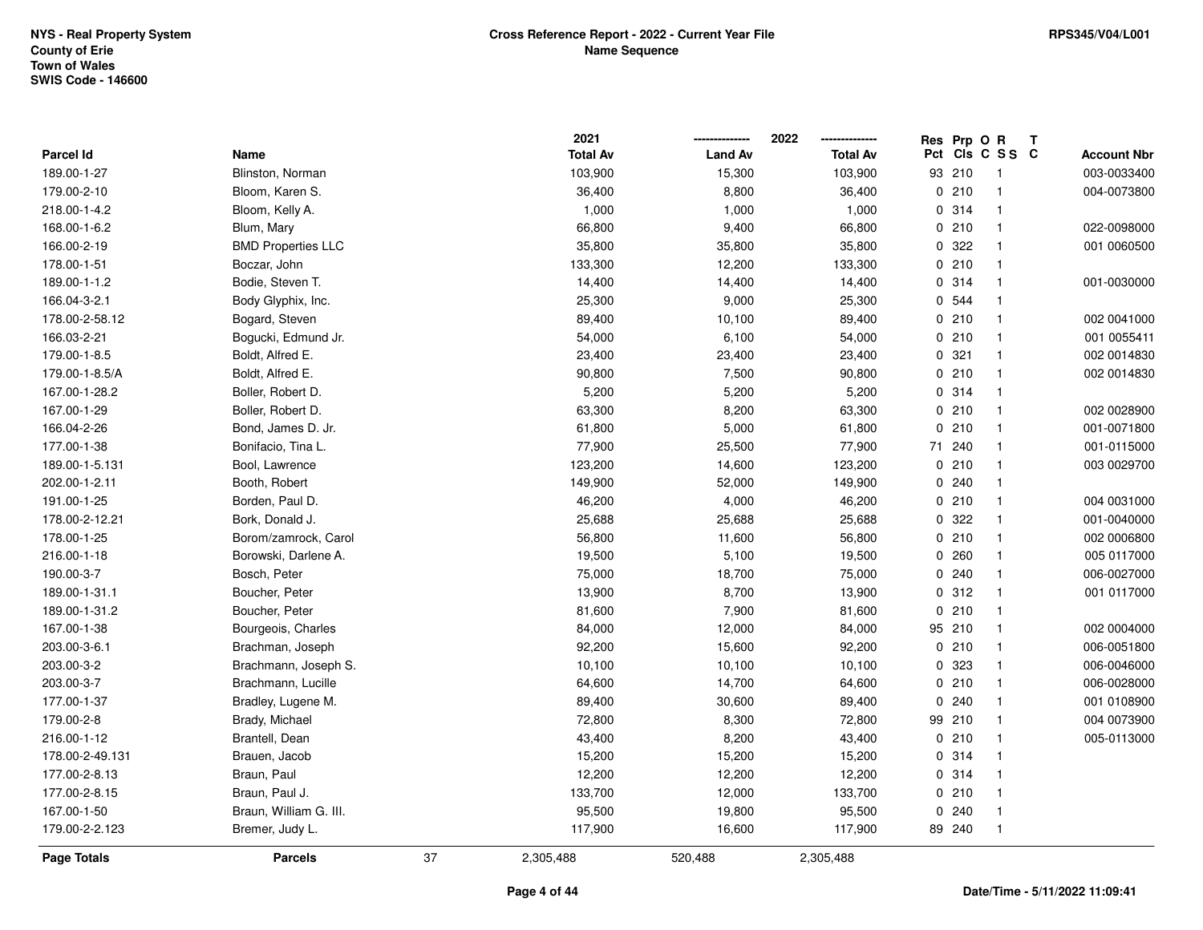NYS - Real Property System
County of Erie
Town of Wales
SWIS Code - 146600

**Cross Reference Report - 2022 - Current Year File**
**Name Sequence**

RPS345/V04/L001

| Parcel Id | Name | 2021 Total Av | 2022 Land Av | 2022 Total Av | Res Pct | Prp Cls | O C | R S S | T C | Account Nbr |
|---|---|---|---|---|---|---|---|---|---|---|
| 189.00-1-27 | Blinston, Norman | 103,900 | 15,300 | 103,900 | 93 | 210 | | 1 | | 003-0033400 |
| 179.00-2-10 | Bloom, Karen S. | 36,400 | 8,800 | 36,400 | 0 | 210 | | 1 | | 004-0073800 |
| 218.00-1-4.2 | Bloom, Kelly A. | 1,000 | 1,000 | 1,000 | 0 | 314 | | 1 | | |
| 168.00-1-6.2 | Blum, Mary | 66,800 | 9,400 | 66,800 | 0 | 210 | | 1 | | 022-0098000 |
| 166.00-2-19 | BMD Properties LLC | 35,800 | 35,800 | 35,800 | 0 | 322 | | 1 | | 001 0060500 |
| 178.00-1-51 | Boczar, John | 133,300 | 12,200 | 133,300 | 0 | 210 | | 1 | | |
| 189.00-1-1.2 | Bodie, Steven T. | 14,400 | 14,400 | 14,400 | 0 | 314 | | 1 | | 001-0030000 |
| 166.04-3-2.1 | Body Glyphix, Inc. | 25,300 | 9,000 | 25,300 | 0 | 544 | | 1 | | |
| 178.00-2-58.12 | Bogard, Steven | 89,400 | 10,100 | 89,400 | 0 | 210 | | 1 | | 002 0041000 |
| 166.03-2-21 | Bogucki, Edmund Jr. | 54,000 | 6,100 | 54,000 | 0 | 210 | | 1 | | 001 0055411 |
| 179.00-1-8.5 | Boldt, Alfred E. | 23,400 | 23,400 | 23,400 | 0 | 321 | | 1 | | 002 0014830 |
| 179.00-1-8.5/A | Boldt, Alfred E. | 90,800 | 7,500 | 90,800 | 0 | 210 | | 1 | | 002 0014830 |
| 167.00-1-28.2 | Boller, Robert D. | 5,200 | 5,200 | 5,200 | 0 | 314 | | 1 | | |
| 167.00-1-29 | Boller, Robert D. | 63,300 | 8,200 | 63,300 | 0 | 210 | | 1 | | 002 0028900 |
| 166.04-2-26 | Bond, James D. Jr. | 61,800 | 5,000 | 61,800 | 0 | 210 | | 1 | | 001-0071800 |
| 177.00-1-38 | Bonifacio, Tina L. | 77,900 | 25,500 | 77,900 | 71 | 240 | | 1 | | 001-0115000 |
| 189.00-1-5.131 | Bool, Lawrence | 123,200 | 14,600 | 123,200 | 0 | 210 | | 1 | | 003 0029700 |
| 202.00-1-2.11 | Booth, Robert | 149,900 | 52,000 | 149,900 | 0 | 240 | | 1 | | |
| 191.00-1-25 | Borden, Paul D. | 46,200 | 4,000 | 46,200 | 0 | 210 | | 1 | | 004 0031000 |
| 178.00-2-12.21 | Bork, Donald J. | 25,688 | 25,688 | 25,688 | 0 | 322 | | 1 | | 001-0040000 |
| 178.00-1-25 | Borom/zamrock, Carol | 56,800 | 11,600 | 56,800 | 0 | 210 | | 1 | | 002 0006800 |
| 216.00-1-18 | Borowski, Darlene A. | 19,500 | 5,100 | 19,500 | 0 | 260 | | 1 | | 005 0117000 |
| 190.00-3-7 | Bosch, Peter | 75,000 | 18,700 | 75,000 | 0 | 240 | | 1 | | 006-0027000 |
| 189.00-1-31.1 | Boucher, Peter | 13,900 | 8,700 | 13,900 | 0 | 312 | | 1 | | 001 0117000 |
| 189.00-1-31.2 | Boucher, Peter | 81,600 | 7,900 | 81,600 | 0 | 210 | | 1 | | |
| 167.00-1-38 | Bourgeois, Charles | 84,000 | 12,000 | 84,000 | 95 | 210 | | 1 | | 002 0004000 |
| 203.00-3-6.1 | Brachman, Joseph | 92,200 | 15,600 | 92,200 | 0 | 210 | | 1 | | 006-0051800 |
| 203.00-3-2 | Brachmann, Joseph S. | 10,100 | 10,100 | 10,100 | 0 | 323 | | 1 | | 006-0046000 |
| 203.00-3-7 | Brachmann, Lucille | 64,600 | 14,700 | 64,600 | 0 | 210 | | 1 | | 006-0028000 |
| 177.00-1-37 | Bradley, Lugene M. | 89,400 | 30,600 | 89,400 | 0 | 240 | | 1 | | 001 0108900 |
| 179.00-2-8 | Brady, Michael | 72,800 | 8,300 | 72,800 | 99 | 210 | | 1 | | 004 0073900 |
| 216.00-1-12 | Brantell, Dean | 43,400 | 8,200 | 43,400 | 0 | 210 | | 1 | | 005-0113000 |
| 178.00-2-49.131 | Brauen, Jacob | 15,200 | 15,200 | 15,200 | 0 | 314 | | 1 | | |
| 177.00-2-8.13 | Braun, Paul | 12,200 | 12,200 | 12,200 | 0 | 314 | | 1 | | |
| 177.00-2-8.15 | Braun, Paul J. | 133,700 | 12,000 | 133,700 | 0 | 210 | | 1 | | |
| 167.00-1-50 | Braun, William G. III. | 95,500 | 19,800 | 95,500 | 0 | 240 | | 1 | | |
| 179.00-2-2.123 | Bremer, Judy L. | 117,900 | 16,600 | 117,900 | 89 | 240 | | 1 | | |
| **Page Totals** | **Parcels** 37 | 2,305,488 | 520,488 | 2,305,488 | | | | | | |

Date/Time - 5/11/2022 11:09:41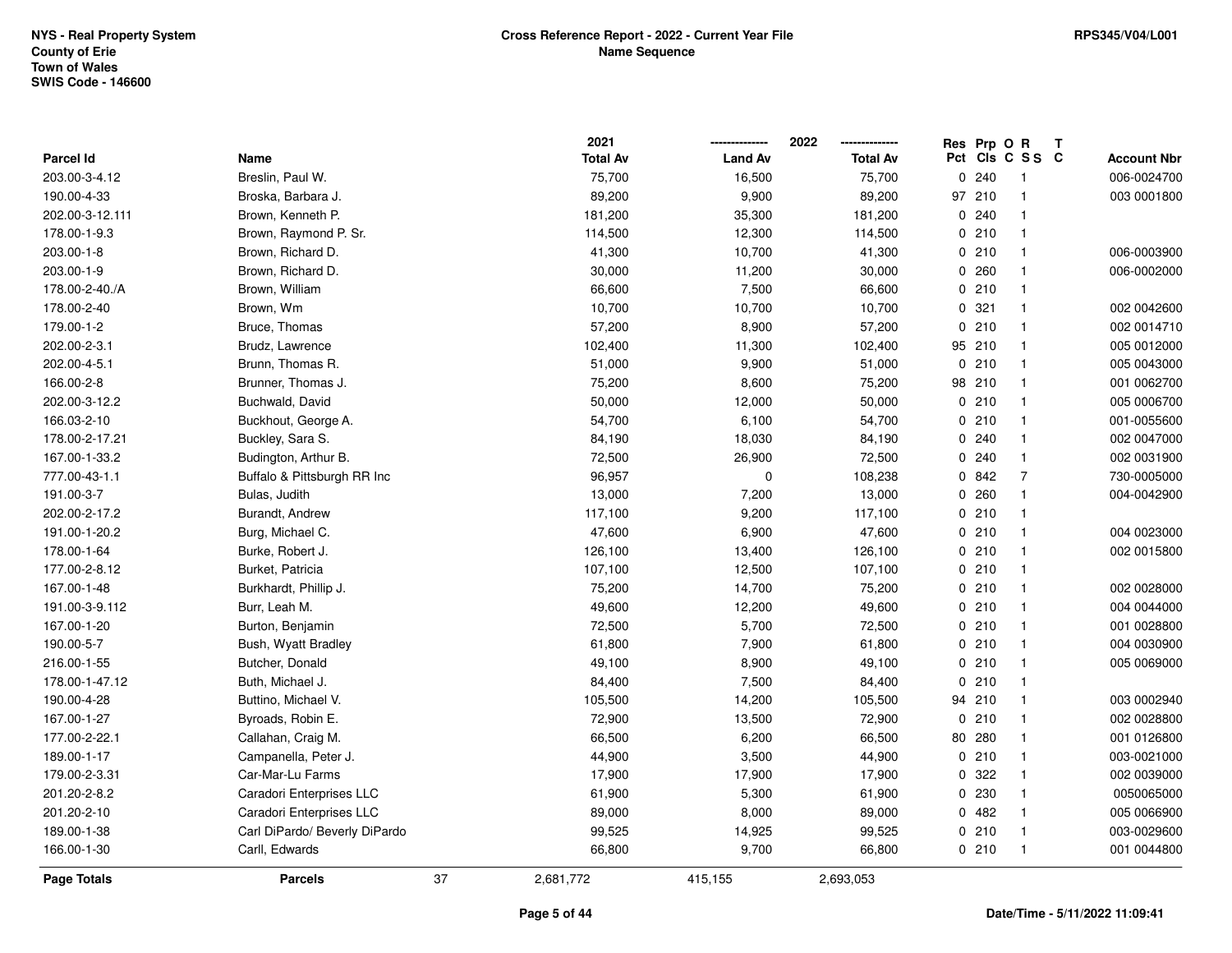NYS - Real Property System
County of Erie
Town of Wales
SWIS Code - 146600

# Cross Reference Report - 2022 - Current Year File
## Name Sequence

RPS345/V04/L001

| Parcel Id | Name | 2021 Total Av | 2022 Land Av | 2022 Total Av | Res Pct | Prp Cls | O C | R S S | T C | Account Nbr |
|---|---|---|---|---|---|---|---|---|---|---|
| 203.00-3-4.12 | Breslin, Paul W. | 75,700 | 16,500 | 75,700 | 0 | 240 | | 1 | | 006-0024700 |
| 190.00-4-33 | Broska, Barbara J. | 89,200 | 9,900 | 89,200 | 97 | 210 | | 1 | | 003 0001800 |
| 202.00-3-12.111 | Brown, Kenneth P. | 181,200 | 35,300 | 181,200 | 0 | 240 | | 1 | | |
| 178.00-1-9.3 | Brown, Raymond P. Sr. | 114,500 | 12,300 | 114,500 | 0 | 210 | | 1 | | |
| 203.00-1-8 | Brown, Richard D. | 41,300 | 10,700 | 41,300 | 0 | 210 | | 1 | | 006-0003900 |
| 203.00-1-9 | Brown, Richard D. | 30,000 | 11,200 | 30,000 | 0 | 260 | | 1 | | 006-0002000 |
| 178.00-2-40./A | Brown, William | 66,600 | 7,500 | 66,600 | 0 | 210 | | 1 | | |
| 178.00-2-40 | Brown, Wm | 10,700 | 10,700 | 10,700 | 0 | 321 | | 1 | | 002 0042600 |
| 179.00-1-2 | Bruce, Thomas | 57,200 | 8,900 | 57,200 | 0 | 210 | | 1 | | 002 0014710 |
| 202.00-2-3.1 | Brudz, Lawrence | 102,400 | 11,300 | 102,400 | 95 | 210 | | 1 | | 005 0012000 |
| 202.00-4-5.1 | Brunn, Thomas R. | 51,000 | 9,900 | 51,000 | 0 | 210 | | 1 | | 005 0043000 |
| 166.00-2-8 | Brunner, Thomas J. | 75,200 | 8,600 | 75,200 | 98 | 210 | | 1 | | 001 0062700 |
| 202.00-3-12.2 | Buchwald, David | 50,000 | 12,000 | 50,000 | 0 | 210 | | 1 | | 005 0006700 |
| 166.03-2-10 | Buckhout, George A. | 54,700 | 6,100 | 54,700 | 0 | 210 | | 1 | | 001-0055600 |
| 178.00-2-17.21 | Buckley, Sara S. | 84,190 | 18,030 | 84,190 | 0 | 240 | | 1 | | 002 0047000 |
| 167.00-1-33.2 | Budington, Arthur B. | 72,500 | 26,900 | 72,500 | 0 | 240 | | 1 | | 002 0031900 |
| 777.00-43-1.1 | Buffalo & Pittsburgh RR Inc | 96,957 | 0 | 108,238 | 0 | 842 | | 7 | | 730-0005000 |
| 191.00-3-7 | Bulas, Judith | 13,000 | 7,200 | 13,000 | 0 | 260 | | 1 | | 004-0042900 |
| 202.00-2-17.2 | Burandt, Andrew | 117,100 | 9,200 | 117,100 | 0 | 210 | | 1 | | |
| 191.00-1-20.2 | Burg, Michael C. | 47,600 | 6,900 | 47,600 | 0 | 210 | | 1 | | 004 0023000 |
| 178.00-1-64 | Burke, Robert J. | 126,100 | 13,400 | 126,100 | 0 | 210 | | 1 | | 002 0015800 |
| 177.00-2-8.12 | Burket, Patricia | 107,100 | 12,500 | 107,100 | 0 | 210 | | 1 | | |
| 167.00-1-48 | Burkhardt, Phillip J. | 75,200 | 14,700 | 75,200 | 0 | 210 | | 1 | | 002 0028000 |
| 191.00-3-9.112 | Burr, Leah M. | 49,600 | 12,200 | 49,600 | 0 | 210 | | 1 | | 004 0044000 |
| 167.00-1-20 | Burton, Benjamin | 72,500 | 5,700 | 72,500 | 0 | 210 | | 1 | | 001 0028800 |
| 190.00-5-7 | Bush, Wyatt Bradley | 61,800 | 7,900 | 61,800 | 0 | 210 | | 1 | | 004 0030900 |
| 216.00-1-55 | Butcher, Donald | 49,100 | 8,900 | 49,100 | 0 | 210 | | 1 | | 005 0069000 |
| 178.00-1-47.12 | Buth, Michael J. | 84,400 | 7,500 | 84,400 | 0 | 210 | | 1 | | |
| 190.00-4-28 | Buttino, Michael V. | 105,500 | 14,200 | 105,500 | 94 | 210 | | 1 | | 003 0002940 |
| 167.00-1-27 | Byroads, Robin E. | 72,900 | 13,500 | 72,900 | 0 | 210 | | 1 | | 002 0028800 |
| 177.00-2-22.1 | Callahan, Craig M. | 66,500 | 6,200 | 66,500 | 80 | 280 | | 1 | | 001 0126800 |
| 189.00-1-17 | Campanella, Peter J. | 44,900 | 3,500 | 44,900 | 0 | 210 | | 1 | | 003-0021000 |
| 179.00-2-3.31 | Car-Mar-Lu Farms | 17,900 | 17,900 | 17,900 | 0 | 322 | | 1 | | 002 0039000 |
| 201.20-2-8.2 | Caradori Enterprises LLC | 61,900 | 5,300 | 61,900 | 0 | 230 | | 1 | | 0050065000 |
| 201.20-2-10 | Caradori Enterprises LLC | 89,000 | 8,000 | 89,000 | 0 | 482 | | 1 | | 005 0066900 |
| 189.00-1-38 | Carl DiPardo/ Beverly DiPardo | 99,525 | 14,925 | 99,525 | 0 | 210 | | 1 | | 003-0029600 |
| 166.00-1-30 | Carll, Edwards | 66,800 | 9,700 | 66,800 | 0 | 210 | | 1 | | 001 0044800 |
| **Page Totals** | **Parcels** 37 | 2,681,772 | 415,155 | 2,693,053 | | | | | | |

Date/Time - 5/11/2022 11:09:41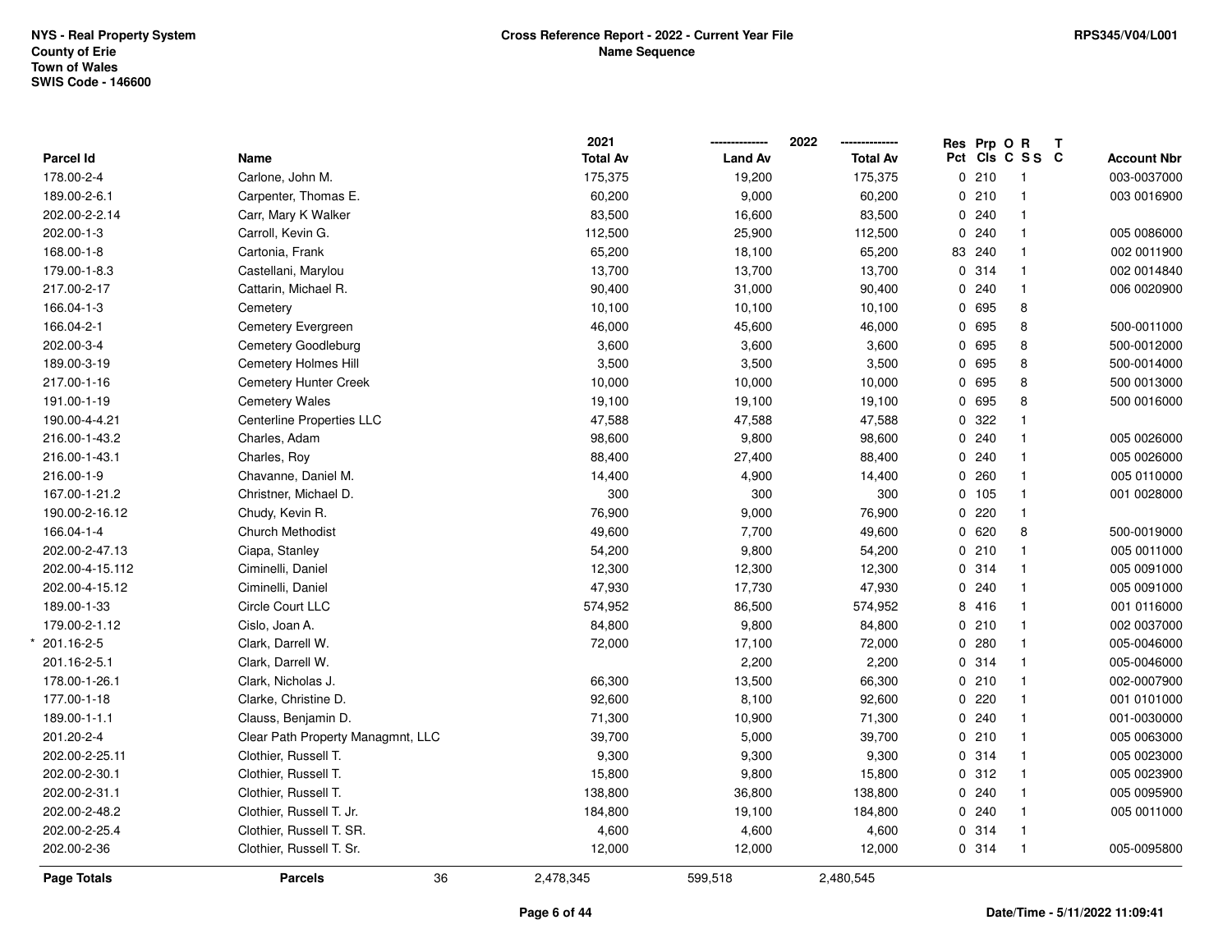NYS - Real Property System
County of Erie
Town of Wales
SWIS Code - 146600

**Cross Reference Report - 2022 - Current Year File**
**Name Sequence**

RPS345/V04/L001

| Parcel Id | Name | 2021 Total Av | 2022 Land Av | 2022 Total Av | Res Pct | Prp Cls | O C | R S S | T C | Account Nbr |
|---|---|---|---|---|---|---|---|---|---|---|
| 178.00-2-4 | Carlone, John M. | 175,375 | 19,200 | 175,375 | 0 | 210 | | 1 | | 003-0037000 |
| 189.00-2-6.1 | Carpenter, Thomas E. | 60,200 | 9,000 | 60,200 | 0 | 210 | | 1 | | 003 0016900 |
| 202.00-2-2.14 | Carr, Mary K Walker | 83,500 | 16,600 | 83,500 | 0 | 240 | | 1 | | |
| 202.00-1-3 | Carroll, Kevin G. | 112,500 | 25,900 | 112,500 | 0 | 240 | | 1 | | 005 0086000 |
| 168.00-1-8 | Cartonia, Frank | 65,200 | 18,100 | 65,200 | 83 | 240 | | 1 | | 002 0011900 |
| 179.00-1-8.3 | Castellani, Marylou | 13,700 | 13,700 | 13,700 | 0 | 314 | | 1 | | 002 0014840 |
| 217.00-2-17 | Cattarin, Michael R. | 90,400 | 31,000 | 90,400 | 0 | 240 | | 1 | | 006 0020900 |
| 166.04-1-3 | Cemetery | 10,100 | 10,100 | 10,100 | 0 | 695 | | 8 | | |
| 166.04-2-1 | Cemetery Evergreen | 46,000 | 45,600 | 46,000 | 0 | 695 | | 8 | | 500-0011000 |
| 202.00-3-4 | Cemetery Goodleburg | 3,600 | 3,600 | 3,600 | 0 | 695 | | 8 | | 500-0012000 |
| 189.00-3-19 | Cemetery Holmes Hill | 3,500 | 3,500 | 3,500 | 0 | 695 | | 8 | | 500-0014000 |
| 217.00-1-16 | Cemetery Hunter Creek | 10,000 | 10,000 | 10,000 | 0 | 695 | | 8 | | 500 0013000 |
| 191.00-1-19 | Cemetery Wales | 19,100 | 19,100 | 19,100 | 0 | 695 | | 8 | | 500 0016000 |
| 190.00-4-4.21 | Centerline Properties LLC | 47,588 | 47,588 | 47,588 | 0 | 322 | | 1 | | |
| 216.00-1-43.2 | Charles, Adam | 98,600 | 9,800 | 98,600 | 0 | 240 | | 1 | | 005 0026000 |
| 216.00-1-43.1 | Charles, Roy | 88,400 | 27,400 | 88,400 | 0 | 240 | | 1 | | 005 0026000 |
| 216.00-1-9 | Chavanne, Daniel M. | 14,400 | 4,900 | 14,400 | 0 | 260 | | 1 | | 005 0110000 |
| 167.00-1-21.2 | Christner, Michael D. | 300 | 300 | 300 | 0 | 105 | | 1 | | 001 0028000 |
| 190.00-2-16.12 | Chudy, Kevin R. | 76,900 | 9,000 | 76,900 | 0 | 220 | | 1 | | |
| 166.04-1-4 | Church Methodist | 49,600 | 7,700 | 49,600 | 0 | 620 | | 8 | | 500-0019000 |
| 202.00-2-47.13 | Ciapa, Stanley | 54,200 | 9,800 | 54,200 | 0 | 210 | | 1 | | 005 0011000 |
| 202.00-4-15.112 | Ciminelli, Daniel | 12,300 | 12,300 | 12,300 | 0 | 314 | | 1 | | 005 0091000 |
| 202.00-4-15.12 | Ciminelli, Daniel | 47,930 | 17,730 | 47,930 | 0 | 240 | | 1 | | 005 0091000 |
| 189.00-1-33 | Circle Court LLC | 574,952 | 86,500 | 574,952 | 8 | 416 | | 1 | | 001 0116000 |
| 179.00-2-1.12 | Cislo, Joan A. | 84,800 | 9,800 | 84,800 | 0 | 210 | | 1 | | 002 0037000 |
| * 201.16-2-5 | Clark, Darrell W. | 72,000 | 17,100 | 72,000 | 0 | 280 | | 1 | | 005-0046000 |
| 201.16-2-5.1 | Clark, Darrell W. | | 2,200 | 2,200 | 0 | 314 | | 1 | | 005-0046000 |
| 178.00-1-26.1 | Clark, Nicholas J. | 66,300 | 13,500 | 66,300 | 0 | 210 | | 1 | | 002-0007900 |
| 177.00-1-18 | Clarke, Christine D. | 92,600 | 8,100 | 92,600 | 0 | 220 | | 1 | | 001 0101000 |
| 189.00-1-1.1 | Clauss, Benjamin D. | 71,300 | 10,900 | 71,300 | 0 | 240 | | 1 | | 001-0030000 |
| 201.20-2-4 | Clear Path Property Managmnt, LLC | 39,700 | 5,000 | 39,700 | 0 | 210 | | 1 | | 005 0063000 |
| 202.00-2-25.11 | Clothier, Russell T. | 9,300 | 9,300 | 9,300 | 0 | 314 | | 1 | | 005 0023000 |
| 202.00-2-30.1 | Clothier, Russell T. | 15,800 | 9,800 | 15,800 | 0 | 312 | | 1 | | 005 0023900 |
| 202.00-2-31.1 | Clothier, Russell T. | 138,800 | 36,800 | 138,800 | 0 | 240 | | 1 | | 005 0095900 |
| 202.00-2-48.2 | Clothier, Russell T. Jr. | 184,800 | 19,100 | 184,800 | 0 | 240 | | 1 | | 005 0011000 |
| 202.00-2-25.4 | Clothier, Russell T. SR. | 4,600 | 4,600 | 4,600 | 0 | 314 | | 1 | | |
| 202.00-2-36 | Clothier, Russell T. Sr. | 12,000 | 12,000 | 12,000 | 0 | 314 | | 1 | | 005-0095800 |
| **Page Totals** | **Parcels** 36 | 2,478,345 | 599,518 | 2,480,545 | | | | | | |

Date/Time - 5/11/2022 11:09:41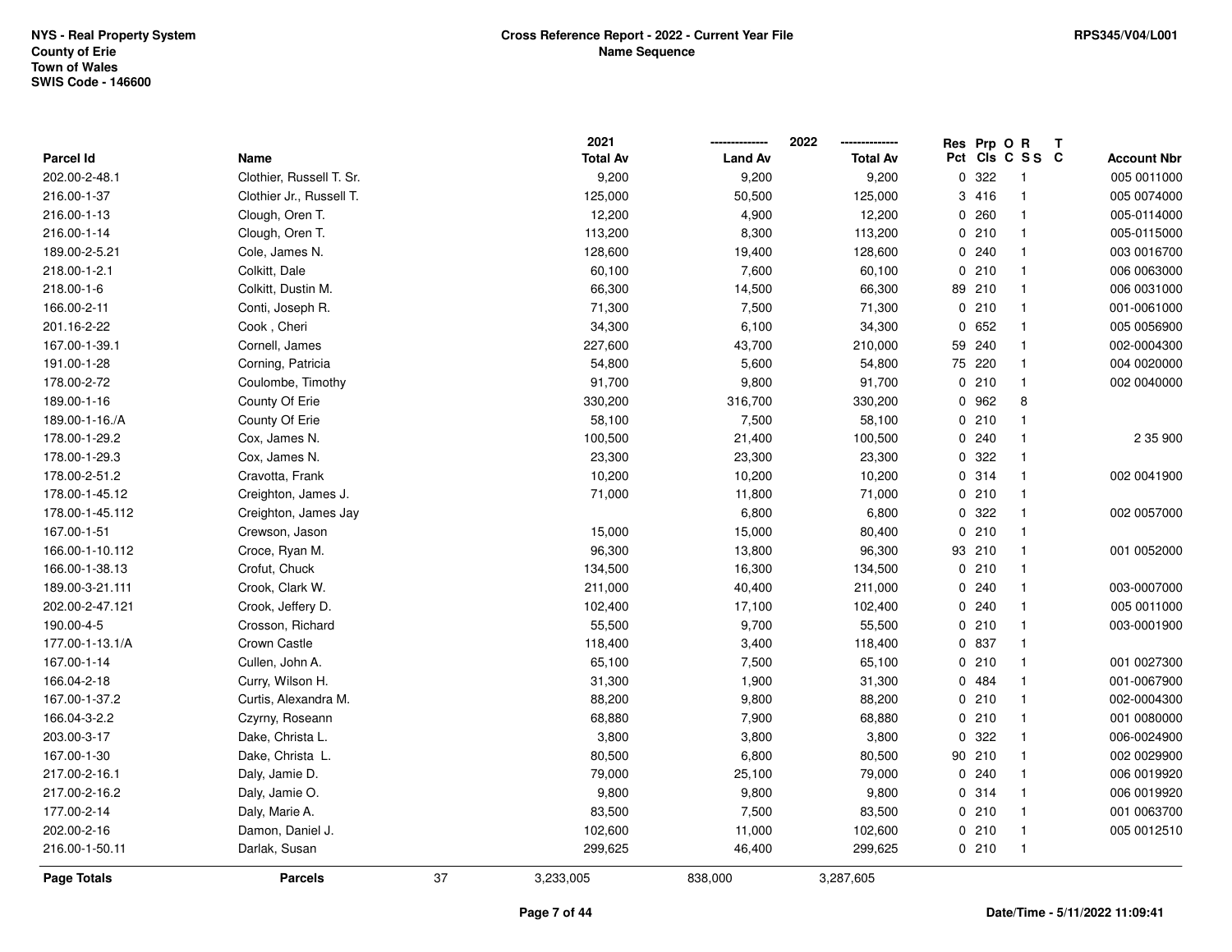NYS - Real Property System
County of Erie
Town of Wales
SWIS Code - 146600

**Cross Reference Report - 2022 - Current Year File**
**Name Sequence**

RPS345/V04/L001

| Parcel Id | Name | 2021 Total Av | 2022 Land Av | 2022 Total Av | Res Pct | Prp Cls | O C | R SS | T C | Account Nbr |
|---|---|---|---|---|---|---|---|---|---|---|
| 202.00-2-48.1 | Clothier, Russell T. Sr. | 9,200 | 9,200 | 9,200 | 0 | 322 | | 1 | | 005 0011000 |
| 216.00-1-37 | Clothier Jr., Russell T. | 125,000 | 50,500 | 125,000 | 3 | 416 | | 1 | | 005 0074000 |
| 216.00-1-13 | Clough, Oren T. | 12,200 | 4,900 | 12,200 | 0 | 260 | | 1 | | 005-0114000 |
| 216.00-1-14 | Clough, Oren T. | 113,200 | 8,300 | 113,200 | 0 | 210 | | 1 | | 005-0115000 |
| 189.00-2-5.21 | Cole, James N. | 128,600 | 19,400 | 128,600 | 0 | 240 | | 1 | | 003 0016700 |
| 218.00-1-2.1 | Colkitt, Dale | 60,100 | 7,600 | 60,100 | 0 | 210 | | 1 | | 006 0063000 |
| 218.00-1-6 | Colkitt, Dustin M. | 66,300 | 14,500 | 66,300 | 89 | 210 | | 1 | | 006 0031000 |
| 166.00-2-11 | Conti, Joseph R. | 71,300 | 7,500 | 71,300 | 0 | 210 | | 1 | | 001-0061000 |
| 201.16-2-22 | Cook , Cheri | 34,300 | 6,100 | 34,300 | 0 | 652 | | 1 | | 005 0056900 |
| 167.00-1-39.1 | Cornell, James | 227,600 | 43,700 | 210,000 | 59 | 240 | | 1 | | 002-0004300 |
| 191.00-1-28 | Corning, Patricia | 54,800 | 5,600 | 54,800 | 75 | 220 | | 1 | | 004 0020000 |
| 178.00-2-72 | Coulombe, Timothy | 91,700 | 9,800 | 91,700 | 0 | 210 | | 1 | | 002 0040000 |
| 189.00-1-16 | County Of Erie | 330,200 | 316,700 | 330,200 | 0 | 962 | | 8 | | |
| 189.00-1-16./A | County Of Erie | 58,100 | 7,500 | 58,100 | 0 | 210 | | 1 | | |
| 178.00-1-29.2 | Cox, James N. | 100,500 | 21,400 | 100,500 | 0 | 240 | | 1 | | 2 35 900 |
| 178.00-1-29.3 | Cox, James N. | 23,300 | 23,300 | 23,300 | 0 | 322 | | 1 | | |
| 178.00-2-51.2 | Cravotta, Frank | 10,200 | 10,200 | 10,200 | 0 | 314 | | 1 | | 002 0041900 |
| 178.00-1-45.12 | Creighton, James J. | 71,000 | 11,800 | 71,000 | 0 | 210 | | 1 | | |
| 178.00-1-45.112 | Creighton, James Jay | | 6,800 | 6,800 | 0 | 322 | | 1 | | 002 0057000 |
| 167.00-1-51 | Crewson, Jason | 15,000 | 15,000 | 80,400 | 0 | 210 | | 1 | | |
| 166.00-1-10.112 | Croce, Ryan M. | 96,300 | 13,800 | 96,300 | 93 | 210 | | 1 | | 001 0052000 |
| 166.00-1-38.13 | Crofut, Chuck | 134,500 | 16,300 | 134,500 | 0 | 210 | | 1 | | |
| 189.00-3-21.111 | Crook, Clark W. | 211,000 | 40,400 | 211,000 | 0 | 240 | | 1 | | 003-0007000 |
| 202.00-2-47.121 | Crook, Jeffery D. | 102,400 | 17,100 | 102,400 | 0 | 240 | | 1 | | 005 0011000 |
| 190.00-4-5 | Crosson, Richard | 55,500 | 9,700 | 55,500 | 0 | 210 | | 1 | | 003-0001900 |
| 177.00-1-13.1/A | Crown Castle | 118,400 | 3,400 | 118,400 | 0 | 837 | | 1 | | |
| 167.00-1-14 | Cullen, John A. | 65,100 | 7,500 | 65,100 | 0 | 210 | | 1 | | 001 0027300 |
| 166.04-2-18 | Curry, Wilson H. | 31,300 | 1,900 | 31,300 | 0 | 484 | | 1 | | 001-0067900 |
| 167.00-1-37.2 | Curtis, Alexandra M. | 88,200 | 9,800 | 88,200 | 0 | 210 | | 1 | | 002-0004300 |
| 166.04-3-2.2 | Czyrny, Roseann | 68,880 | 7,900 | 68,880 | 0 | 210 | | 1 | | 001 0080000 |
| 203.00-3-17 | Dake, Christa L. | 3,800 | 3,800 | 3,800 | 0 | 322 | | 1 | | 006-0024900 |
| 167.00-1-30 | Dake, Christa L. | 80,500 | 6,800 | 80,500 | 90 | 210 | | 1 | | 002 0029900 |
| 217.00-2-16.1 | Daly, Jamie D. | 79,000 | 25,100 | 79,000 | 0 | 240 | | 1 | | 006 0019920 |
| 217.00-2-16.2 | Daly, Jamie O. | 9,800 | 9,800 | 9,800 | 0 | 314 | | 1 | | 006 0019920 |
| 177.00-2-14 | Daly, Marie A. | 83,500 | 7,500 | 83,500 | 0 | 210 | | 1 | | 001 0063700 |
| 202.00-2-16 | Damon, Daniel J. | 102,600 | 11,000 | 102,600 | 0 | 210 | | 1 | | 005 0012510 |
| 216.00-1-50.11 | Darlak, Susan | 299,625 | 46,400 | 299,625 | 0 | 210 | | 1 | | |
| **Page Totals** | **Parcels** 37 | 3,233,005 | 838,000 | 3,287,605 | | | | | | |

Date/Time - 5/11/2022 11:09:41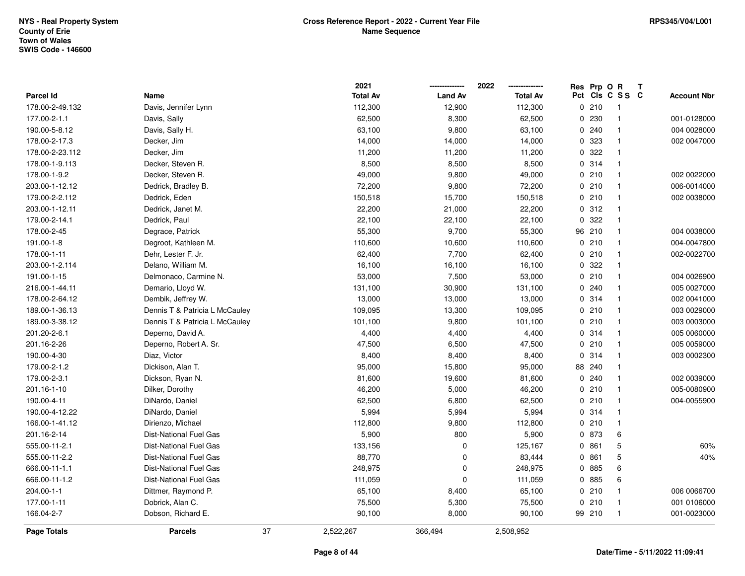NYS - Real Property System
County of Erie
Town of Wales
SWIS Code - 146600

**Cross Reference Report - 2022 - Current Year File**
**Name Sequence**

RPS345/V04/L001

| Parcel Id | Name | 2021 Total Av | 2022 Land Av | 2022 Total Av | Res Pct | Prp Cls | O C | R S S | T C | Account Nbr |
|---|---|---|---|---|---|---|---|---|---|---|
| 178.00-2-49.132 | Davis, Jennifer Lynn | 112,300 | 12,900 | 112,300 | 0 | 210 | | 1 | | |
| 177.00-2-1.1 | Davis, Sally | 62,500 | 8,300 | 62,500 | 0 | 230 | | 1 | | 001-0128000 |
| 190.00-5-8.12 | Davis, Sally H. | 63,100 | 9,800 | 63,100 | 0 | 240 | | 1 | | 004 0028000 |
| 178.00-2-17.3 | Decker, Jim | 14,000 | 14,000 | 14,000 | 0 | 323 | | 1 | | 002 0047000 |
| 178.00-2-23.112 | Decker, Jim | 11,200 | 11,200 | 11,200 | 0 | 322 | | 1 | | |
| 178.00-1-9.113 | Decker, Steven R. | 8,500 | 8,500 | 8,500 | 0 | 314 | | 1 | | |
| 178.00-1-9.2 | Decker, Steven R. | 49,000 | 9,800 | 49,000 | 0 | 210 | | 1 | | 002 0022000 |
| 203.00-1-12.12 | Dedrick, Bradley B. | 72,200 | 9,800 | 72,200 | 0 | 210 | | 1 | | 006-0014000 |
| 179.00-2-2.112 | Dedrick, Eden | 150,518 | 15,700 | 150,518 | 0 | 210 | | 1 | | 002 0038000 |
| 203.00-1-12.11 | Dedrick, Janet M. | 22,200 | 21,000 | 22,200 | 0 | 312 | | 1 | | |
| 179.00-2-14.1 | Dedrick, Paul | 22,100 | 22,100 | 22,100 | 0 | 322 | | 1 | | |
| 178.00-2-45 | Degrace, Patrick | 55,300 | 9,700 | 55,300 | 96 | 210 | | 1 | | 004 0038000 |
| 191.00-1-8 | Degroot, Kathleen M. | 110,600 | 10,600 | 110,600 | 0 | 210 | | 1 | | 004-0047800 |
| 178.00-1-11 | Dehr, Lester F. Jr. | 62,400 | 7,700 | 62,400 | 0 | 210 | | 1 | | 002-0022700 |
| 203.00-1-2.114 | Delano, William M. | 16,100 | 16,100 | 16,100 | 0 | 322 | | 1 | | |
| 191.00-1-15 | Delmonaco, Carmine N. | 53,000 | 7,500 | 53,000 | 0 | 210 | | 1 | | 004 0026900 |
| 216.00-1-44.11 | Demario, Lloyd W. | 131,100 | 30,900 | 131,100 | 0 | 240 | | 1 | | 005 0027000 |
| 178.00-2-64.12 | Dembik, Jeffrey W. | 13,000 | 13,000 | 13,000 | 0 | 314 | | 1 | | 002 0041000 |
| 189.00-1-36.13 | Dennis T & Patricia L McCauley | 109,095 | 13,300 | 109,095 | 0 | 210 | | 1 | | 003 0029000 |
| 189.00-3-38.12 | Dennis T & Patricia L McCauley | 101,100 | 9,800 | 101,100 | 0 | 210 | | 1 | | 003 0003000 |
| 201.20-2-6.1 | Deperno, David A. | 4,400 | 4,400 | 4,400 | 0 | 314 | | 1 | | 005 0060000 |
| 201.16-2-26 | Deperno, Robert A. Sr. | 47,500 | 6,500 | 47,500 | 0 | 210 | | 1 | | 005 0059000 |
| 190.00-4-30 | Diaz, Victor | 8,400 | 8,400 | 8,400 | 0 | 314 | | 1 | | 003 0002300 |
| 179.00-2-1.2 | Dickison, Alan T. | 95,000 | 15,800 | 95,000 | 88 | 240 | | 1 | | |
| 179.00-2-3.1 | Dickson, Ryan N. | 81,600 | 19,600 | 81,600 | 0 | 240 | | 1 | | 002 0039000 |
| 201.16-1-10 | Dilker, Dorothy | 46,200 | 5,000 | 46,200 | 0 | 210 | | 1 | | 005-0080900 |
| 190.00-4-11 | DiNardo, Daniel | 62,500 | 6,800 | 62,500 | 0 | 210 | | 1 | | 004-0055900 |
| 190.00-4-12.22 | DiNardo, Daniel | 5,994 | 5,994 | 5,994 | 0 | 314 | | 1 | | |
| 166.00-1-41.12 | Dirienzo, Michael | 112,800 | 9,800 | 112,800 | 0 | 210 | | 1 | | |
| 201.16-2-14 | Dist-National Fuel Gas | 5,900 | 800 | 5,900 | 0 | 873 | | 6 | | |
| 555.00-11-2.1 | Dist-National Fuel Gas | 133,156 | 0 | 125,167 | 0 | 861 | | 5 | | 60% |
| 555.00-11-2.2 | Dist-National Fuel Gas | 88,770 | 0 | 83,444 | 0 | 861 | | 5 | | 40% |
| 666.00-11-1.1 | Dist-National Fuel Gas | 248,975 | 0 | 248,975 | 0 | 885 | | 6 | | |
| 666.00-11-1.2 | Dist-National Fuel Gas | 111,059 | 0 | 111,059 | 0 | 885 | | 6 | | |
| 204.00-1-1 | Dittmer, Raymond P. | 65,100 | 8,400 | 65,100 | 0 | 210 | | 1 | | 006 0066700 |
| 177.00-1-11 | Dobrick, Alan C. | 75,500 | 5,300 | 75,500 | 0 | 210 | | 1 | | 001 0106000 |
| 166.04-2-7 | Dobson, Richard E. | 90,100 | 8,000 | 90,100 | 99 | 210 | | 1 | | 001-0023000 |
| **Page Totals** | **Parcels** 37 | 2,522,267 | 366,494 | 2,508,952 | | | | | | |

Date/Time - 5/11/2022 11:09:41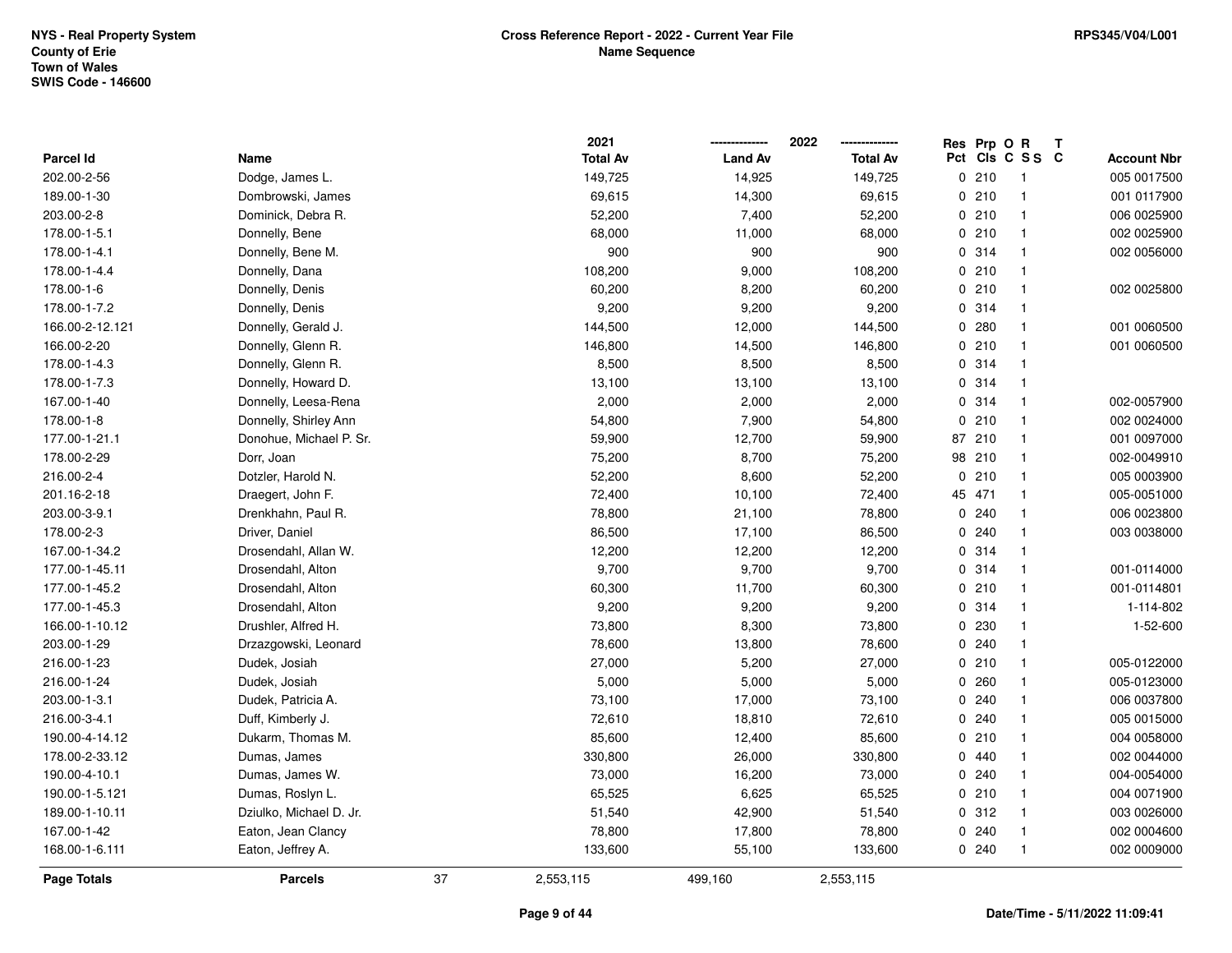NYS - Real Property System
County of Erie
Town of Wales
SWIS Code - 146600

**Cross Reference Report - 2022 - Current Year File**
**Name Sequence**

RPS345/V04/L001

| Parcel Id | Name | 2021 Total Av | 2022 Land Av | 2022 Total Av | Res Pct | Prp Cls | O C | R S S | T C | Account Nbr |
|---|---|---|---|---|---|---|---|---|---|---|
| 202.00-2-56 | Dodge, James L. | 149,725 | 14,925 | 149,725 | 0 | 210 | | 1 | | 005 0017500 |
| 189.00-1-30 | Dombrowski, James | 69,615 | 14,300 | 69,615 | 0 | 210 | | 1 | | 001 0117900 |
| 203.00-2-8 | Dominick, Debra R. | 52,200 | 7,400 | 52,200 | 0 | 210 | | 1 | | 006 0025900 |
| 178.00-1-5.1 | Donnelly, Bene | 68,000 | 11,000 | 68,000 | 0 | 210 | | 1 | | 002 0025900 |
| 178.00-1-4.1 | Donnelly, Bene M. | 900 | 900 | 900 | 0 | 314 | | 1 | | 002 0056000 |
| 178.00-1-4.4 | Donnelly, Dana | 108,200 | 9,000 | 108,200 | 0 | 210 | | 1 | | |
| 178.00-1-6 | Donnelly, Denis | 60,200 | 8,200 | 60,200 | 0 | 210 | | 1 | | 002 0025800 |
| 178.00-1-7.2 | Donnelly, Denis | 9,200 | 9,200 | 9,200 | 0 | 314 | | 1 | | |
| 166.00-2-12.121 | Donnelly, Gerald J. | 144,500 | 12,000 | 144,500 | 0 | 280 | | 1 | | 001 0060500 |
| 166.00-2-20 | Donnelly, Glenn R. | 146,800 | 14,500 | 146,800 | 0 | 210 | | 1 | | 001 0060500 |
| 178.00-1-4.3 | Donnelly, Glenn R. | 8,500 | 8,500 | 8,500 | 0 | 314 | | 1 | | |
| 178.00-1-7.3 | Donnelly, Howard D. | 13,100 | 13,100 | 13,100 | 0 | 314 | | 1 | | |
| 167.00-1-40 | Donnelly, Leesa-Rena | 2,000 | 2,000 | 2,000 | 0 | 314 | | 1 | | 002-0057900 |
| 178.00-1-8 | Donnelly, Shirley Ann | 54,800 | 7,900 | 54,800 | 0 | 210 | | 1 | | 002 0024000 |
| 177.00-1-21.1 | Donohue, Michael P. Sr. | 59,900 | 12,700 | 59,900 | 87 | 210 | | 1 | | 001 0097000 |
| 178.00-2-29 | Dorr, Joan | 75,200 | 8,700 | 75,200 | 98 | 210 | | 1 | | 002-0049910 |
| 216.00-2-4 | Dotzler, Harold N. | 52,200 | 8,600 | 52,200 | 0 | 210 | | 1 | | 005 0003900 |
| 201.16-2-18 | Draegert, John F. | 72,400 | 10,100 | 72,400 | 45 | 471 | | 1 | | 005-0051000 |
| 203.00-3-9.1 | Drenkhahn, Paul R. | 78,800 | 21,100 | 78,800 | 0 | 240 | | 1 | | 006 0023800 |
| 178.00-2-3 | Driver, Daniel | 86,500 | 17,100 | 86,500 | 0 | 240 | | 1 | | 003 0038000 |
| 167.00-1-34.2 | Drosendahl, Allan W. | 12,200 | 12,200 | 12,200 | 0 | 314 | | 1 | | |
| 177.00-1-45.11 | Drosendahl, Alton | 9,700 | 9,700 | 9,700 | 0 | 314 | | 1 | | 001-0114000 |
| 177.00-1-45.2 | Drosendahl, Alton | 60,300 | 11,700 | 60,300 | 0 | 210 | | 1 | | 001-0114801 |
| 177.00-1-45.3 | Drosendahl, Alton | 9,200 | 9,200 | 9,200 | 0 | 314 | | 1 | | 1-114-802 |
| 166.00-1-10.12 | Drushler, Alfred H. | 73,800 | 8,300 | 73,800 | 0 | 230 | | 1 | | 1-52-600 |
| 203.00-1-29 | Drzazgowski, Leonard | 78,600 | 13,800 | 78,600 | 0 | 240 | | 1 | | |
| 216.00-1-23 | Dudek, Josiah | 27,000 | 5,200 | 27,000 | 0 | 210 | | 1 | | 005-0122000 |
| 216.00-1-24 | Dudek, Josiah | 5,000 | 5,000 | 5,000 | 0 | 260 | | 1 | | 005-0123000 |
| 203.00-1-3.1 | Dudek, Patricia A. | 73,100 | 17,000 | 73,100 | 0 | 240 | | 1 | | 006 0037800 |
| 216.00-3-4.1 | Duff, Kimberly J. | 72,610 | 18,810 | 72,610 | 0 | 240 | | 1 | | 005 0015000 |
| 190.00-4-14.12 | Dukarm, Thomas M. | 85,600 | 12,400 | 85,600 | 0 | 210 | | 1 | | 004 0058000 |
| 178.00-2-33.12 | Dumas, James | 330,800 | 26,000 | 330,800 | 0 | 440 | | 1 | | 002 0044000 |
| 190.00-4-10.1 | Dumas, James W. | 73,000 | 16,200 | 73,000 | 0 | 240 | | 1 | | 004-0054000 |
| 190.00-1-5.121 | Dumas, Roslyn L. | 65,525 | 6,625 | 65,525 | 0 | 210 | | 1 | | 004 0071900 |
| 189.00-1-10.11 | Dziulko, Michael D. Jr. | 51,540 | 42,900 | 51,540 | 0 | 312 | | 1 | | 003 0026000 |
| 167.00-1-42 | Eaton, Jean Clancy | 78,800 | 17,800 | 78,800 | 0 | 240 | | 1 | | 002 0004600 |
| 168.00-1-6.111 | Eaton, Jeffrey A. | 133,600 | 55,100 | 133,600 | 0 | 240 | | 1 | | 002 0009000 |
| **Page Totals** | **Parcels** 37 | 2,553,115 | 499,160 | 2,553,115 | | | | | | |

Date/Time - 5/11/2022 11:09:41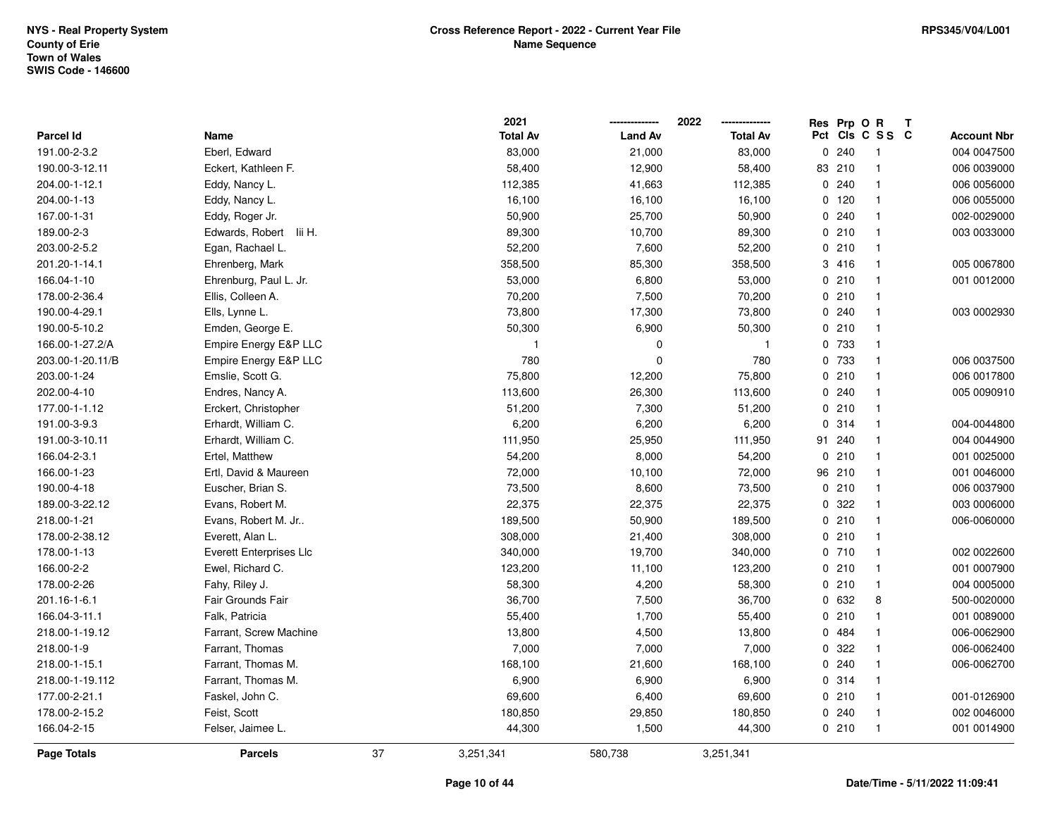NYS - Real Property System
County of Erie
Town of Wales
SWIS Code - 146600

**Cross Reference Report - 2022 - Current Year File**
**Name Sequence**

RPS345/V04/L001

| Parcel Id | Name | 2021 Total Av | 2022 Land Av | 2022 Total Av | Res Pct | Prp Cls | O C | R S S | T C | Account Nbr |
|---|---|---|---|---|---|---|---|---|---|---|
| 191.00-2-3.2 | Eberl, Edward | 83,000 | 21,000 | 83,000 | 0 | 240 | | 1 | | 004 0047500 |
| 190.00-3-12.11 | Eckert, Kathleen F. | 58,400 | 12,900 | 58,400 | 83 | 210 | | 1 | | 006 0039000 |
| 204.00-1-12.1 | Eddy, Nancy L. | 112,385 | 41,663 | 112,385 | 0 | 240 | | 1 | | 006 0056000 |
| 204.00-1-13 | Eddy, Nancy L. | 16,100 | 16,100 | 16,100 | 0 | 120 | | 1 | | 006 0055000 |
| 167.00-1-31 | Eddy, Roger Jr. | 50,900 | 25,700 | 50,900 | 0 | 240 | | 1 | | 002-0029000 |
| 189.00-2-3 | Edwards, Robert Iii H. | 89,300 | 10,700 | 89,300 | 0 | 210 | | 1 | | 003 0033000 |
| 203.00-2-5.2 | Egan, Rachael L. | 52,200 | 7,600 | 52,200 | 0 | 210 | | 1 | | |
| 201.20-1-14.1 | Ehrenberg, Mark | 358,500 | 85,300 | 358,500 | 3 | 416 | | 1 | | 005 0067800 |
| 166.04-1-10 | Ehrenburg, Paul L. Jr. | 53,000 | 6,800 | 53,000 | 0 | 210 | | 1 | | 001 0012000 |
| 178.00-2-36.4 | Ellis, Colleen A. | 70,200 | 7,500 | 70,200 | 0 | 210 | | 1 | | |
| 190.00-4-29.1 | Ells, Lynne L. | 73,800 | 17,300 | 73,800 | 0 | 240 | | 1 | | 003 0002930 |
| 190.00-5-10.2 | Emden, George E. | 50,300 | 6,900 | 50,300 | 0 | 210 | | 1 | | |
| 166.00-1-27.2/A | Empire Energy E&P LLC | 1 | 0 | 1 | 0 | 733 | | 1 | | |
| 203.00-1-20.11/B | Empire Energy E&P LLC | 780 | 0 | 780 | 0 | 733 | | 1 | | 006 0037500 |
| 203.00-1-24 | Emslie, Scott G. | 75,800 | 12,200 | 75,800 | 0 | 210 | | 1 | | 006 0017800 |
| 202.00-4-10 | Endres, Nancy A. | 113,600 | 26,300 | 113,600 | 0 | 240 | | 1 | | 005 0090910 |
| 177.00-1-1.12 | Erckert, Christopher | 51,200 | 7,300 | 51,200 | 0 | 210 | | 1 | | |
| 191.00-3-9.3 | Erhardt, William C. | 6,200 | 6,200 | 6,200 | 0 | 314 | | 1 | | 004-0044800 |
| 191.00-3-10.11 | Erhardt, William C. | 111,950 | 25,950 | 111,950 | 91 | 240 | | 1 | | 004 0044900 |
| 166.04-2-3.1 | Ertel, Matthew | 54,200 | 8,000 | 54,200 | 0 | 210 | | 1 | | 001 0025000 |
| 166.00-1-23 | Ertl, David & Maureen | 72,000 | 10,100 | 72,000 | 96 | 210 | | 1 | | 001 0046000 |
| 190.00-4-18 | Euscher, Brian S. | 73,500 | 8,600 | 73,500 | 0 | 210 | | 1 | | 006 0037900 |
| 189.00-3-22.12 | Evans, Robert M. | 22,375 | 22,375 | 22,375 | 0 | 322 | | 1 | | 003 0006000 |
| 218.00-1-21 | Evans, Robert M. Jr.. | 189,500 | 50,900 | 189,500 | 0 | 210 | | 1 | | 006-0060000 |
| 178.00-2-38.12 | Everett, Alan L. | 308,000 | 21,400 | 308,000 | 0 | 210 | | 1 | | |
| 178.00-1-13 | Everett Enterprises Llc | 340,000 | 19,700 | 340,000 | 0 | 710 | | 1 | | 002 0022600 |
| 166.00-2-2 | Ewel, Richard C. | 123,200 | 11,100 | 123,200 | 0 | 210 | | 1 | | 001 0007900 |
| 178.00-2-26 | Fahy, Riley J. | 58,300 | 4,200 | 58,300 | 0 | 210 | | 1 | | 004 0005000 |
| 201.16-1-6.1 | Fair Grounds Fair | 36,700 | 7,500 | 36,700 | 0 | 632 | | 8 | | 500-0020000 |
| 166.04-3-11.1 | Falk, Patricia | 55,400 | 1,700 | 55,400 | 0 | 210 | | 1 | | 001 0089000 |
| 218.00-1-19.12 | Farrant, Screw Machine | 13,800 | 4,500 | 13,800 | 0 | 484 | | 1 | | 006-0062900 |
| 218.00-1-9 | Farrant, Thomas | 7,000 | 7,000 | 7,000 | 0 | 322 | | 1 | | 006-0062400 |
| 218.00-1-15.1 | Farrant, Thomas M. | 168,100 | 21,600 | 168,100 | 0 | 240 | | 1 | | 006-0062700 |
| 218.00-1-19.112 | Farrant, Thomas M. | 6,900 | 6,900 | 6,900 | 0 | 314 | | 1 | | |
| 177.00-2-21.1 | Faskel, John C. | 69,600 | 6,400 | 69,600 | 0 | 210 | | 1 | | 001-0126900 |
| 178.00-2-15.2 | Feist, Scott | 180,850 | 29,850 | 180,850 | 0 | 240 | | 1 | | 002 0046000 |
| 166.04-2-15 | Felser, Jaimee L. | 44,300 | 1,500 | 44,300 | 0 | 210 | | 1 | | 001 0014900 |
| **Page Totals** | **Parcels** 37 | 3,251,341 | 580,738 | 3,251,341 | | | | | | |

Date/Time - 5/11/2022 11:09:41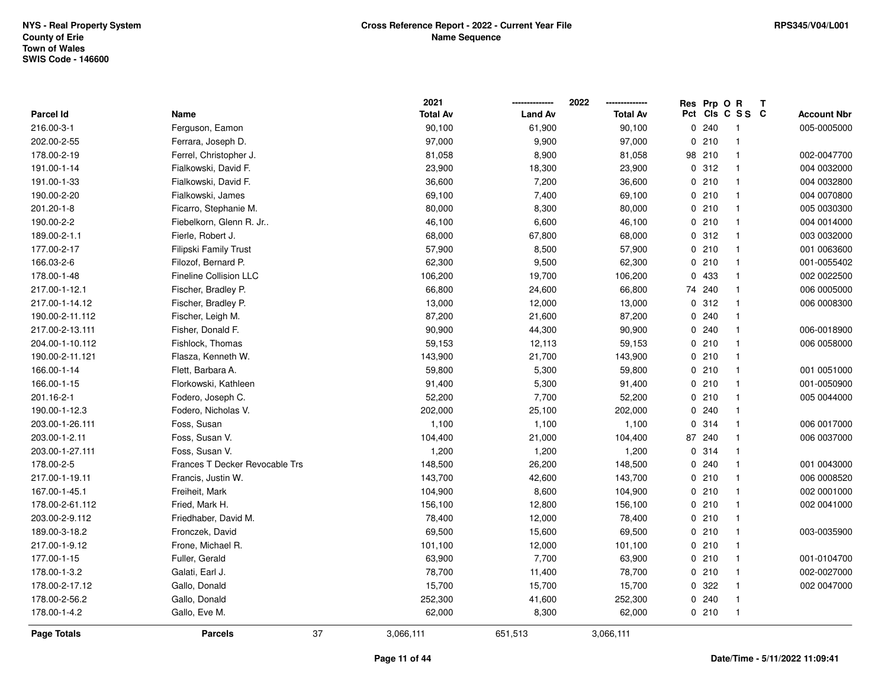NYS - Real Property System
County of Erie
Town of Wales
SWIS Code - 146600

**Cross Reference Report - 2022 - Current Year File**
**Name Sequence**

RPS345/V04/L001

| Parcel Id | Name | 2021 Total Av | 2022 Land Av | 2022 Total Av | Res Pct | Prp Cls | O C | R S S | T C | Account Nbr |
|---|---|---|---|---|---|---|---|---|---|---|
| 216.00-3-1 | Ferguson, Eamon | 90,100 | 61,900 | 90,100 | 0 | 240 | | 1 | | 005-0005000 |
| 202.00-2-55 | Ferrara, Joseph D. | 97,000 | 9,900 | 97,000 | 0 | 210 | | 1 | | |
| 178.00-2-19 | Ferrel, Christopher J. | 81,058 | 8,900 | 81,058 | 98 | 210 | | 1 | | 002-0047700 |
| 191.00-1-14 | Fialkowski, David F. | 23,900 | 18,300 | 23,900 | 0 | 312 | | 1 | | 004 0032000 |
| 191.00-1-33 | Fialkowski, David F. | 36,600 | 7,200 | 36,600 | 0 | 210 | | 1 | | 004 0032800 |
| 190.00-2-20 | Fialkowski, James | 69,100 | 7,400 | 69,100 | 0 | 210 | | 1 | | 004 0070800 |
| 201.20-1-8 | Ficarro, Stephanie M. | 80,000 | 8,300 | 80,000 | 0 | 210 | | 1 | | 005 0030300 |
| 190.00-2-2 | Fiebelkorn, Glenn R. Jr.. | 46,100 | 6,600 | 46,100 | 0 | 210 | | 1 | | 004 0014000 |
| 189.00-2-1.1 | Fierle, Robert J. | 68,000 | 67,800 | 68,000 | 0 | 312 | | 1 | | 003 0032000 |
| 177.00-2-17 | Filipski Family Trust | 57,900 | 8,500 | 57,900 | 0 | 210 | | 1 | | 001 0063600 |
| 166.03-2-6 | Filozof, Bernard P. | 62,300 | 9,500 | 62,300 | 0 | 210 | | 1 | | 001-0055402 |
| 178.00-1-48 | Fineline Collision LLC | 106,200 | 19,700 | 106,200 | 0 | 433 | | 1 | | 002 0022500 |
| 217.00-1-12.1 | Fischer, Bradley P. | 66,800 | 24,600 | 66,800 | 74 | 240 | | 1 | | 006 0005000 |
| 217.00-1-14.12 | Fischer, Bradley P. | 13,000 | 12,000 | 13,000 | 0 | 312 | | 1 | | 006 0008300 |
| 190.00-2-11.112 | Fischer, Leigh M. | 87,200 | 21,600 | 87,200 | 0 | 240 | | 1 | | |
| 217.00-2-13.111 | Fisher, Donald F. | 90,900 | 44,300 | 90,900 | 0 | 240 | | 1 | | 006-0018900 |
| 204.00-1-10.112 | Fishlock, Thomas | 59,153 | 12,113 | 59,153 | 0 | 210 | | 1 | | 006 0058000 |
| 190.00-2-11.121 | Flasza, Kenneth W. | 143,900 | 21,700 | 143,900 | 0 | 210 | | 1 | | |
| 166.00-1-14 | Flett, Barbara A. | 59,800 | 5,300 | 59,800 | 0 | 210 | | 1 | | 001 0051000 |
| 166.00-1-15 | Florkowski, Kathleen | 91,400 | 5,300 | 91,400 | 0 | 210 | | 1 | | 001-0050900 |
| 201.16-2-1 | Fodero, Joseph C. | 52,200 | 7,700 | 52,200 | 0 | 210 | | 1 | | 005 0044000 |
| 190.00-1-12.3 | Fodero, Nicholas V. | 202,000 | 25,100 | 202,000 | 0 | 240 | | 1 | | |
| 203.00-1-26.111 | Foss, Susan | 1,100 | 1,100 | 1,100 | 0 | 314 | | 1 | | 006 0017000 |
| 203.00-1-2.11 | Foss, Susan V. | 104,400 | 21,000 | 104,400 | 87 | 240 | | 1 | | 006 0037000 |
| 203.00-1-27.111 | Foss, Susan V. | 1,200 | 1,200 | 1,200 | 0 | 314 | | 1 | | |
| 178.00-2-5 | Frances T Decker Revocable Trs | 148,500 | 26,200 | 148,500 | 0 | 240 | | 1 | | 001 0043000 |
| 217.00-1-19.11 | Francis, Justin W. | 143,700 | 42,600 | 143,700 | 0 | 210 | | 1 | | 006 0008520 |
| 167.00-1-45.1 | Freiheit, Mark | 104,900 | 8,600 | 104,900 | 0 | 210 | | 1 | | 002 0001000 |
| 178.00-2-61.112 | Fried, Mark H. | 156,100 | 12,800 | 156,100 | 0 | 210 | | 1 | | 002 0041000 |
| 203.00-2-9.112 | Friedhaber, David M. | 78,400 | 12,000 | 78,400 | 0 | 210 | | 1 | | |
| 189.00-3-18.2 | Fronczek, David | 69,500 | 15,600 | 69,500 | 0 | 210 | | 1 | | 003-0035900 |
| 217.00-1-9.12 | Frone, Michael R. | 101,100 | 12,000 | 101,100 | 0 | 210 | | 1 | | |
| 177.00-1-15 | Fuller, Gerald | 63,900 | 7,700 | 63,900 | 0 | 210 | | 1 | | 001-0104700 |
| 178.00-1-3.2 | Galati, Earl J. | 78,700 | 11,400 | 78,700 | 0 | 210 | | 1 | | 002-0027000 |
| 178.00-2-17.12 | Gallo, Donald | 15,700 | 15,700 | 15,700 | 0 | 322 | | 1 | | 002 0047000 |
| 178.00-2-56.2 | Gallo, Donald | 252,300 | 41,600 | 252,300 | 0 | 240 | | 1 | | |
| 178.00-1-4.2 | Gallo, Eve M. | 62,000 | 8,300 | 62,000 | 0 | 210 | | 1 | | |
| **Page Totals** | **Parcels** 37 | 3,066,111 | 651,513 | 3,066,111 | | | | | | |

Date/Time - 5/11/2022 11:09:41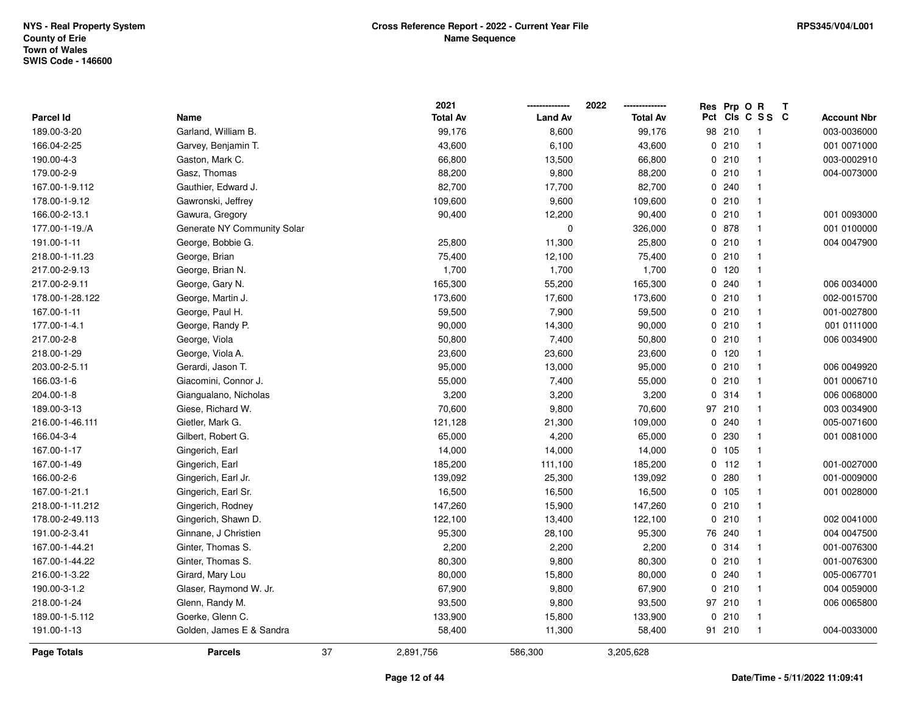NYS - Real Property System
County of Erie
Town of Wales
SWIS Code - 146600

**Cross Reference Report - 2022 - Current Year File**
**Name Sequence**

RPS345/V04/L001

| Parcel Id | Name | 2021 Total Av | 2022 Land Av | 2022 Total Av | Res Pct | Prp Cls | O C | R SS | T C | Account Nbr |
|---|---|---|---|---|---|---|---|---|---|---|
| 189.00-3-20 | Garland, William B. | 99,176 | 8,600 | 99,176 | 98 | 210 | | 1 | | 003-0036000 |
| 166.04-2-25 | Garvey, Benjamin T. | 43,600 | 6,100 | 43,600 | 0 | 210 | | 1 | | 001 0071000 |
| 190.00-4-3 | Gaston, Mark C. | 66,800 | 13,500 | 66,800 | 0 | 210 | | 1 | | 003-0002910 |
| 179.00-2-9 | Gasz, Thomas | 88,200 | 9,800 | 88,200 | 0 | 210 | | 1 | | 004-0073000 |
| 167.00-1-9.112 | Gauthier, Edward J. | 82,700 | 17,700 | 82,700 | 0 | 240 | | 1 | | |
| 178.00-1-9.12 | Gawronski, Jeffrey | 109,600 | 9,600 | 109,600 | 0 | 210 | | 1 | | |
| 166.00-2-13.1 | Gawura, Gregory | 90,400 | 12,200 | 90,400 | 0 | 210 | | 1 | | 001 0093000 |
| 177.00-1-19./A | Generate NY Community Solar | | 0 | 326,000 | 0 | 878 | | 1 | | 001 0100000 |
| 191.00-1-11 | George, Bobbie G. | 25,800 | 11,300 | 25,800 | 0 | 210 | | 1 | | 004 0047900 |
| 218.00-1-11.23 | George, Brian | 75,400 | 12,100 | 75,400 | 0 | 210 | | 1 | | |
| 217.00-2-9.13 | George, Brian N. | 1,700 | 1,700 | 1,700 | 0 | 120 | | 1 | | |
| 217.00-2-9.11 | George, Gary N. | 165,300 | 55,200 | 165,300 | 0 | 240 | | 1 | | 006 0034000 |
| 178.00-1-28.122 | George, Martin J. | 173,600 | 17,600 | 173,600 | 0 | 210 | | 1 | | 002-0015700 |
| 167.00-1-11 | George, Paul H. | 59,500 | 7,900 | 59,500 | 0 | 210 | | 1 | | 001-0027800 |
| 177.00-1-4.1 | George, Randy P. | 90,000 | 14,300 | 90,000 | 0 | 210 | | 1 | | 001 0111000 |
| 217.00-2-8 | George, Viola | 50,800 | 7,400 | 50,800 | 0 | 210 | | 1 | | 006 0034900 |
| 218.00-1-29 | George, Viola A. | 23,600 | 23,600 | 23,600 | 0 | 120 | | 1 | | |
| 203.00-2-5.11 | Gerardi, Jason T. | 95,000 | 13,000 | 95,000 | 0 | 210 | | 1 | | 006 0049920 |
| 166.03-1-6 | Giacomini, Connor J. | 55,000 | 7,400 | 55,000 | 0 | 210 | | 1 | | 001 0006710 |
| 204.00-1-8 | Giangualano, Nicholas | 3,200 | 3,200 | 3,200 | 0 | 314 | | 1 | | 006 0068000 |
| 189.00-3-13 | Giese, Richard W. | 70,600 | 9,800 | 70,600 | 97 | 210 | | 1 | | 003 0034900 |
| 216.00-1-46.111 | Gietler, Mark G. | 121,128 | 21,300 | 109,000 | 0 | 240 | | 1 | | 005-0071600 |
| 166.04-3-4 | Gilbert, Robert G. | 65,000 | 4,200 | 65,000 | 0 | 230 | | 1 | | 001 0081000 |
| 167.00-1-17 | Gingerich, Earl | 14,000 | 14,000 | 14,000 | 0 | 105 | | 1 | | |
| 167.00-1-49 | Gingerich, Earl | 185,200 | 111,100 | 185,200 | 0 | 112 | | 1 | | 001-0027000 |
| 166.00-2-6 | Gingerich, Earl Jr. | 139,092 | 25,300 | 139,092 | 0 | 280 | | 1 | | 001-0009000 |
| 167.00-1-21.1 | Gingerich, Earl Sr. | 16,500 | 16,500 | 16,500 | 0 | 105 | | 1 | | 001 0028000 |
| 218.00-1-11.212 | Gingerich, Rodney | 147,260 | 15,900 | 147,260 | 0 | 210 | | 1 | | |
| 178.00-2-49.113 | Gingerich, Shawn D. | 122,100 | 13,400 | 122,100 | 0 | 210 | | 1 | | 002 0041000 |
| 191.00-2-3.41 | Ginnane, J Christien | 95,300 | 28,100 | 95,300 | 76 | 240 | | 1 | | 004 0047500 |
| 167.00-1-44.21 | Ginter, Thomas S. | 2,200 | 2,200 | 2,200 | 0 | 314 | | 1 | | 001-0076300 |
| 167.00-1-44.22 | Ginter, Thomas S. | 80,300 | 9,800 | 80,300 | 0 | 210 | | 1 | | 001-0076300 |
| 216.00-1-3.22 | Girard, Mary Lou | 80,000 | 15,800 | 80,000 | 0 | 240 | | 1 | | 005-0067701 |
| 190.00-3-1.2 | Glaser, Raymond W. Jr. | 67,900 | 9,800 | 67,900 | 0 | 210 | | 1 | | 004 0059000 |
| 218.00-1-24 | Glenn, Randy M. | 93,500 | 9,800 | 93,500 | 97 | 210 | | 1 | | 006 0065800 |
| 189.00-1-5.112 | Goerke, Glenn C. | 133,900 | 15,800 | 133,900 | 0 | 210 | | 1 | | |
| 191.00-1-13 | Golden, James E & Sandra | 58,400 | 11,300 | 58,400 | 91 | 210 | | 1 | | 004-0033000 |
| **Page Totals** | **Parcels** 37 | 2,891,756 | 586,300 | 3,205,628 | | | | | | |

Date/Time - 5/11/2022 11:09:41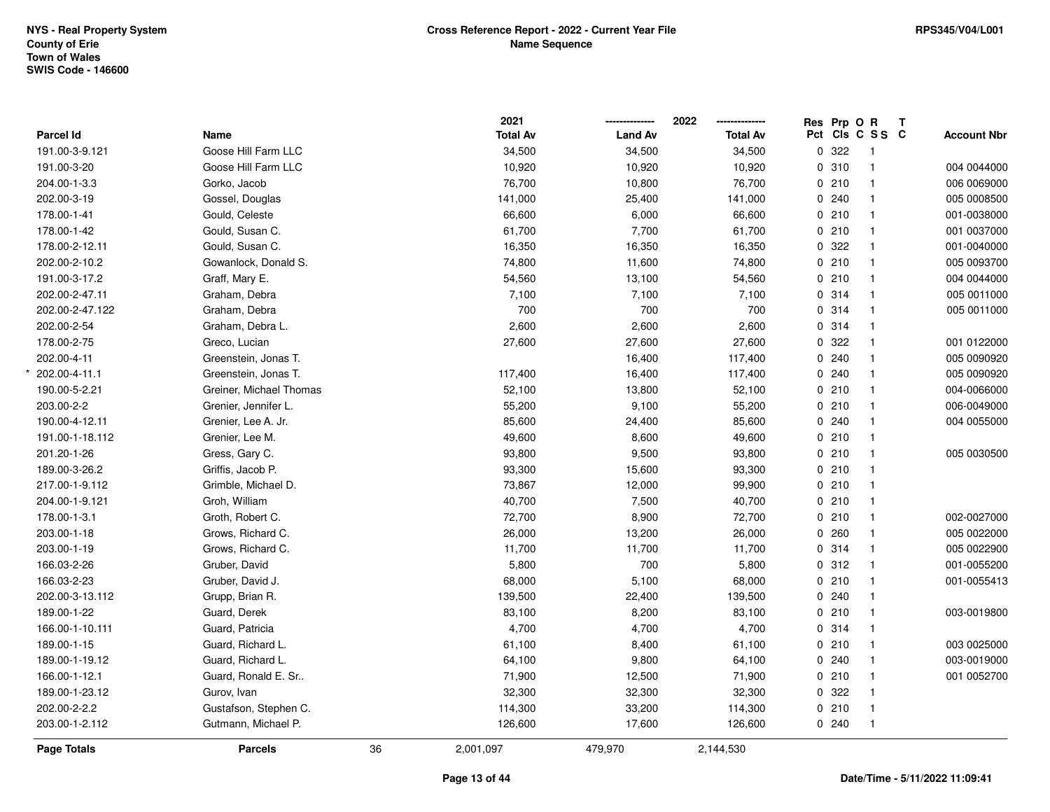NYS - Real Property System
County of Erie
Town of Wales
SWIS Code - 146600

**Cross Reference Report - 2022 - Current Year File**
**Name Sequence**

RPS345/V04/L001

| Parcel Id | Name | 2021 Total Av | 2022 Land Av | 2022 Total Av | Res Pct | Prp Cls | O C | R S S | T C | Account Nbr |
|---|---|---|---|---|---|---|---|---|---|---|
| 191.00-3-9.121 | Goose Hill Farm LLC | 34,500 | 34,500 | 34,500 | 0 | 322 | | 1 | | |
| 191.00-3-20 | Goose Hill Farm LLC | 10,920 | 10,920 | 10,920 | 0 | 310 | | 1 | | 004 0044000 |
| 204.00-1-3.3 | Gorko, Jacob | 76,700 | 10,800 | 76,700 | 0 | 210 | | 1 | | 006 0069000 |
| 202.00-3-19 | Gossel, Douglas | 141,000 | 25,400 | 141,000 | 0 | 240 | | 1 | | 005 0008500 |
| 178.00-1-41 | Gould, Celeste | 66,600 | 6,000 | 66,600 | 0 | 210 | | 1 | | 001-0038000 |
| 178.00-1-42 | Gould, Susan C. | 61,700 | 7,700 | 61,700 | 0 | 210 | | 1 | | 001 0037000 |
| 178.00-2-12.11 | Gould, Susan C. | 16,350 | 16,350 | 16,350 | 0 | 322 | | 1 | | 001-0040000 |
| 202.00-2-10.2 | Gowanlock, Donald S. | 74,800 | 11,600 | 74,800 | 0 | 210 | | 1 | | 005 0093700 |
| 191.00-3-17.2 | Graff, Mary E. | 54,560 | 13,100 | 54,560 | 0 | 210 | | 1 | | 004 0044000 |
| 202.00-2-47.11 | Graham, Debra | 7,100 | 7,100 | 7,100 | 0 | 314 | | 1 | | 005 0011000 |
| 202.00-2-47.122 | Graham, Debra | 700 | 700 | 700 | 0 | 314 | | 1 | | 005 0011000 |
| 202.00-2-54 | Graham, Debra L. | 2,600 | 2,600 | 2,600 | 0 | 314 | | 1 | | |
| 178.00-2-75 | Greco, Lucian | 27,600 | 27,600 | 27,600 | 0 | 322 | | 1 | | 001 0122000 |
| 202.00-4-11 | Greenstein, Jonas T. | | 16,400 | 117,400 | 0 | 240 | | 1 | | 005 0090920 |
| * 202.00-4-11.1 | Greenstein, Jonas T. | 117,400 | 16,400 | 117,400 | 0 | 240 | | 1 | | 005 0090920 |
| 190.00-5-2.21 | Greiner, Michael Thomas | 52,100 | 13,800 | 52,100 | 0 | 210 | | 1 | | 004-0066000 |
| 203.00-2-2 | Grenier, Jennifer L. | 55,200 | 9,100 | 55,200 | 0 | 210 | | 1 | | 006-0049000 |
| 190.00-4-12.11 | Grenier, Lee A. Jr. | 85,600 | 24,400 | 85,600 | 0 | 240 | | 1 | | 004 0055000 |
| 191.00-1-18.112 | Grenier, Lee M. | 49,600 | 8,600 | 49,600 | 0 | 210 | | 1 | | |
| 201.20-1-26 | Gress, Gary C. | 93,800 | 9,500 | 93,800 | 0 | 210 | | 1 | | 005 0030500 |
| 189.00-3-26.2 | Griffis, Jacob P. | 93,300 | 15,600 | 93,300 | 0 | 210 | | 1 | | |
| 217.00-1-9.112 | Grimble, Michael D. | 73,867 | 12,000 | 99,900 | 0 | 210 | | 1 | | |
| 204.00-1-9.121 | Groh, William | 40,700 | 7,500 | 40,700 | 0 | 210 | | 1 | | |
| 178.00-1-3.1 | Groth, Robert C. | 72,700 | 8,900 | 72,700 | 0 | 210 | | 1 | | 002-0027000 |
| 203.00-1-18 | Grows, Richard C. | 26,000 | 13,200 | 26,000 | 0 | 260 | | 1 | | 005 0022000 |
| 203.00-1-19 | Grows, Richard C. | 11,700 | 11,700 | 11,700 | 0 | 314 | | 1 | | 005 0022900 |
| 166.03-2-26 | Gruber, David | 5,800 | 700 | 5,800 | 0 | 312 | | 1 | | 001-0055200 |
| 166.03-2-23 | Gruber, David J. | 68,000 | 5,100 | 68,000 | 0 | 210 | | 1 | | 001-0055413 |
| 202.00-3-13.112 | Grupp, Brian R. | 139,500 | 22,400 | 139,500 | 0 | 240 | | 1 | | |
| 189.00-1-22 | Guard, Derek | 83,100 | 8,200 | 83,100 | 0 | 210 | | 1 | | 003-0019800 |
| 166.00-1-10.111 | Guard, Patricia | 4,700 | 4,700 | 4,700 | 0 | 314 | | 1 | | |
| 189.00-1-15 | Guard, Richard L. | 61,100 | 8,400 | 61,100 | 0 | 210 | | 1 | | 003 0025000 |
| 189.00-1-19.12 | Guard, Richard L. | 64,100 | 9,800 | 64,100 | 0 | 240 | | 1 | | 003-0019000 |
| 166.00-1-12.1 | Guard, Ronald E. Sr.. | 71,900 | 12,500 | 71,900 | 0 | 210 | | 1 | | 001 0052700 |
| 189.00-1-23.12 | Gurov, Ivan | 32,300 | 32,300 | 32,300 | 0 | 322 | | 1 | | |
| 202.00-2-2.2 | Gustafson, Stephen C. | 114,300 | 33,200 | 114,300 | 0 | 210 | | 1 | | |
| 203.00-1-2.112 | Gutmann, Michael P. | 126,600 | 17,600 | 126,600 | 0 | 240 | | 1 | | |
| **Page Totals** | **Parcels** 36 | 2,001,097 | 479,970 | 2,144,530 | | | | | | |

Date/Time - 5/11/2022 11:09:41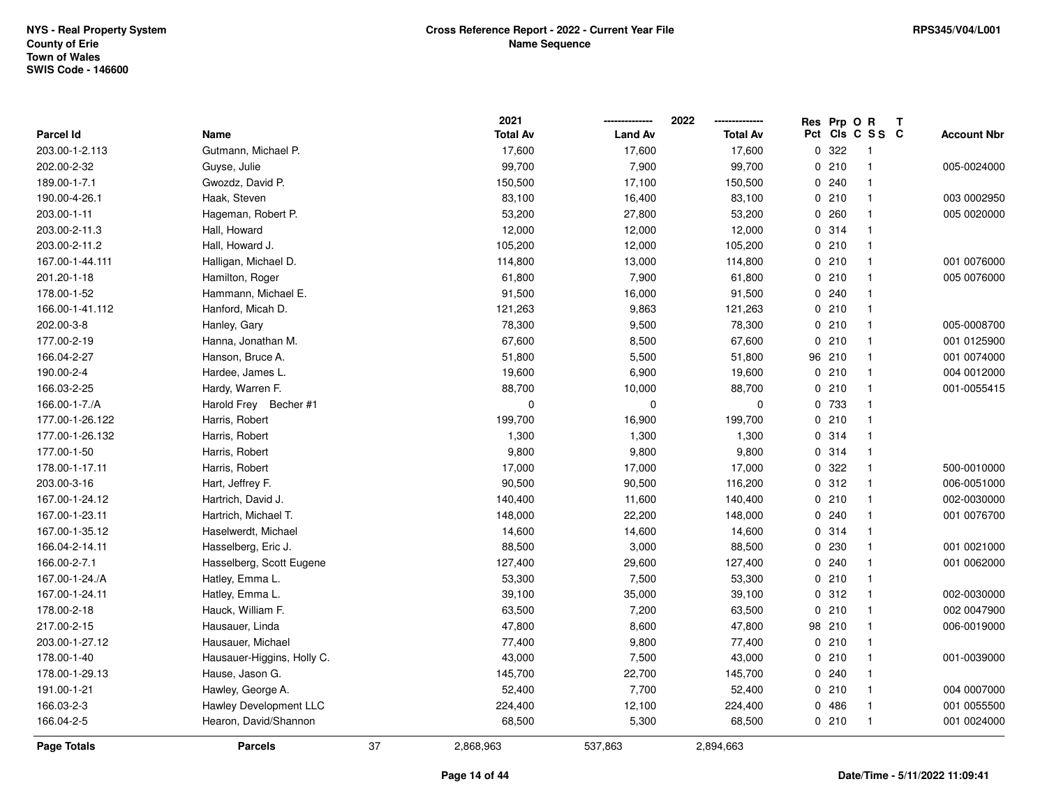NYS - Real Property System
County of Erie
Town of Wales
SWIS Code - 146600

**Cross Reference Report - 2022 - Current Year File**
**Name Sequence**

RPS345/V04/L001

| Parcel Id | Name | 2021 Total Av | 2022 Land Av | 2022 Total Av | Res Pct | Prp Cls | O C | R S S | T C | Account Nbr |
|---|---|---|---|---|---|---|---|---|---|---|
| 203.00-1-2.113 | Gutmann, Michael P. | 17,600 | 17,600 | 17,600 | 0 | 322 | | 1 | | |
| 202.00-2-32 | Guyse, Julie | 99,700 | 7,900 | 99,700 | 0 | 210 | | 1 | | 005-0024000 |
| 189.00-1-7.1 | Gwozdz, David P. | 150,500 | 17,100 | 150,500 | 0 | 240 | | 1 | | |
| 190.00-4-26.1 | Haak, Steven | 83,100 | 16,400 | 83,100 | 0 | 210 | | 1 | | 003 0002950 |
| 203.00-1-11 | Hageman, Robert P. | 53,200 | 27,800 | 53,200 | 0 | 260 | | 1 | | 005 0020000 |
| 203.00-2-11.3 | Hall, Howard | 12,000 | 12,000 | 12,000 | 0 | 314 | | 1 | | |
| 203.00-2-11.2 | Hall, Howard J. | 105,200 | 12,000 | 105,200 | 0 | 210 | | 1 | | |
| 167.00-1-44.111 | Halligan, Michael D. | 114,800 | 13,000 | 114,800 | 0 | 210 | | 1 | | 001 0076000 |
| 201.20-1-18 | Hamilton, Roger | 61,800 | 7,900 | 61,800 | 0 | 210 | | 1 | | 005 0076000 |
| 178.00-1-52 | Hammann, Michael E. | 91,500 | 16,000 | 91,500 | 0 | 240 | | 1 | | |
| 166.00-1-41.112 | Hanford, Micah D. | 121,263 | 9,863 | 121,263 | 0 | 210 | | 1 | | |
| 202.00-3-8 | Hanley, Gary | 78,300 | 9,500 | 78,300 | 0 | 210 | | 1 | | 005-0008700 |
| 177.00-2-19 | Hanna, Jonathan M. | 67,600 | 8,500 | 67,600 | 0 | 210 | | 1 | | 001 0125900 |
| 166.04-2-27 | Hanson, Bruce A. | 51,800 | 5,500 | 51,800 | 96 | 210 | | 1 | | 001 0074000 |
| 190.00-2-4 | Hardee, James L. | 19,600 | 6,900 | 19,600 | 0 | 210 | | 1 | | 004 0012000 |
| 166.03-2-25 | Hardy, Warren F. | 88,700 | 10,000 | 88,700 | 0 | 210 | | 1 | | 001-0055415 |
| 166.00-1-7./A | Harold Frey Becher #1 | 0 | 0 | 0 | 0 | 733 | | 1 | | |
| 177.00-1-26.122 | Harris, Robert | 199,700 | 16,900 | 199,700 | 0 | 210 | | 1 | | |
| 177.00-1-26.132 | Harris, Robert | 1,300 | 1,300 | 1,300 | 0 | 314 | | 1 | | |
| 177.00-1-50 | Harris, Robert | 9,800 | 9,800 | 9,800 | 0 | 314 | | 1 | | |
| 178.00-1-17.11 | Harris, Robert | 17,000 | 17,000 | 17,000 | 0 | 322 | | 1 | | 500-0010000 |
| 203.00-3-16 | Hart, Jeffrey F. | 90,500 | 90,500 | 116,200 | 0 | 312 | | 1 | | 006-0051000 |
| 167.00-1-24.12 | Hartrich, David J. | 140,400 | 11,600 | 140,400 | 0 | 210 | | 1 | | 002-0030000 |
| 167.00-1-23.11 | Hartrich, Michael T. | 148,000 | 22,200 | 148,000 | 0 | 240 | | 1 | | 001 0076700 |
| 167.00-1-35.12 | Haselwerdt, Michael | 14,600 | 14,600 | 14,600 | 0 | 314 | | 1 | | |
| 166.04-2-14.11 | Hasselberg, Eric J. | 88,500 | 3,000 | 88,500 | 0 | 230 | | 1 | | 001 0021000 |
| 166.00-2-7.1 | Hasselberg, Scott Eugene | 127,400 | 29,600 | 127,400 | 0 | 240 | | 1 | | 001 0062000 |
| 167.00-1-24./A | Hatley, Emma L. | 53,300 | 7,500 | 53,300 | 0 | 210 | | 1 | | |
| 167.00-1-24.11 | Hatley, Emma L. | 39,100 | 35,000 | 39,100 | 0 | 312 | | 1 | | 002-0030000 |
| 178.00-2-18 | Hauck, William F. | 63,500 | 7,200 | 63,500 | 0 | 210 | | 1 | | 002 0047900 |
| 217.00-2-15 | Hausauer, Linda | 47,800 | 8,600 | 47,800 | 98 | 210 | | 1 | | 006-0019000 |
| 203.00-1-27.12 | Hausauer, Michael | 77,400 | 9,800 | 77,400 | 0 | 210 | | 1 | | |
| 178.00-1-40 | Hausauer-Higgins, Holly C. | 43,000 | 7,500 | 43,000 | 0 | 210 | | 1 | | 001-0039000 |
| 178.00-1-29.13 | Hause, Jason G. | 145,700 | 22,700 | 145,700 | 0 | 240 | | 1 | | |
| 191.00-1-21 | Hawley, George A. | 52,400 | 7,700 | 52,400 | 0 | 210 | | 1 | | 004 0007000 |
| 166.03-2-3 | Hawley Development LLC | 224,400 | 12,100 | 224,400 | 0 | 486 | | 1 | | 001 0055500 |
| 166.04-2-5 | Hearon, David/Shannon | 68,500 | 5,300 | 68,500 | 0 | 210 | | 1 | | 001 0024000 |
| **Page Totals** | **Parcels** 37 | 2,868,963 | 537,863 | 2,894,663 | | | | | | |

Date/Time - 5/11/2022 11:09:41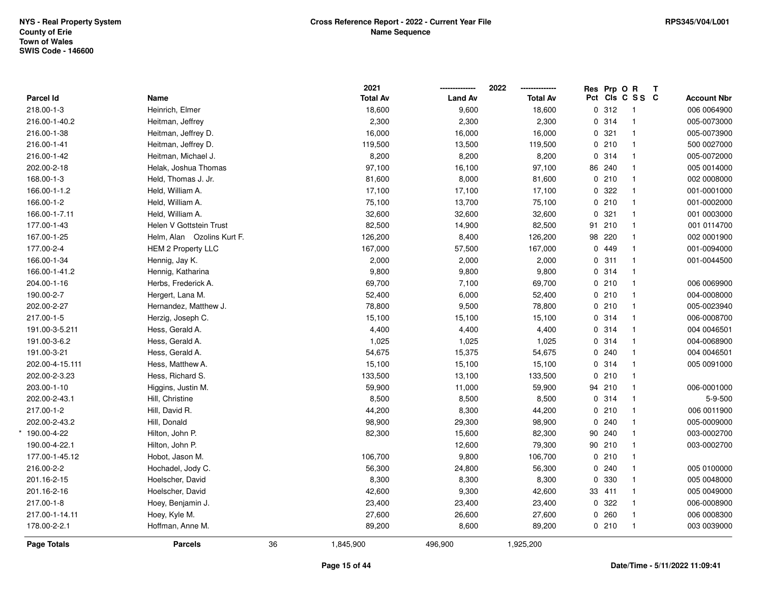NYS - Real Property System
County of Erie
Town of Wales
SWIS Code - 146600

**Cross Reference Report - 2022 - Current Year File**
**Name Sequence**

RPS345/V04/L001

| Parcel Id | Name | 2021 Total Av | 2022 Land Av | 2022 Total Av | Res Pct | Prp Cls | O C | R S S | T C | Account Nbr |
|---|---|---|---|---|---|---|---|---|---|---|
| 218.00-1-3 | Heinrich, Elmer | 18,600 | 9,600 | 18,600 | 0 | 312 | | 1 | | 006 0064900 |
| 216.00-1-40.2 | Heitman, Jeffrey | 2,300 | 2,300 | 2,300 | 0 | 314 | | 1 | | 005-0073000 |
| 216.00-1-38 | Heitman, Jeffrey D. | 16,000 | 16,000 | 16,000 | 0 | 321 | | 1 | | 005-0073900 |
| 216.00-1-41 | Heitman, Jeffrey D. | 119,500 | 13,500 | 119,500 | 0 | 210 | | 1 | | 500 0027000 |
| 216.00-1-42 | Heitman, Michael J. | 8,200 | 8,200 | 8,200 | 0 | 314 | | 1 | | 005-0072000 |
| 202.00-2-18 | Helak, Joshua Thomas | 97,100 | 16,100 | 97,100 | 86 | 240 | | 1 | | 005 0014000 |
| 168.00-1-3 | Held, Thomas J. Jr. | 81,600 | 8,000 | 81,600 | 0 | 210 | | 1 | | 002 0008000 |
| 166.00-1-1.2 | Held, William A. | 17,100 | 17,100 | 17,100 | 0 | 322 | | 1 | | 001-0001000 |
| 166.00-1-2 | Held, William A. | 75,100 | 13,700 | 75,100 | 0 | 210 | | 1 | | 001-0002000 |
| 166.00-1-7.11 | Held, William A. | 32,600 | 32,600 | 32,600 | 0 | 321 | | 1 | | 001 0003000 |
| 177.00-1-43 | Helen V Gottstein Trust | 82,500 | 14,900 | 82,500 | 91 | 210 | | 1 | | 001 0114700 |
| 167.00-1-25 | Helm, Alan Ozolins Kurt F. | 126,200 | 8,400 | 126,200 | 98 | 220 | | 1 | | 002 0001900 |
| 177.00-2-4 | HEM 2 Property LLC | 167,000 | 57,500 | 167,000 | 0 | 449 | | 1 | | 001-0094000 |
| 166.00-1-34 | Hennig, Jay K. | 2,000 | 2,000 | 2,000 | 0 | 311 | | 1 | | 001-0044500 |
| 166.00-1-41.2 | Hennig, Katharina | 9,800 | 9,800 | 9,800 | 0 | 314 | | 1 | | |
| 204.00-1-16 | Herbs, Frederick A. | 69,700 | 7,100 | 69,700 | 0 | 210 | | 1 | | 006 0069900 |
| 190.00-2-7 | Hergert, Lana M. | 52,400 | 6,000 | 52,400 | 0 | 210 | | 1 | | 004-0008000 |
| 202.00-2-27 | Hernandez, Matthew J. | 78,800 | 9,500 | 78,800 | 0 | 210 | | 1 | | 005-0023940 |
| 217.00-1-5 | Herzig, Joseph C. | 15,100 | 15,100 | 15,100 | 0 | 314 | | 1 | | 006-0008700 |
| 191.00-3-5.211 | Hess, Gerald A. | 4,400 | 4,400 | 4,400 | 0 | 314 | | 1 | | 004 0046501 |
| 191.00-3-6.2 | Hess, Gerald A. | 1,025 | 1,025 | 1,025 | 0 | 314 | | 1 | | 004-0068900 |
| 191.00-3-21 | Hess, Gerald A. | 54,675 | 15,375 | 54,675 | 0 | 240 | | 1 | | 004 0046501 |
| 202.00-4-15.111 | Hess, Matthew A. | 15,100 | 15,100 | 15,100 | 0 | 314 | | 1 | | 005 0091000 |
| 202.00-2-3.23 | Hess, Richard S. | 133,500 | 13,100 | 133,500 | 0 | 210 | | 1 | | |
| 203.00-1-10 | Higgins, Justin M. | 59,900 | 11,000 | 59,900 | 94 | 210 | | 1 | | 006-0001000 |
| 202.00-2-43.1 | Hill, Christine | 8,500 | 8,500 | 8,500 | 0 | 314 | | 1 | | 5-9-500 |
| 217.00-1-2 | Hill, David R. | 44,200 | 8,300 | 44,200 | 0 | 210 | | 1 | | 006 0011900 |
| 202.00-2-43.2 | Hill, Donald | 98,900 | 29,300 | 98,900 | 0 | 240 | | 1 | | 005-0009000 |
| * 190.00-4-22 | Hilton, John P. | 82,300 | 15,600 | 82,300 | 90 | 240 | | 1 | | 003-0002700 |
| 190.00-4-22.1 | Hilton, John P. | | 12,600 | 79,300 | 90 | 210 | | 1 | | 003-0002700 |
| 177.00-1-45.12 | Hobot, Jason M. | 106,700 | 9,800 | 106,700 | 0 | 210 | | 1 | | |
| 216.00-2-2 | Hochadel, Jody C. | 56,300 | 24,800 | 56,300 | 0 | 240 | | 1 | | 005 0100000 |
| 201.16-2-15 | Hoelscher, David | 8,300 | 8,300 | 8,300 | 0 | 330 | | 1 | | 005 0048000 |
| 201.16-2-16 | Hoelscher, David | 42,600 | 9,300 | 42,600 | 33 | 411 | | 1 | | 005 0049000 |
| 217.00-1-8 | Hoey, Benjamin J. | 23,400 | 23,400 | 23,400 | 0 | 322 | | 1 | | 006-0008900 |
| 217.00-1-14.11 | Hoey, Kyle M. | 27,600 | 26,600 | 27,600 | 0 | 260 | | 1 | | 006 0008300 |
| 178.00-2-2.1 | Hoffman, Anne M. | 89,200 | 8,600 | 89,200 | 0 | 210 | | 1 | | 003 0039000 |
| **Page Totals** | **Parcels** 36 | 1,845,900 | 496,900 | 1,925,200 | | | | | | |

Date/Time - 5/11/2022 11:09:41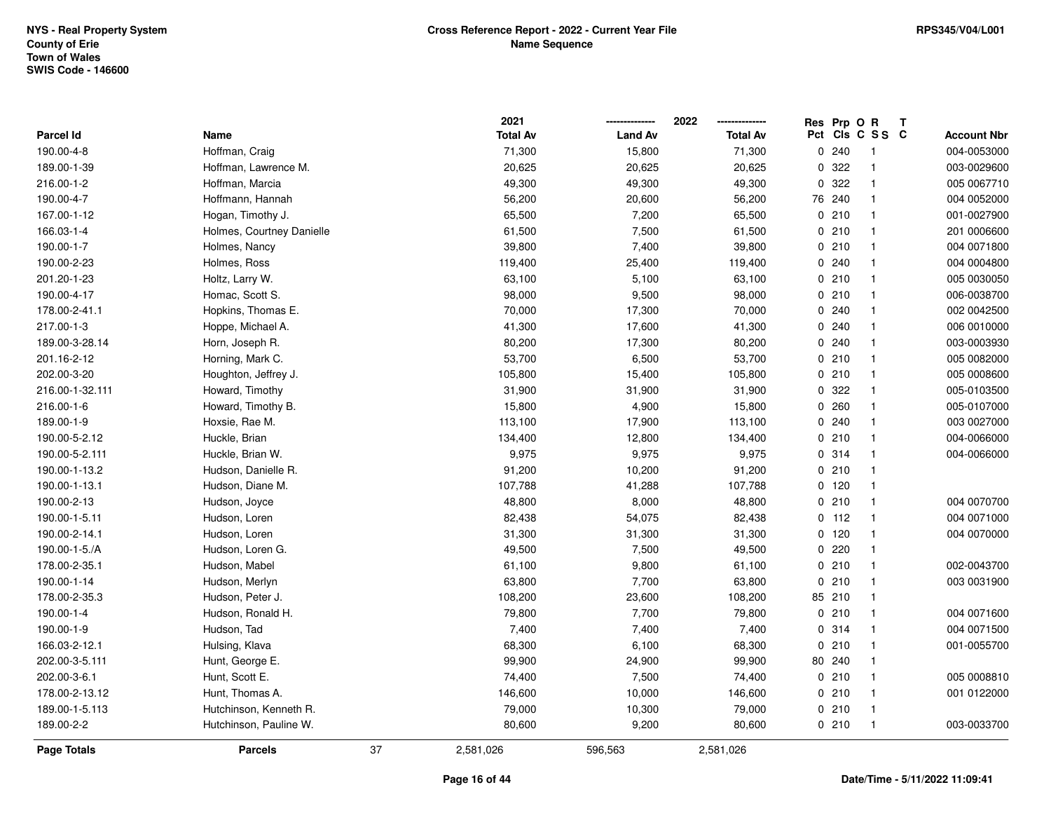NYS - Real Property System
County of Erie
Town of Wales
SWIS Code - 146600

**Cross Reference Report - 2022 - Current Year File**
**Name Sequence**

RPS345/V04/L001

| Parcel Id | Name | 2021 Total Av | 2022 Land Av | 2022 Total Av | Res Pct | Prp Cls | O C | R S S | T C | Account Nbr |
|---|---|---|---|---|---|---|---|---|---|---|
| 190.00-4-8 | Hoffman, Craig | 71,300 | 15,800 | 71,300 | 0 | 240 | | 1 | | 004-0053000 |
| 189.00-1-39 | Hoffman, Lawrence M. | 20,625 | 20,625 | 20,625 | 0 | 322 | | 1 | | 003-0029600 |
| 216.00-1-2 | Hoffman, Marcia | 49,300 | 49,300 | 49,300 | 0 | 322 | | 1 | | 005 0067710 |
| 190.00-4-7 | Hoffmann, Hannah | 56,200 | 20,600 | 56,200 | 76 | 240 | | 1 | | 004 0052000 |
| 167.00-1-12 | Hogan, Timothy J. | 65,500 | 7,200 | 65,500 | 0 | 210 | | 1 | | 001-0027900 |
| 166.03-1-4 | Holmes, Courtney Danielle | 61,500 | 7,500 | 61,500 | 0 | 210 | | 1 | | 201 0006600 |
| 190.00-1-7 | Holmes, Nancy | 39,800 | 7,400 | 39,800 | 0 | 210 | | 1 | | 004 0071800 |
| 190.00-2-23 | Holmes, Ross | 119,400 | 25,400 | 119,400 | 0 | 240 | | 1 | | 004 0004800 |
| 201.20-1-23 | Holtz, Larry W. | 63,100 | 5,100 | 63,100 | 0 | 210 | | 1 | | 005 0030050 |
| 190.00-4-17 | Homac, Scott S. | 98,000 | 9,500 | 98,000 | 0 | 210 | | 1 | | 006-0038700 |
| 178.00-2-41.1 | Hopkins, Thomas E. | 70,000 | 17,300 | 70,000 | 0 | 240 | | 1 | | 002 0042500 |
| 217.00-1-3 | Hoppe, Michael A. | 41,300 | 17,600 | 41,300 | 0 | 240 | | 1 | | 006 0010000 |
| 189.00-3-28.14 | Horn, Joseph R. | 80,200 | 17,300 | 80,200 | 0 | 240 | | 1 | | 003-0003930 |
| 201.16-2-12 | Horning, Mark C. | 53,700 | 6,500 | 53,700 | 0 | 210 | | 1 | | 005 0082000 |
| 202.00-3-20 | Houghton, Jeffrey J. | 105,800 | 15,400 | 105,800 | 0 | 210 | | 1 | | 005 0008600 |
| 216.00-1-32.111 | Howard, Timothy | 31,900 | 31,900 | 31,900 | 0 | 322 | | 1 | | 005-0103500 |
| 216.00-1-6 | Howard, Timothy B. | 15,800 | 4,900 | 15,800 | 0 | 260 | | 1 | | 005-0107000 |
| 189.00-1-9 | Hoxsie, Rae M. | 113,100 | 17,900 | 113,100 | 0 | 240 | | 1 | | 003 0027000 |
| 190.00-5-2.12 | Huckle, Brian | 134,400 | 12,800 | 134,400 | 0 | 210 | | 1 | | 004-0066000 |
| 190.00-5-2.111 | Huckle, Brian W. | 9,975 | 9,975 | 9,975 | 0 | 314 | | 1 | | 004-0066000 |
| 190.00-1-13.2 | Hudson, Danielle R. | 91,200 | 10,200 | 91,200 | 0 | 210 | | 1 | | |
| 190.00-1-13.1 | Hudson, Diane M. | 107,788 | 41,288 | 107,788 | 0 | 120 | | 1 | | |
| 190.00-2-13 | Hudson, Joyce | 48,800 | 8,000 | 48,800 | 0 | 210 | | 1 | | 004 0070700 |
| 190.00-1-5.11 | Hudson, Loren | 82,438 | 54,075 | 82,438 | 0 | 112 | | 1 | | 004 0071000 |
| 190.00-2-14.1 | Hudson, Loren | 31,300 | 31,300 | 31,300 | 0 | 120 | | 1 | | 004 0070000 |
| 190.00-1-5./A | Hudson, Loren G. | 49,500 | 7,500 | 49,500 | 0 | 220 | | 1 | | |
| 178.00-2-35.1 | Hudson, Mabel | 61,100 | 9,800 | 61,100 | 0 | 210 | | 1 | | 002-0043700 |
| 190.00-1-14 | Hudson, Merlyn | 63,800 | 7,700 | 63,800 | 0 | 210 | | 1 | | 003 0031900 |
| 178.00-2-35.3 | Hudson, Peter J. | 108,200 | 23,600 | 108,200 | 85 | 210 | | 1 | | |
| 190.00-1-4 | Hudson, Ronald H. | 79,800 | 7,700 | 79,800 | 0 | 210 | | 1 | | 004 0071600 |
| 190.00-1-9 | Hudson, Tad | 7,400 | 7,400 | 7,400 | 0 | 314 | | 1 | | 004 0071500 |
| 166.03-2-12.1 | Hulsing, Klava | 68,300 | 6,100 | 68,300 | 0 | 210 | | 1 | | 001-0055700 |
| 202.00-3-5.111 | Hunt, George E. | 99,900 | 24,900 | 99,900 | 80 | 240 | | 1 | | |
| 202.00-3-6.1 | Hunt, Scott E. | 74,400 | 7,500 | 74,400 | 0 | 210 | | 1 | | 005 0008810 |
| 178.00-2-13.12 | Hunt, Thomas A. | 146,600 | 10,000 | 146,600 | 0 | 210 | | 1 | | 001 0122000 |
| 189.00-1-5.113 | Hutchinson, Kenneth R. | 79,000 | 10,300 | 79,000 | 0 | 210 | | 1 | | |
| 189.00-2-2 | Hutchinson, Pauline W. | 80,600 | 9,200 | 80,600 | 0 | 210 | | 1 | | 003-0033700 |
| **Page Totals** | **Parcels** 37 | 2,581,026 | 596,563 | 2,581,026 | | | | | | |

Date/Time - 5/11/2022 11:09:41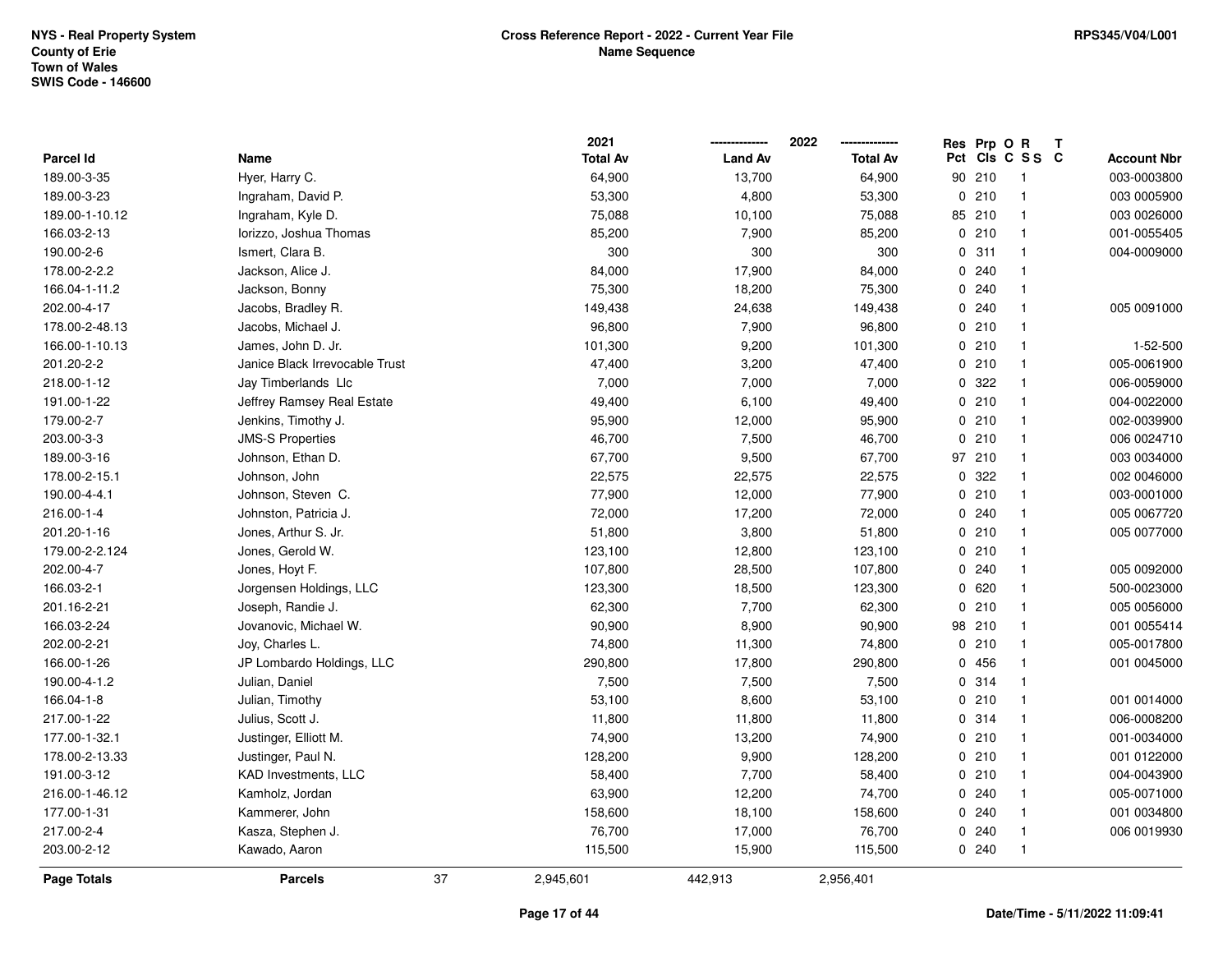NYS - Real Property System
County of Erie
Town of Wales
SWIS Code - 146600

**Cross Reference Report - 2022 - Current Year File**
**Name Sequence**

RPS345/V04/L001

| Parcel Id | Name | 2021 Total Av | 2022 Land Av | 2022 Total Av | Res Pct | Prp Cls | O C | R S S | T C | Account Nbr |
|---|---|---|---|---|---|---|---|---|---|---|
| 189.00-3-35 | Hyer, Harry C. | 64,900 | 13,700 | 64,900 | 90 | 210 | | 1 | | 003-0003800 |
| 189.00-3-23 | Ingraham, David P. | 53,300 | 4,800 | 53,300 | 0 | 210 | | 1 | | 003 0005900 |
| 189.00-1-10.12 | Ingraham, Kyle D. | 75,088 | 10,100 | 75,088 | 85 | 210 | | 1 | | 003 0026000 |
| 166.03-2-13 | Iorizzo, Joshua Thomas | 85,200 | 7,900 | 85,200 | 0 | 210 | | 1 | | 001-0055405 |
| 190.00-2-6 | Ismert, Clara B. | 300 | 300 | 300 | 0 | 311 | | 1 | | 004-0009000 |
| 178.00-2-2.2 | Jackson, Alice J. | 84,000 | 17,900 | 84,000 | 0 | 240 | | 1 | | |
| 166.04-1-11.2 | Jackson, Bonny | 75,300 | 18,200 | 75,300 | 0 | 240 | | 1 | | |
| 202.00-4-17 | Jacobs, Bradley R. | 149,438 | 24,638 | 149,438 | 0 | 240 | | 1 | | 005 0091000 |
| 178.00-2-48.13 | Jacobs, Michael J. | 96,800 | 7,900 | 96,800 | 0 | 210 | | 1 | | |
| 166.00-1-10.13 | James, John D. Jr. | 101,300 | 9,200 | 101,300 | 0 | 210 | | 1 | | 1-52-500 |
| 201.20-2-2 | Janice Black Irrevocable Trust | 47,400 | 3,200 | 47,400 | 0 | 210 | | 1 | | 005-0061900 |
| 218.00-1-12 | Jay Timberlands Llc | 7,000 | 7,000 | 7,000 | 0 | 322 | | 1 | | 006-0059000 |
| 191.00-1-22 | Jeffrey Ramsey Real Estate | 49,400 | 6,100 | 49,400 | 0 | 210 | | 1 | | 004-0022000 |
| 179.00-2-7 | Jenkins, Timothy J. | 95,900 | 12,000 | 95,900 | 0 | 210 | | 1 | | 002-0039900 |
| 203.00-3-3 | JMS-S Properties | 46,700 | 7,500 | 46,700 | 0 | 210 | | 1 | | 006 0024710 |
| 189.00-3-16 | Johnson, Ethan D. | 67,700 | 9,500 | 67,700 | 97 | 210 | | 1 | | 003 0034000 |
| 178.00-2-15.1 | Johnson, John | 22,575 | 22,575 | 22,575 | 0 | 322 | | 1 | | 002 0046000 |
| 190.00-4-4.1 | Johnson, Steven C. | 77,900 | 12,000 | 77,900 | 0 | 210 | | 1 | | 003-0001000 |
| 216.00-1-4 | Johnston, Patricia J. | 72,000 | 17,200 | 72,000 | 0 | 240 | | 1 | | 005 0067720 |
| 201.20-1-16 | Jones, Arthur S. Jr. | 51,800 | 3,800 | 51,800 | 0 | 210 | | 1 | | 005 0077000 |
| 179.00-2-2.124 | Jones, Gerold W. | 123,100 | 12,800 | 123,100 | 0 | 210 | | 1 | | |
| 202.00-4-7 | Jones, Hoyt F. | 107,800 | 28,500 | 107,800 | 0 | 240 | | 1 | | 005 0092000 |
| 166.03-2-1 | Jorgensen Holdings, LLC | 123,300 | 18,500 | 123,300 | 0 | 620 | | 1 | | 500-0023000 |
| 201.16-2-21 | Joseph, Randie J. | 62,300 | 7,700 | 62,300 | 0 | 210 | | 1 | | 005 0056000 |
| 166.03-2-24 | Jovanovic, Michael W. | 90,900 | 8,900 | 90,900 | 98 | 210 | | 1 | | 001 0055414 |
| 202.00-2-21 | Joy, Charles L. | 74,800 | 11,300 | 74,800 | 0 | 210 | | 1 | | 005-0017800 |
| 166.00-1-26 | JP Lombardo Holdings, LLC | 290,800 | 17,800 | 290,800 | 0 | 456 | | 1 | | 001 0045000 |
| 190.00-4-1.2 | Julian, Daniel | 7,500 | 7,500 | 7,500 | 0 | 314 | | 1 | | |
| 166.04-1-8 | Julian, Timothy | 53,100 | 8,600 | 53,100 | 0 | 210 | | 1 | | 001 0014000 |
| 217.00-1-22 | Julius, Scott J. | 11,800 | 11,800 | 11,800 | 0 | 314 | | 1 | | 006-0008200 |
| 177.00-1-32.1 | Justinger, Elliott M. | 74,900 | 13,200 | 74,900 | 0 | 210 | | 1 | | 001-0034000 |
| 178.00-2-13.33 | Justinger, Paul N. | 128,200 | 9,900 | 128,200 | 0 | 210 | | 1 | | 001 0122000 |
| 191.00-3-12 | KAD Investments, LLC | 58,400 | 7,700 | 58,400 | 0 | 210 | | 1 | | 004-0043900 |
| 216.00-1-46.12 | Kamholz, Jordan | 63,900 | 12,200 | 74,700 | 0 | 240 | | 1 | | 005-0071000 |
| 177.00-1-31 | Kammerer, John | 158,600 | 18,100 | 158,600 | 0 | 240 | | 1 | | 001 0034800 |
| 217.00-2-4 | Kasza, Stephen J. | 76,700 | 17,000 | 76,700 | 0 | 240 | | 1 | | 006 0019930 |
| 203.00-2-12 | Kawado, Aaron | 115,500 | 15,900 | 115,500 | 0 | 240 | | 1 | | |
| **Page Totals** | **Parcels** 37 | 2,945,601 | 442,913 | 2,956,401 | | | | | | |

Date/Time - 5/11/2022 11:09:41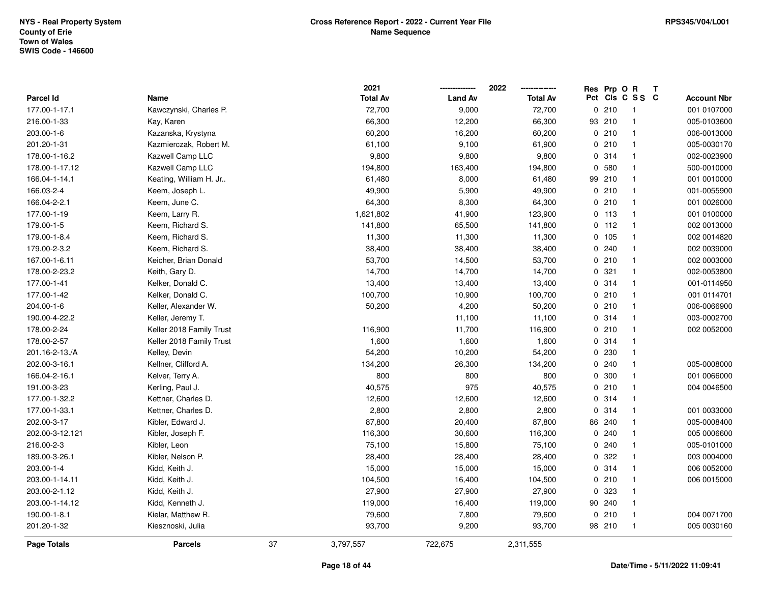NYS - Real Property System
County of Erie
Town of Wales
SWIS Code - 146600

**Cross Reference Report - 2022 - Current Year File**
**Name Sequence**

RPS345/V04/L001

| Parcel Id | Name | 2021 Total Av | 2022 Land Av | 2022 Total Av | Res Pct | Prp Cls | O C | R S S | T C | Account Nbr |
|---|---|---|---|---|---|---|---|---|---|---|
| 177.00-1-17.1 | Kawczynski, Charles P. | 72,700 | 9,000 | 72,700 | 0 | 210 | | 1 | | 001 0107000 |
| 216.00-1-33 | Kay, Karen | 66,300 | 12,200 | 66,300 | 93 | 210 | | 1 | | 005-0103600 |
| 203.00-1-6 | Kazanska, Krystyna | 60,200 | 16,200 | 60,200 | 0 | 210 | | 1 | | 006-0013000 |
| 201.20-1-31 | Kazmierczak, Robert M. | 61,100 | 9,100 | 61,900 | 0 | 210 | | 1 | | 005-0030170 |
| 178.00-1-16.2 | Kazwell Camp LLC | 9,800 | 9,800 | 9,800 | 0 | 314 | | 1 | | 002-0023900 |
| 178.00-1-17.12 | Kazwell Camp LLC | 194,800 | 163,400 | 194,800 | 0 | 580 | | 1 | | 500-0010000 |
| 166.04-1-14.1 | Keating, William H. Jr.. | 61,480 | 8,000 | 61,480 | 99 | 210 | | 1 | | 001 0010000 |
| 166.03-2-4 | Keem, Joseph L. | 49,900 | 5,900 | 49,900 | 0 | 210 | | 1 | | 001-0055900 |
| 166.04-2-2.1 | Keem, June C. | 64,300 | 8,300 | 64,300 | 0 | 210 | | 1 | | 001 0026000 |
| 177.00-1-19 | Keem, Larry R. | 1,621,802 | 41,900 | 123,900 | 0 | 113 | | 1 | | 001 0100000 |
| 179.00-1-5 | Keem, Richard S. | 141,800 | 65,500 | 141,800 | 0 | 112 | | 1 | | 002 0013000 |
| 179.00-1-8.4 | Keem, Richard S. | 11,300 | 11,300 | 11,300 | 0 | 105 | | 1 | | 002 0014820 |
| 179.00-2-3.2 | Keem, Richard S. | 38,400 | 38,400 | 38,400 | 0 | 240 | | 1 | | 002 0039000 |
| 167.00-1-6.11 | Keicher, Brian Donald | 53,700 | 14,500 | 53,700 | 0 | 210 | | 1 | | 002 0003000 |
| 178.00-2-23.2 | Keith, Gary D. | 14,700 | 14,700 | 14,700 | 0 | 321 | | 1 | | 002-0053800 |
| 177.00-1-41 | Kelker, Donald C. | 13,400 | 13,400 | 13,400 | 0 | 314 | | 1 | | 001-0114950 |
| 177.00-1-42 | Kelker, Donald C. | 100,700 | 10,900 | 100,700 | 0 | 210 | | 1 | | 001 0114701 |
| 204.00-1-6 | Keller, Alexander W. | 50,200 | 4,200 | 50,200 | 0 | 210 | | 1 | | 006-0066900 |
| 190.00-4-22.2 | Keller, Jeremy T. | | 11,100 | 11,100 | 0 | 314 | | 1 | | 003-0002700 |
| 178.00-2-24 | Keller 2018 Family Trust | 116,900 | 11,700 | 116,900 | 0 | 210 | | 1 | | 002 0052000 |
| 178.00-2-57 | Keller 2018 Family Trust | 1,600 | 1,600 | 1,600 | 0 | 314 | | 1 | | |
| 201.16-2-13./A | Kelley, Devin | 54,200 | 10,200 | 54,200 | 0 | 230 | | 1 | | |
| 202.00-3-16.1 | Kellner, Clifford A. | 134,200 | 26,300 | 134,200 | 0 | 240 | | 1 | | 005-0008000 |
| 166.04-2-16.1 | Kelver, Terry A. | 800 | 800 | 800 | 0 | 300 | | 1 | | 001 0066000 |
| 191.00-3-23 | Kerling, Paul J. | 40,575 | 975 | 40,575 | 0 | 210 | | 1 | | 004 0046500 |
| 177.00-1-32.2 | Kettner, Charles D. | 12,600 | 12,600 | 12,600 | 0 | 314 | | 1 | | |
| 177.00-1-33.1 | Kettner, Charles D. | 2,800 | 2,800 | 2,800 | 0 | 314 | | 1 | | 001 0033000 |
| 202.00-3-17 | Kibler, Edward J. | 87,800 | 20,400 | 87,800 | 86 | 240 | | 1 | | 005-0008400 |
| 202.00-3-12.121 | Kibler, Joseph F. | 116,300 | 30,600 | 116,300 | 0 | 240 | | 1 | | 005 0006600 |
| 216.00-2-3 | Kibler, Leon | 75,100 | 15,800 | 75,100 | 0 | 240 | | 1 | | 005-0101000 |
| 189.00-3-26.1 | Kibler, Nelson P. | 28,400 | 28,400 | 28,400 | 0 | 322 | | 1 | | 003 0004000 |
| 203.00-1-4 | Kidd, Keith J. | 15,000 | 15,000 | 15,000 | 0 | 314 | | 1 | | 006 0052000 |
| 203.00-1-14.11 | Kidd, Keith J. | 104,500 | 16,400 | 104,500 | 0 | 210 | | 1 | | 006 0015000 |
| 203.00-2-1.12 | Kidd, Keith J. | 27,900 | 27,900 | 27,900 | 0 | 323 | | 1 | | |
| 203.00-1-14.12 | Kidd, Kenneth J. | 119,000 | 16,400 | 119,000 | 90 | 240 | | 1 | | |
| 190.00-1-8.1 | Kielar, Matthew R. | 79,600 | 7,800 | 79,600 | 0 | 210 | | 1 | | 004 0071700 |
| 201.20-1-32 | Kiesznoski, Julia | 93,700 | 9,200 | 93,700 | 98 | 210 | | 1 | | 005 0030160 |
| **Page Totals** | **Parcels** 37 | 3,797,557 | 722,675 | 2,311,555 | | | | | | |

Date/Time - 5/11/2022 11:09:41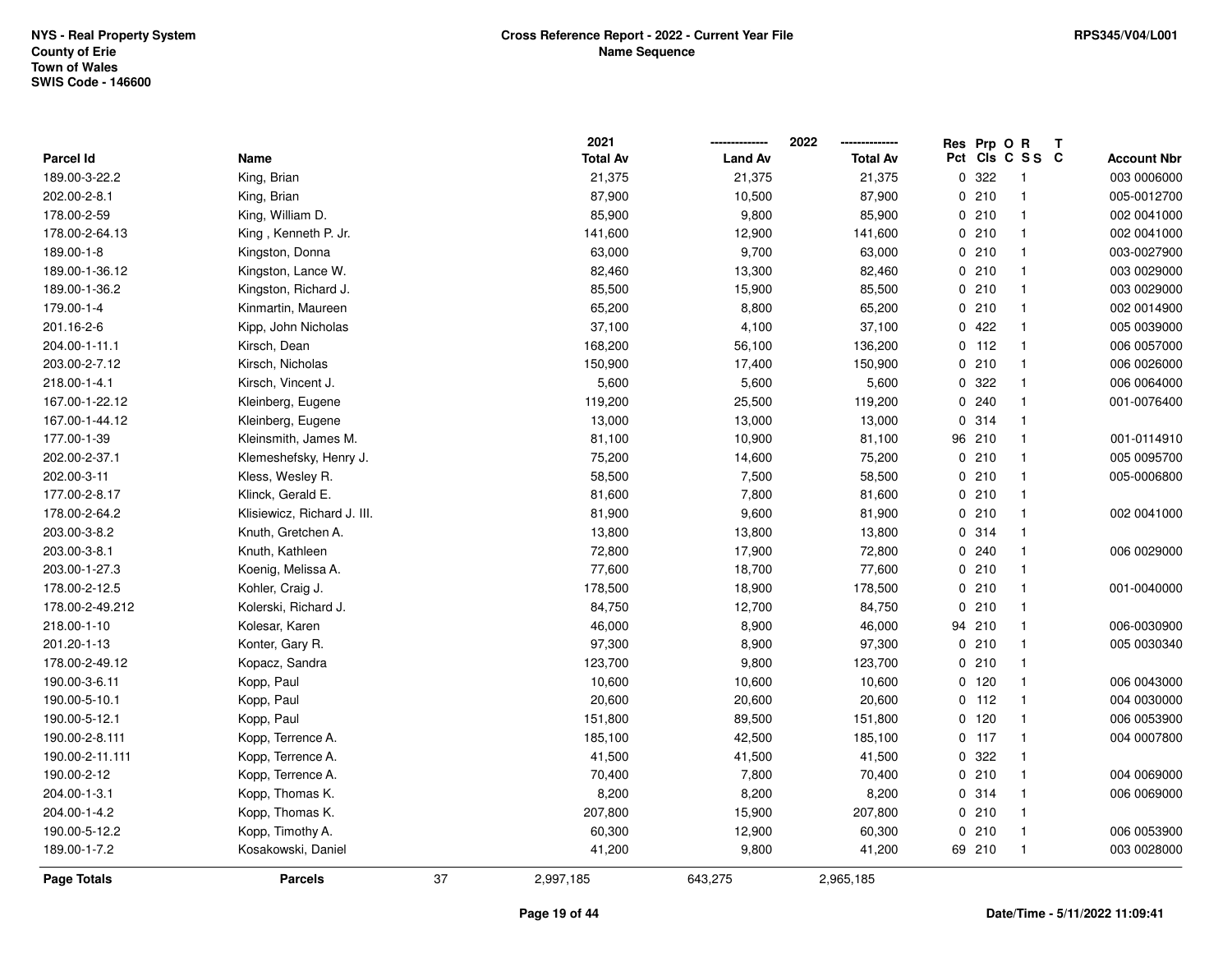NYS - Real Property System
County of Erie
Town of Wales
SWIS Code - 146600

**Cross Reference Report - 2022 - Current Year File**
**Name Sequence**

RPS345/V04/L001

| Parcel Id | Name | 2021 Total Av | 2022 Land Av | 2022 Total Av | Res Pct | Prp Cls | O C | R S S | T C | Account Nbr |
|---|---|---|---|---|---|---|---|---|---|---|
| 189.00-3-22.2 | King, Brian | 21,375 | 21,375 | 21,375 | 0 | 322 | | 1 | | 003 0006000 |
| 202.00-2-8.1 | King, Brian | 87,900 | 10,500 | 87,900 | 0 | 210 | | 1 | | 005-0012700 |
| 178.00-2-59 | King, William D. | 85,900 | 9,800 | 85,900 | 0 | 210 | | 1 | | 002 0041000 |
| 178.00-2-64.13 | King , Kenneth P. Jr. | 141,600 | 12,900 | 141,600 | 0 | 210 | | 1 | | 002 0041000 |
| 189.00-1-8 | Kingston, Donna | 63,000 | 9,700 | 63,000 | 0 | 210 | | 1 | | 003-0027900 |
| 189.00-1-36.12 | Kingston, Lance W. | 82,460 | 13,300 | 82,460 | 0 | 210 | | 1 | | 003 0029000 |
| 189.00-1-36.2 | Kingston, Richard J. | 85,500 | 15,900 | 85,500 | 0 | 210 | | 1 | | 003 0029000 |
| 179.00-1-4 | Kinmartin, Maureen | 65,200 | 8,800 | 65,200 | 0 | 210 | | 1 | | 002 0014900 |
| 201.16-2-6 | Kipp, John Nicholas | 37,100 | 4,100 | 37,100 | 0 | 422 | | 1 | | 005 0039000 |
| 204.00-1-11.1 | Kirsch, Dean | 168,200 | 56,100 | 136,200 | 0 | 112 | | 1 | | 006 0057000 |
| 203.00-2-7.12 | Kirsch, Nicholas | 150,900 | 17,400 | 150,900 | 0 | 210 | | 1 | | 006 0026000 |
| 218.00-1-4.1 | Kirsch, Vincent J. | 5,600 | 5,600 | 5,600 | 0 | 322 | | 1 | | 006 0064000 |
| 167.00-1-22.12 | Kleinberg, Eugene | 119,200 | 25,500 | 119,200 | 0 | 240 | | 1 | | 001-0076400 |
| 167.00-1-44.12 | Kleinberg, Eugene | 13,000 | 13,000 | 13,000 | 0 | 314 | | 1 | | |
| 177.00-1-39 | Kleinsmith, James M. | 81,100 | 10,900 | 81,100 | 96 | 210 | | 1 | | 001-0114910 |
| 202.00-2-37.1 | Klemeshefsky, Henry J. | 75,200 | 14,600 | 75,200 | 0 | 210 | | 1 | | 005 0095700 |
| 202.00-3-11 | Kless, Wesley R. | 58,500 | 7,500 | 58,500 | 0 | 210 | | 1 | | 005-0006800 |
| 177.00-2-8.17 | Klinck, Gerald E. | 81,600 | 7,800 | 81,600 | 0 | 210 | | 1 | | |
| 178.00-2-64.2 | Klisiewicz, Richard J. III. | 81,900 | 9,600 | 81,900 | 0 | 210 | | 1 | | 002 0041000 |
| 203.00-3-8.2 | Knuth, Gretchen A. | 13,800 | 13,800 | 13,800 | 0 | 314 | | 1 | | |
| 203.00-3-8.1 | Knuth, Kathleen | 72,800 | 17,900 | 72,800 | 0 | 240 | | 1 | | 006 0029000 |
| 203.00-1-27.3 | Koenig, Melissa A. | 77,600 | 18,700 | 77,600 | 0 | 210 | | 1 | | |
| 178.00-2-12.5 | Kohler, Craig J. | 178,500 | 18,900 | 178,500 | 0 | 210 | | 1 | | 001-0040000 |
| 178.00-2-49.212 | Kolerski, Richard J. | 84,750 | 12,700 | 84,750 | 0 | 210 | | 1 | | |
| 218.00-1-10 | Kolesar, Karen | 46,000 | 8,900 | 46,000 | 94 | 210 | | 1 | | 006-0030900 |
| 201.20-1-13 | Konter, Gary R. | 97,300 | 8,900 | 97,300 | 0 | 210 | | 1 | | 005 0030340 |
| 178.00-2-49.12 | Kopacz, Sandra | 123,700 | 9,800 | 123,700 | 0 | 210 | | 1 | | |
| 190.00-3-6.11 | Kopp, Paul | 10,600 | 10,600 | 10,600 | 0 | 120 | | 1 | | 006 0043000 |
| 190.00-5-10.1 | Kopp, Paul | 20,600 | 20,600 | 20,600 | 0 | 112 | | 1 | | 004 0030000 |
| 190.00-5-12.1 | Kopp, Paul | 151,800 | 89,500 | 151,800 | 0 | 120 | | 1 | | 006 0053900 |
| 190.00-2-8.111 | Kopp, Terrence A. | 185,100 | 42,500 | 185,100 | 0 | 117 | | 1 | | 004 0007800 |
| 190.00-2-11.111 | Kopp, Terrence A. | 41,500 | 41,500 | 41,500 | 0 | 322 | | 1 | | |
| 190.00-2-12 | Kopp, Terrence A. | 70,400 | 7,800 | 70,400 | 0 | 210 | | 1 | | 004 0069000 |
| 204.00-1-3.1 | Kopp, Thomas K. | 8,200 | 8,200 | 8,200 | 0 | 314 | | 1 | | 006 0069000 |
| 204.00-1-4.2 | Kopp, Thomas K. | 207,800 | 15,900 | 207,800 | 0 | 210 | | 1 | | |
| 190.00-5-12.2 | Kopp, Timothy A. | 60,300 | 12,900 | 60,300 | 0 | 210 | | 1 | | 006 0053900 |
| 189.00-1-7.2 | Kosakowski, Daniel | 41,200 | 9,800 | 41,200 | 69 | 210 | | 1 | | 003 0028000 |
| **Page Totals** | **Parcels** 37 | 2,997,185 | 643,275 | 2,965,185 | | | | | | |

Date/Time - 5/11/2022 11:09:41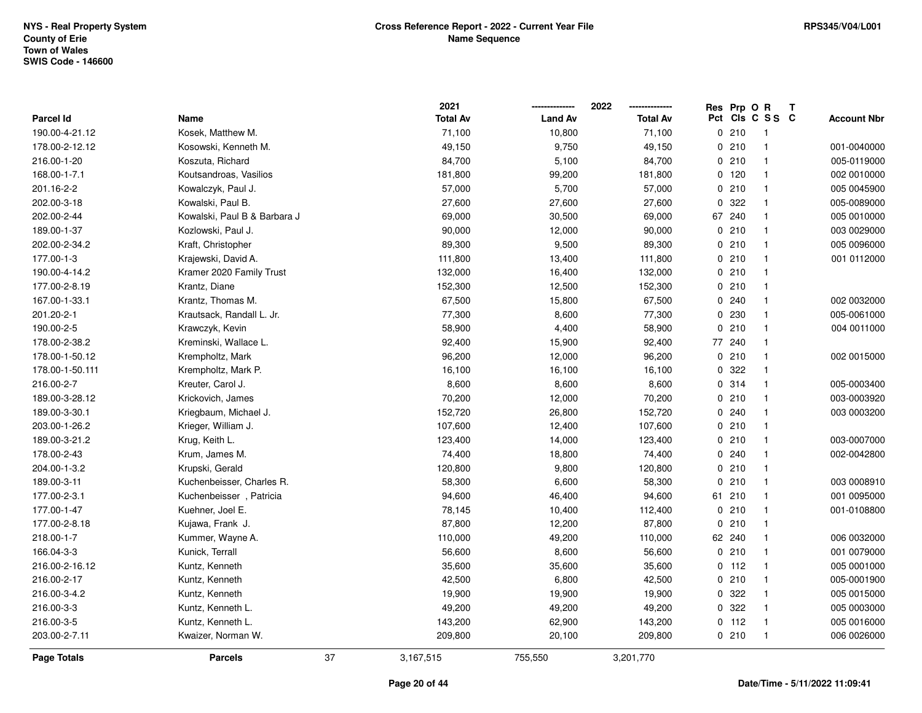**NYS - Real Property System**
**County of Erie**
**Town of Wales**
**SWIS Code - 146600**

**Cross Reference Report - 2022 - Current Year File**
**Name Sequence**

**RPS345/V04/L001**

| Parcel Id | Name | 2021 Total Av | 2022 Land Av | 2022 Total Av | Res Pct | Prp Cls | O C | R S S | T C | Account Nbr |
|---|---|---|---|---|---|---|---|---|---|---|
| 190.00-4-21.12 | Kosek, Matthew M. | 71,100 | 10,800 | 71,100 | 0 | 210 | | 1 | | |
| 178.00-2-12.12 | Kosowski, Kenneth M. | 49,150 | 9,750 | 49,150 | 0 | 210 | | 1 | | 001-0040000 |
| 216.00-1-20 | Koszuta, Richard | 84,700 | 5,100 | 84,700 | 0 | 210 | | 1 | | 005-0119000 |
| 168.00-1-7.1 | Koutsandroas, Vasilios | 181,800 | 99,200 | 181,800 | 0 | 120 | | 1 | | 002 0010000 |
| 201.16-2-2 | Kowalczyk, Paul J. | 57,000 | 5,700 | 57,000 | 0 | 210 | | 1 | | 005 0045900 |
| 202.00-3-18 | Kowalski, Paul B. | 27,600 | 27,600 | 27,600 | 0 | 322 | | 1 | | 005-0089000 |
| 202.00-2-44 | Kowalski, Paul B & Barbara J | 69,000 | 30,500 | 69,000 | 67 | 240 | | 1 | | 005 0010000 |
| 189.00-1-37 | Kozlowski, Paul J. | 90,000 | 12,000 | 90,000 | 0 | 210 | | 1 | | 003 0029000 |
| 202.00-2-34.2 | Kraft, Christopher | 89,300 | 9,500 | 89,300 | 0 | 210 | | 1 | | 005 0096000 |
| 177.00-1-3 | Krajewski, David A. | 111,800 | 13,400 | 111,800 | 0 | 210 | | 1 | | 001 0112000 |
| 190.00-4-14.2 | Kramer 2020 Family Trust | 132,000 | 16,400 | 132,000 | 0 | 210 | | 1 | | |
| 177.00-2-8.19 | Krantz, Diane | 152,300 | 12,500 | 152,300 | 0 | 210 | | 1 | | |
| 167.00-1-33.1 | Krantz, Thomas M. | 67,500 | 15,800 | 67,500 | 0 | 240 | | 1 | | 002 0032000 |
| 201.20-2-1 | Krautsack, Randall L. Jr. | 77,300 | 8,600 | 77,300 | 0 | 230 | | 1 | | 005-0061000 |
| 190.00-2-5 | Krawczyk, Kevin | 58,900 | 4,400 | 58,900 | 0 | 210 | | 1 | | 004 0011000 |
| 178.00-2-38.2 | Kreminski, Wallace L. | 92,400 | 15,900 | 92,400 | 77 | 240 | | 1 | | |
| 178.00-1-50.12 | Krempholtz, Mark | 96,200 | 12,000 | 96,200 | 0 | 210 | | 1 | | 002 0015000 |
| 178.00-1-50.111 | Krempholtz, Mark P. | 16,100 | 16,100 | 16,100 | 0 | 322 | | 1 | | |
| 216.00-2-7 | Kreuter, Carol J. | 8,600 | 8,600 | 8,600 | 0 | 314 | | 1 | | 005-0003400 |
| 189.00-3-28.12 | Krickovich, James | 70,200 | 12,000 | 70,200 | 0 | 210 | | 1 | | 003-0003920 |
| 189.00-3-30.1 | Kriegbaum, Michael J. | 152,720 | 26,800 | 152,720 | 0 | 240 | | 1 | | 003 0003200 |
| 203.00-1-26.2 | Krieger, William J. | 107,600 | 12,400 | 107,600 | 0 | 210 | | 1 | | |
| 189.00-3-21.2 | Krug, Keith L. | 123,400 | 14,000 | 123,400 | 0 | 210 | | 1 | | 003-0007000 |
| 178.00-2-43 | Krum, James M. | 74,400 | 18,800 | 74,400 | 0 | 240 | | 1 | | 002-0042800 |
| 204.00-1-3.2 | Krupski, Gerald | 120,800 | 9,800 | 120,800 | 0 | 210 | | 1 | | |
| 189.00-3-11 | Kuchenbeisser, Charles R. | 58,300 | 6,600 | 58,300 | 0 | 210 | | 1 | | 003 0008910 |
| 177.00-2-3.1 | Kuchenbeisser , Patricia | 94,600 | 46,400 | 94,600 | 61 | 210 | | 1 | | 001 0095000 |
| 177.00-1-47 | Kuehner, Joel E. | 78,145 | 10,400 | 112,400 | 0 | 210 | | 1 | | 001-0108800 |
| 177.00-2-8.18 | Kujawa, Frank J. | 87,800 | 12,200 | 87,800 | 0 | 210 | | 1 | | |
| 218.00-1-7 | Kummer, Wayne A. | 110,000 | 49,200 | 110,000 | 62 | 240 | | 1 | | 006 0032000 |
| 166.04-3-3 | Kunick, Terrall | 56,600 | 8,600 | 56,600 | 0 | 210 | | 1 | | 001 0079000 |
| 216.00-2-16.12 | Kuntz, Kenneth | 35,600 | 35,600 | 35,600 | 0 | 112 | | 1 | | 005 0001000 |
| 216.00-2-17 | Kuntz, Kenneth | 42,500 | 6,800 | 42,500 | 0 | 210 | | 1 | | 005-0001900 |
| 216.00-3-4.2 | Kuntz, Kenneth | 19,900 | 19,900 | 19,900 | 0 | 322 | | 1 | | 005 0015000 |
| 216.00-3-3 | Kuntz, Kenneth L. | 49,200 | 49,200 | 49,200 | 0 | 322 | | 1 | | 005 0003000 |
| 216.00-3-5 | Kuntz, Kenneth L. | 143,200 | 62,900 | 143,200 | 0 | 112 | | 1 | | 005 0016000 |
| 203.00-2-7.11 | Kwaizer, Norman W. | 209,800 | 20,100 | 209,800 | 0 | 210 | | 1 | | 006 0026000 |
| **Page Totals** | **Parcels** 37 | 3,167,515 | 755,550 | 3,201,770 | | | | | | |

**Date/Time - 5/11/2022 11:09:41**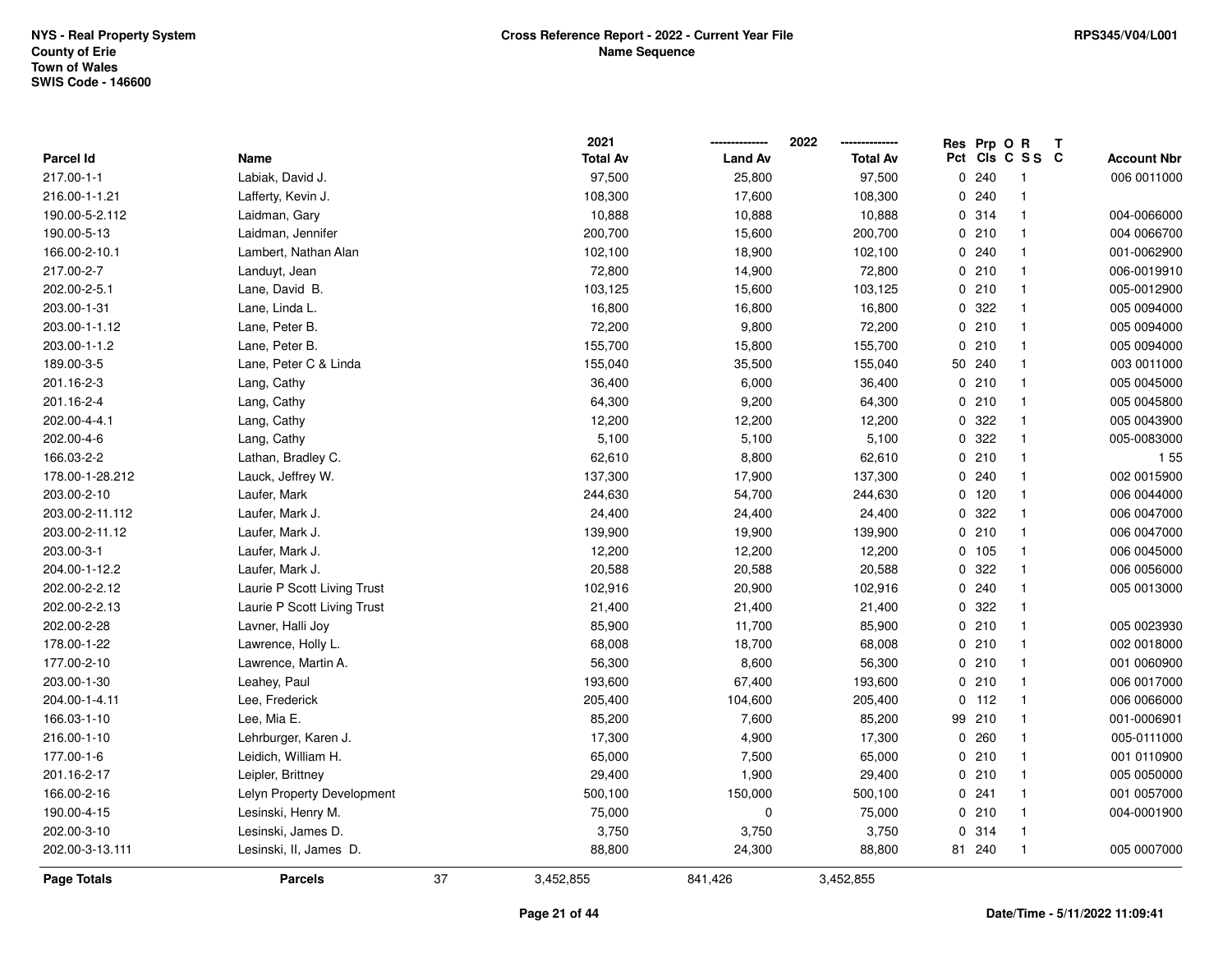NYS - Real Property System
County of Erie
Town of Wales
SWIS Code - 146600

**Cross Reference Report - 2022 - Current Year File**
**Name Sequence**

RPS345/V04/L001

| Parcel Id | Name | 2021 Total Av | 2022 Land Av | 2022 Total Av | Res Pct | Prp Cls | O C | R S S | T C | Account Nbr |
|---|---|---|---|---|---|---|---|---|---|---|
| 217.00-1-1 | Labiak, David J. | 97,500 | 25,800 | 97,500 | 0 | 240 | | 1 | | 006 0011000 |
| 216.00-1-1.21 | Lafferty, Kevin J. | 108,300 | 17,600 | 108,300 | 0 | 240 | | 1 | | |
| 190.00-5-2.112 | Laidman, Gary | 10,888 | 10,888 | 10,888 | 0 | 314 | | 1 | | 004-0066000 |
| 190.00-5-13 | Laidman, Jennifer | 200,700 | 15,600 | 200,700 | 0 | 210 | | 1 | | 004 0066700 |
| 166.00-2-10.1 | Lambert, Nathan Alan | 102,100 | 18,900 | 102,100 | 0 | 240 | | 1 | | 001-0062900 |
| 217.00-2-7 | Landuyt, Jean | 72,800 | 14,900 | 72,800 | 0 | 210 | | 1 | | 006-0019910 |
| 202.00-2-5.1 | Lane, David B. | 103,125 | 15,600 | 103,125 | 0 | 210 | | 1 | | 005-0012900 |
| 203.00-1-31 | Lane, Linda L. | 16,800 | 16,800 | 16,800 | 0 | 322 | | 1 | | 005 0094000 |
| 203.00-1-1.12 | Lane, Peter B. | 72,200 | 9,800 | 72,200 | 0 | 210 | | 1 | | 005 0094000 |
| 203.00-1-1.2 | Lane, Peter B. | 155,700 | 15,800 | 155,700 | 0 | 210 | | 1 | | 005 0094000 |
| 189.00-3-5 | Lane, Peter C & Linda | 155,040 | 35,500 | 155,040 | 50 | 240 | | 1 | | 003 0011000 |
| 201.16-2-3 | Lang, Cathy | 36,400 | 6,000 | 36,400 | 0 | 210 | | 1 | | 005 0045000 |
| 201.16-2-4 | Lang, Cathy | 64,300 | 9,200 | 64,300 | 0 | 210 | | 1 | | 005 0045800 |
| 202.00-4-4.1 | Lang, Cathy | 12,200 | 12,200 | 12,200 | 0 | 322 | | 1 | | 005 0043900 |
| 202.00-4-6 | Lang, Cathy | 5,100 | 5,100 | 5,100 | 0 | 322 | | 1 | | 005-0083000 |
| 166.03-2-2 | Lathan, Bradley C. | 62,610 | 8,800 | 62,610 | 0 | 210 | | 1 | | 1 55 |
| 178.00-1-28.212 | Lauck, Jeffrey W. | 137,300 | 17,900 | 137,300 | 0 | 240 | | 1 | | 002 0015900 |
| 203.00-2-10 | Laufer, Mark | 244,630 | 54,700 | 244,630 | 0 | 120 | | 1 | | 006 0044000 |
| 203.00-2-11.112 | Laufer, Mark J. | 24,400 | 24,400 | 24,400 | 0 | 322 | | 1 | | 006 0047000 |
| 203.00-2-11.12 | Laufer, Mark J. | 139,900 | 19,900 | 139,900 | 0 | 210 | | 1 | | 006 0047000 |
| 203.00-3-1 | Laufer, Mark J. | 12,200 | 12,200 | 12,200 | 0 | 105 | | 1 | | 006 0045000 |
| 204.00-1-12.2 | Laufer, Mark J. | 20,588 | 20,588 | 20,588 | 0 | 322 | | 1 | | 006 0056000 |
| 202.00-2-2.12 | Laurie P Scott Living Trust | 102,916 | 20,900 | 102,916 | 0 | 240 | | 1 | | 005 0013000 |
| 202.00-2-2.13 | Laurie P Scott Living Trust | 21,400 | 21,400 | 21,400 | 0 | 322 | | 1 | | |
| 202.00-2-28 | Lavner, Halli Joy | 85,900 | 11,700 | 85,900 | 0 | 210 | | 1 | | 005 0023930 |
| 178.00-1-22 | Lawrence, Holly L. | 68,008 | 18,700 | 68,008 | 0 | 210 | | 1 | | 002 0018000 |
| 177.00-2-10 | Lawrence, Martin A. | 56,300 | 8,600 | 56,300 | 0 | 210 | | 1 | | 001 0060900 |
| 203.00-1-30 | Leahey, Paul | 193,600 | 67,400 | 193,600 | 0 | 210 | | 1 | | 006 0017000 |
| 204.00-1-4.11 | Lee, Frederick | 205,400 | 104,600 | 205,400 | 0 | 112 | | 1 | | 006 0066000 |
| 166.03-1-10 | Lee, Mia E. | 85,200 | 7,600 | 85,200 | 99 | 210 | | 1 | | 001-0006901 |
| 216.00-1-10 | Lehrburger, Karen J. | 17,300 | 4,900 | 17,300 | 0 | 260 | | 1 | | 005-0111000 |
| 177.00-1-6 | Leidich, William H. | 65,000 | 7,500 | 65,000 | 0 | 210 | | 1 | | 001 0110900 |
| 201.16-2-17 | Leipler, Brittney | 29,400 | 1,900 | 29,400 | 0 | 210 | | 1 | | 005 0050000 |
| 166.00-2-16 | Lelyn Property Development | 500,100 | 150,000 | 500,100 | 0 | 241 | | 1 | | 001 0057000 |
| 190.00-4-15 | Lesinski, Henry M. | 75,000 | 0 | 75,000 | 0 | 210 | | 1 | | 004-0001900 |
| 202.00-3-10 | Lesinski, James D. | 3,750 | 3,750 | 3,750 | 0 | 314 | | 1 | | |
| 202.00-3-13.111 | Lesinski, II, James D. | 88,800 | 24,300 | 88,800 | 81 | 240 | | 1 | | 005 0007000 |
| **Page Totals** | **Parcels** 37 | 3,452,855 | 841,426 | 3,452,855 | | | | | | |

Date/Time - 5/11/2022 11:09:41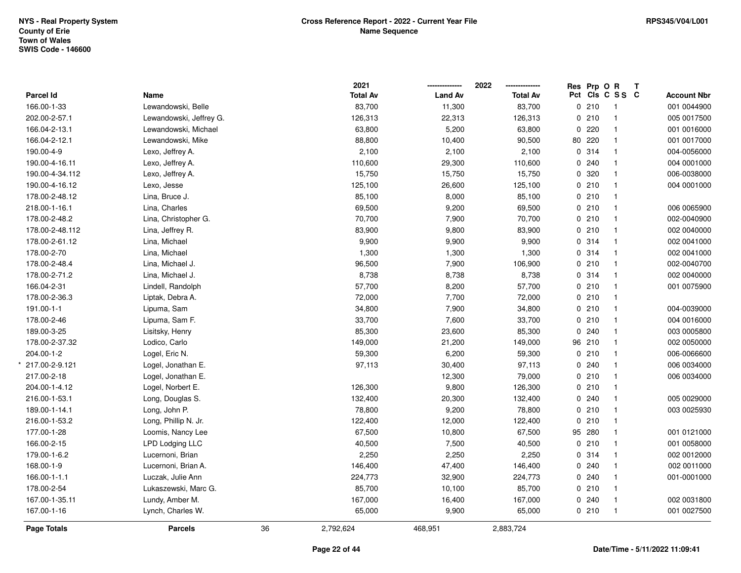NYS - Real Property System
County of Erie
Town of Wales
SWIS Code - 146600

**Cross Reference Report - 2022 - Current Year File**
**Name Sequence**

RPS345/V04/L001

| Parcel Id | Name | 2021 Total Av | 2022 Land Av | 2022 Total Av | Res Pct | Prp Cls | O C | R S S | T C | Account Nbr |
|---|---|---|---|---|---|---|---|---|---|---|
| 166.00-1-33 | Lewandowski, Belle | 83,700 | 11,300 | 83,700 | 0 | 210 | | 1 | | 001 0044900 |
| 202.00-2-57.1 | Lewandowski, Jeffrey G. | 126,313 | 22,313 | 126,313 | 0 | 210 | | 1 | | 005 0017500 |
| 166.04-2-13.1 | Lewandowski, Michael | 63,800 | 5,200 | 63,800 | 0 | 220 | | 1 | | 001 0016000 |
| 166.04-2-12.1 | Lewandowski, Mike | 88,800 | 10,400 | 90,500 | 80 | 220 | | 1 | | 001 0017000 |
| 190.00-4-9 | Lexo, Jeffrey A. | 2,100 | 2,100 | 2,100 | 0 | 314 | | 1 | | 004-0056000 |
| 190.00-4-16.11 | Lexo, Jeffrey A. | 110,600 | 29,300 | 110,600 | 0 | 240 | | 1 | | 004 0001000 |
| 190.00-4-34.112 | Lexo, Jeffrey A. | 15,750 | 15,750 | 15,750 | 0 | 320 | | 1 | | 006-0038000 |
| 190.00-4-16.12 | Lexo, Jesse | 125,100 | 26,600 | 125,100 | 0 | 210 | | 1 | | 004 0001000 |
| 178.00-2-48.12 | Lina, Bruce J. | 85,100 | 8,000 | 85,100 | 0 | 210 | | 1 | | |
| 218.00-1-16.1 | Lina, Charles | 69,500 | 9,200 | 69,500 | 0 | 210 | | 1 | | 006 0065900 |
| 178.00-2-48.2 | Lina, Christopher G. | 70,700 | 7,900 | 70,700 | 0 | 210 | | 1 | | 002-0040900 |
| 178.00-2-48.112 | Lina, Jeffrey R. | 83,900 | 9,800 | 83,900 | 0 | 210 | | 1 | | 002 0040000 |
| 178.00-2-61.12 | Lina, Michael | 9,900 | 9,900 | 9,900 | 0 | 314 | | 1 | | 002 0041000 |
| 178.00-2-70 | Lina, Michael | 1,300 | 1,300 | 1,300 | 0 | 314 | | 1 | | 002 0041000 |
| 178.00-2-48.4 | Lina, Michael J. | 96,500 | 7,900 | 106,900 | 0 | 210 | | 1 | | 002-0040700 |
| 178.00-2-71.2 | Lina, Michael J. | 8,738 | 8,738 | 8,738 | 0 | 314 | | 1 | | 002 0040000 |
| 166.04-2-31 | Lindell, Randolph | 57,700 | 8,200 | 57,700 | 0 | 210 | | 1 | | 001 0075900 |
| 178.00-2-36.3 | Liptak, Debra A. | 72,000 | 7,700 | 72,000 | 0 | 210 | | 1 | | |
| 191.00-1-1 | Lipuma, Sam | 34,800 | 7,900 | 34,800 | 0 | 210 | | 1 | | 004-0039000 |
| 178.00-2-46 | Lipuma, Sam F. | 33,700 | 7,600 | 33,700 | 0 | 210 | | 1 | | 004 0016000 |
| 189.00-3-25 | Lisitsky, Henry | 85,300 | 23,600 | 85,300 | 0 | 240 | | 1 | | 003 0005800 |
| 178.00-2-37.32 | Lodico, Carlo | 149,000 | 21,200 | 149,000 | 96 | 210 | | 1 | | 002 0050000 |
| 204.00-1-2 | Logel, Eric N. | 59,300 | 6,200 | 59,300 | 0 | 210 | | 1 | | 006-0066600 |
| * 217.00-2-9.121 | Logel, Jonathan E. | 97,113 | 30,400 | 97,113 | 0 | 240 | | 1 | | 006 0034000 |
| 217.00-2-18 | Logel, Jonathan E. | | 12,300 | 79,000 | 0 | 210 | | 1 | | 006 0034000 |
| 204.00-1-4.12 | Logel, Norbert E. | 126,300 | 9,800 | 126,300 | 0 | 210 | | 1 | | |
| 216.00-1-53.1 | Long, Douglas S. | 132,400 | 20,300 | 132,400 | 0 | 240 | | 1 | | 005 0029000 |
| 189.00-1-14.1 | Long, John P. | 78,800 | 9,200 | 78,800 | 0 | 210 | | 1 | | 003 0025930 |
| 216.00-1-53.2 | Long, Phillip N. Jr. | 122,400 | 12,000 | 122,400 | 0 | 210 | | 1 | | |
| 177.00-1-28 | Loomis, Nancy Lee | 67,500 | 10,800 | 67,500 | 95 | 280 | | 1 | | 001 0121000 |
| 166.00-2-15 | LPD Lodging LLC | 40,500 | 7,500 | 40,500 | 0 | 210 | | 1 | | 001 0058000 |
| 179.00-1-6.2 | Lucernoni, Brian | 2,250 | 2,250 | 2,250 | 0 | 314 | | 1 | | 002 0012000 |
| 168.00-1-9 | Lucernoni, Brian A. | 146,400 | 47,400 | 146,400 | 0 | 240 | | 1 | | 002 0011000 |
| 166.00-1-1.1 | Luczak, Julie Ann | 224,773 | 32,900 | 224,773 | 0 | 240 | | 1 | | 001-0001000 |
| 178.00-2-54 | Lukaszewski, Marc G. | 85,700 | 10,100 | 85,700 | 0 | 210 | | 1 | | |
| 167.00-1-35.11 | Lundy, Amber M. | 167,000 | 16,400 | 167,000 | 0 | 240 | | 1 | | 002 0031800 |
| 167.00-1-16 | Lynch, Charles W. | 65,000 | 9,900 | 65,000 | 0 | 210 | | 1 | | 001 0027500 |
| **Page Totals** | **Parcels** 36 | 2,792,624 | 468,951 | 2,883,724 | | | | | | |

Date/Time - 5/11/2022 11:09:41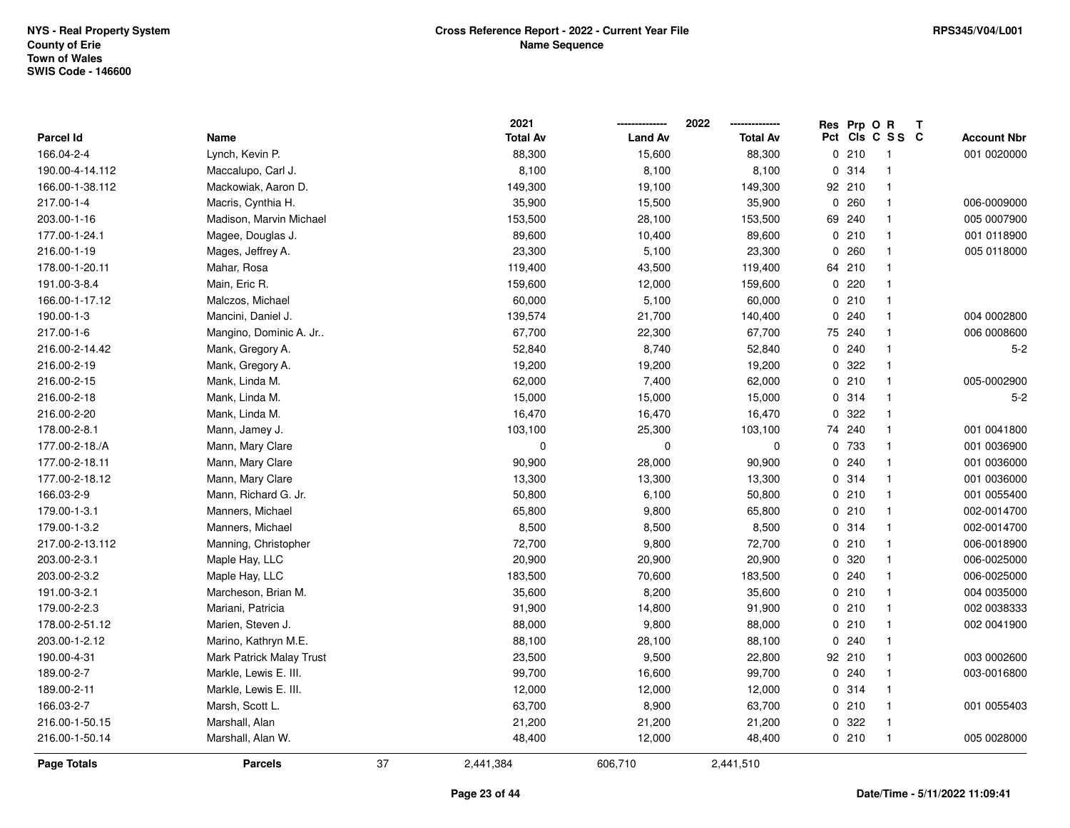NYS - Real Property System
County of Erie
Town of Wales
SWIS Code - 146600

**Cross Reference Report - 2022 - Current Year File**
**Name Sequence**

RPS345/V04/L001

| Parcel Id | Name | 2021 Total Av | 2022 Land Av | 2022 Total Av | Res Pct | Prp Cls | O C | R SS | T C | Account Nbr |
|---|---|---|---|---|---|---|---|---|---|---|
| 166.04-2-4 | Lynch, Kevin P. | 88,300 | 15,600 | 88,300 | 0 | 210 | | 1 | | 001 0020000 |
| 190.00-4-14.112 | Maccalupo, Carl J. | 8,100 | 8,100 | 8,100 | 0 | 314 | | 1 | | |
| 166.00-1-38.112 | Mackowiak, Aaron D. | 149,300 | 19,100 | 149,300 | 92 | 210 | | 1 | | |
| 217.00-1-4 | Macris, Cynthia H. | 35,900 | 15,500 | 35,900 | 0 | 260 | | 1 | | 006-0009000 |
| 203.00-1-16 | Madison, Marvin Michael | 153,500 | 28,100 | 153,500 | 69 | 240 | | 1 | | 005 0007900 |
| 177.00-1-24.1 | Magee, Douglas J. | 89,600 | 10,400 | 89,600 | 0 | 210 | | 1 | | 001 0118900 |
| 216.00-1-19 | Mages, Jeffrey A. | 23,300 | 5,100 | 23,300 | 0 | 260 | | 1 | | 005 0118000 |
| 178.00-1-20.11 | Mahar, Rosa | 119,400 | 43,500 | 119,400 | 64 | 210 | | 1 | | |
| 191.00-3-8.4 | Main, Eric R. | 159,600 | 12,000 | 159,600 | 0 | 220 | | 1 | | |
| 166.00-1-17.12 | Malczos, Michael | 60,000 | 5,100 | 60,000 | 0 | 210 | | 1 | | |
| 190.00-1-3 | Mancini, Daniel J. | 139,574 | 21,700 | 140,400 | 0 | 240 | | 1 | | 004 0002800 |
| 217.00-1-6 | Mangino, Dominic A. Jr.. | 67,700 | 22,300 | 67,700 | 75 | 240 | | 1 | | 006 0008600 |
| 216.00-2-14.42 | Mank, Gregory A. | 52,840 | 8,740 | 52,840 | 0 | 240 | | 1 | | 5-2 |
| 216.00-2-19 | Mank, Gregory A. | 19,200 | 19,200 | 19,200 | 0 | 322 | | 1 | | |
| 216.00-2-15 | Mank, Linda M. | 62,000 | 7,400 | 62,000 | 0 | 210 | | 1 | | 005-0002900 |
| 216.00-2-18 | Mank, Linda M. | 15,000 | 15,000 | 15,000 | 0 | 314 | | 1 | | 5-2 |
| 216.00-2-20 | Mank, Linda M. | 16,470 | 16,470 | 16,470 | 0 | 322 | | 1 | | |
| 178.00-2-8.1 | Mann, Jamey J. | 103,100 | 25,300 | 103,100 | 74 | 240 | | 1 | | 001 0041800 |
| 177.00-2-18./A | Mann, Mary Clare | 0 | 0 | 0 | 0 | 733 | | 1 | | 001 0036900 |
| 177.00-2-18.11 | Mann, Mary Clare | 90,900 | 28,000 | 90,900 | 0 | 240 | | 1 | | 001 0036000 |
| 177.00-2-18.12 | Mann, Mary Clare | 13,300 | 13,300 | 13,300 | 0 | 314 | | 1 | | 001 0036000 |
| 166.03-2-9 | Mann, Richard G. Jr. | 50,800 | 6,100 | 50,800 | 0 | 210 | | 1 | | 001 0055400 |
| 179.00-1-3.1 | Manners, Michael | 65,800 | 9,800 | 65,800 | 0 | 210 | | 1 | | 002-0014700 |
| 179.00-1-3.2 | Manners, Michael | 8,500 | 8,500 | 8,500 | 0 | 314 | | 1 | | 002-0014700 |
| 217.00-2-13.112 | Manning, Christopher | 72,700 | 9,800 | 72,700 | 0 | 210 | | 1 | | 006-0018900 |
| 203.00-2-3.1 | Maple Hay, LLC | 20,900 | 20,900 | 20,900 | 0 | 320 | | 1 | | 006-0025000 |
| 203.00-2-3.2 | Maple Hay, LLC | 183,500 | 70,600 | 183,500 | 0 | 240 | | 1 | | 006-0025000 |
| 191.00-3-2.1 | Marcheson, Brian M. | 35,600 | 8,200 | 35,600 | 0 | 210 | | 1 | | 004 0035000 |
| 179.00-2-2.3 | Mariani, Patricia | 91,900 | 14,800 | 91,900 | 0 | 210 | | 1 | | 002 0038333 |
| 178.00-2-51.12 | Marien, Steven J. | 88,000 | 9,800 | 88,000 | 0 | 210 | | 1 | | 002 0041900 |
| 203.00-1-2.12 | Marino, Kathryn M.E. | 88,100 | 28,100 | 88,100 | 0 | 240 | | 1 | | |
| 190.00-4-31 | Mark Patrick Malay Trust | 23,500 | 9,500 | 22,800 | 92 | 210 | | 1 | | 003 0002600 |
| 189.00-2-7 | Markle, Lewis E. III. | 99,700 | 16,600 | 99,700 | 0 | 240 | | 1 | | 003-0016800 |
| 189.00-2-11 | Markle, Lewis E. III. | 12,000 | 12,000 | 12,000 | 0 | 314 | | 1 | | |
| 166.03-2-7 | Marsh, Scott L. | 63,700 | 8,900 | 63,700 | 0 | 210 | | 1 | | 001 0055403 |
| 216.00-1-50.15 | Marshall, Alan | 21,200 | 21,200 | 21,200 | 0 | 322 | | 1 | | |
| 216.00-1-50.14 | Marshall, Alan W. | 48,400 | 12,000 | 48,400 | 0 | 210 | | 1 | | 005 0028000 |
| **Page Totals** | **Parcels** 37 | 2,441,384 | 606,710 | 2,441,510 | | | | | | |

Date/Time - 5/11/2022 11:09:41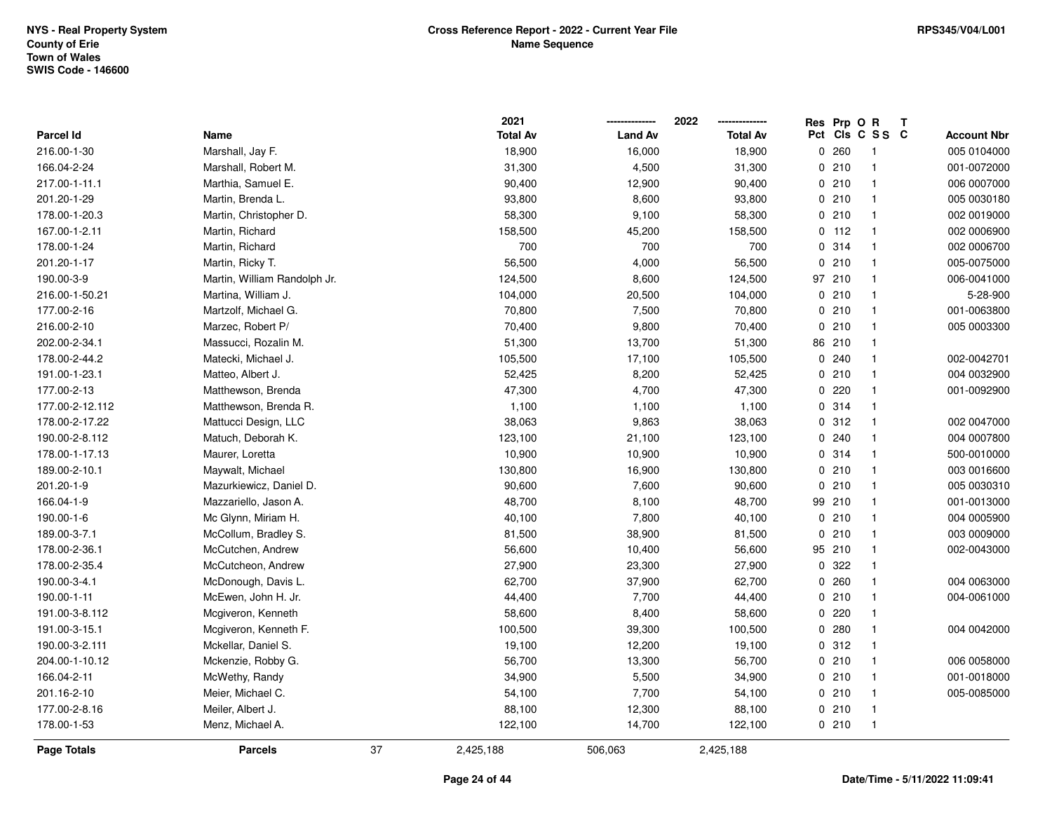NYS - Real Property System
County of Erie
Town of Wales
SWIS Code - 146600

**Cross Reference Report - 2022 - Current Year File**
**Name Sequence**

RPS345/V04/L001

| Parcel Id | Name | 2021 Total Av | 2022 Land Av | 2022 Total Av | Res Pct | Prp Cls | O C | R S S | T C | Account Nbr |
|---|---|---|---|---|---|---|---|---|---|---|
| 216.00-1-30 | Marshall, Jay F. | 18,900 | 16,000 | 18,900 | 0 | 260 | | 1 | | 005 0104000 |
| 166.04-2-24 | Marshall, Robert M. | 31,300 | 4,500 | 31,300 | 0 | 210 | | 1 | | 001-0072000 |
| 217.00-1-11.1 | Marthia, Samuel E. | 90,400 | 12,900 | 90,400 | 0 | 210 | | 1 | | 006 0007000 |
| 201.20-1-29 | Martin, Brenda L. | 93,800 | 8,600 | 93,800 | 0 | 210 | | 1 | | 005 0030180 |
| 178.00-1-20.3 | Martin, Christopher D. | 58,300 | 9,100 | 58,300 | 0 | 210 | | 1 | | 002 0019000 |
| 167.00-1-2.11 | Martin, Richard | 158,500 | 45,200 | 158,500 | 0 | 112 | | 1 | | 002 0006900 |
| 178.00-1-24 | Martin, Richard | 700 | 700 | 700 | 0 | 314 | | 1 | | 002 0006700 |
| 201.20-1-17 | Martin, Ricky T. | 56,500 | 4,000 | 56,500 | 0 | 210 | | 1 | | 005-0075000 |
| 190.00-3-9 | Martin, William Randolph Jr. | 124,500 | 8,600 | 124,500 | 97 | 210 | | 1 | | 006-0041000 |
| 216.00-1-50.21 | Martina, William J. | 104,000 | 20,500 | 104,000 | 0 | 210 | | 1 | | 5-28-900 |
| 177.00-2-16 | Martzolf, Michael G. | 70,800 | 7,500 | 70,800 | 0 | 210 | | 1 | | 001-0063800 |
| 216.00-2-10 | Marzec, Robert P/ | 70,400 | 9,800 | 70,400 | 0 | 210 | | 1 | | 005 0003300 |
| 202.00-2-34.1 | Massucci, Rozalin M. | 51,300 | 13,700 | 51,300 | 86 | 210 | | 1 | | |
| 178.00-2-44.2 | Matecki, Michael J. | 105,500 | 17,100 | 105,500 | 0 | 240 | | 1 | | 002-0042701 |
| 191.00-1-23.1 | Matteo, Albert J. | 52,425 | 8,200 | 52,425 | 0 | 210 | | 1 | | 004 0032900 |
| 177.00-2-13 | Matthewson, Brenda | 47,300 | 4,700 | 47,300 | 0 | 220 | | 1 | | 001-0092900 |
| 177.00-2-12.112 | Matthewson, Brenda R. | 1,100 | 1,100 | 1,100 | 0 | 314 | | 1 | | |
| 178.00-2-17.22 | Mattucci Design, LLC | 38,063 | 9,863 | 38,063 | 0 | 312 | | 1 | | 002 0047000 |
| 190.00-2-8.112 | Matuch, Deborah K. | 123,100 | 21,100 | 123,100 | 0 | 240 | | 1 | | 004 0007800 |
| 178.00-1-17.13 | Maurer, Loretta | 10,900 | 10,900 | 10,900 | 0 | 314 | | 1 | | 500-0010000 |
| 189.00-2-10.1 | Maywalt, Michael | 130,800 | 16,900 | 130,800 | 0 | 210 | | 1 | | 003 0016600 |
| 201.20-1-9 | Mazurkiewicz, Daniel D. | 90,600 | 7,600 | 90,600 | 0 | 210 | | 1 | | 005 0030310 |
| 166.04-1-9 | Mazzariello, Jason A. | 48,700 | 8,100 | 48,700 | 99 | 210 | | 1 | | 001-0013000 |
| 190.00-1-6 | Mc Glynn, Miriam H. | 40,100 | 7,800 | 40,100 | 0 | 210 | | 1 | | 004 0005900 |
| 189.00-3-7.1 | McCollum, Bradley S. | 81,500 | 38,900 | 81,500 | 0 | 210 | | 1 | | 003 0009000 |
| 178.00-2-36.1 | McCutchen, Andrew | 56,600 | 10,400 | 56,600 | 95 | 210 | | 1 | | 002-0043000 |
| 178.00-2-35.4 | McCutcheon, Andrew | 27,900 | 23,300 | 27,900 | 0 | 322 | | 1 | | |
| 190.00-3-4.1 | McDonough, Davis L. | 62,700 | 37,900 | 62,700 | 0 | 260 | | 1 | | 004 0063000 |
| 190.00-1-11 | McEwen, John H. Jr. | 44,400 | 7,700 | 44,400 | 0 | 210 | | 1 | | 004-0061000 |
| 191.00-3-8.112 | Mcgiveron, Kenneth | 58,600 | 8,400 | 58,600 | 0 | 220 | | 1 | | |
| 191.00-3-15.1 | Mcgiveron, Kenneth F. | 100,500 | 39,300 | 100,500 | 0 | 280 | | 1 | | 004 0042000 |
| 190.00-3-2.111 | Mckellar, Daniel S. | 19,100 | 12,200 | 19,100 | 0 | 312 | | 1 | | |
| 204.00-1-10.12 | Mckenzie, Robby G. | 56,700 | 13,300 | 56,700 | 0 | 210 | | 1 | | 006 0058000 |
| 166.04-2-11 | McWethy, Randy | 34,900 | 5,500 | 34,900 | 0 | 210 | | 1 | | 001-0018000 |
| 201.16-2-10 | Meier, Michael C. | 54,100 | 7,700 | 54,100 | 0 | 210 | | 1 | | 005-0085000 |
| 177.00-2-8.16 | Meiler, Albert J. | 88,100 | 12,300 | 88,100 | 0 | 210 | | 1 | | |
| 178.00-1-53 | Menz, Michael A. | 122,100 | 14,700 | 122,100 | 0 | 210 | | 1 | | |
| **Page Totals** | **Parcels** 37 | 2,425,188 | 506,063 | 2,425,188 | | | | | | |

Date/Time - 5/11/2022 11:09:41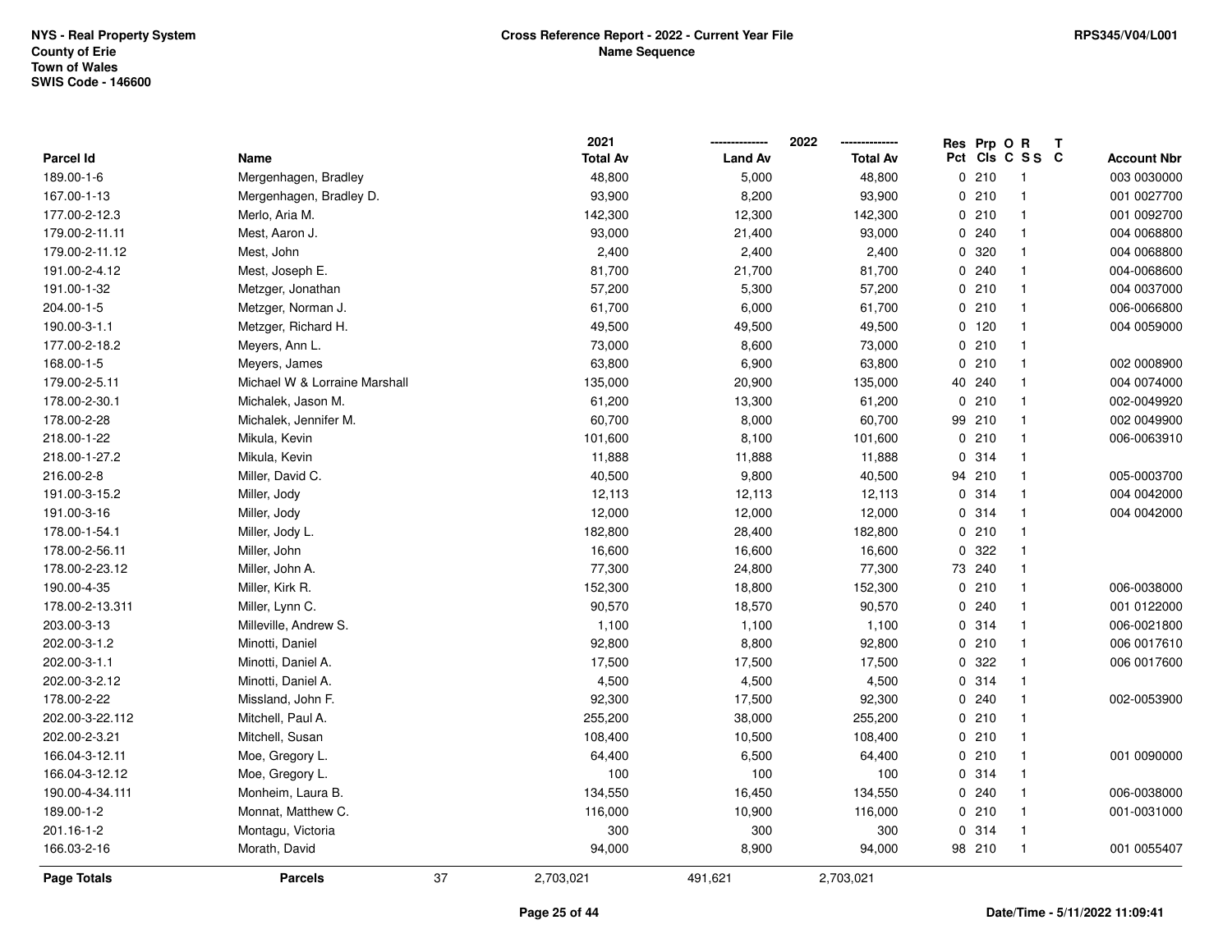NYS - Real Property System
County of Erie
Town of Wales
SWIS Code - 146600

**Cross Reference Report - 2022 - Current Year File**
**Name Sequence**

RPS345/V04/L001

| Parcel Id | Name | 2021 Total Av | 2022 Land Av | 2022 Total Av | Res Pct | Prp Cls | O C | R S S | T C | Account Nbr |
|---|---|---|---|---|---|---|---|---|---|---|
| 189.00-1-6 | Mergenhagen, Bradley | 48,800 | 5,000 | 48,800 | 0 | 210 | | 1 | | 003 0030000 |
| 167.00-1-13 | Mergenhagen, Bradley D. | 93,900 | 8,200 | 93,900 | 0 | 210 | | 1 | | 001 0027700 |
| 177.00-2-12.3 | Merlo, Aria M. | 142,300 | 12,300 | 142,300 | 0 | 210 | | 1 | | 001 0092700 |
| 179.00-2-11.11 | Mest, Aaron J. | 93,000 | 21,400 | 93,000 | 0 | 240 | | 1 | | 004 0068800 |
| 179.00-2-11.12 | Mest, John | 2,400 | 2,400 | 2,400 | 0 | 320 | | 1 | | 004 0068800 |
| 191.00-2-4.12 | Mest, Joseph E. | 81,700 | 21,700 | 81,700 | 0 | 240 | | 1 | | 004-0068600 |
| 191.00-1-32 | Metzger, Jonathan | 57,200 | 5,300 | 57,200 | 0 | 210 | | 1 | | 004 0037000 |
| 204.00-1-5 | Metzger, Norman J. | 61,700 | 6,000 | 61,700 | 0 | 210 | | 1 | | 006-0066800 |
| 190.00-3-1.1 | Metzger, Richard H. | 49,500 | 49,500 | 49,500 | 0 | 120 | | 1 | | 004 0059000 |
| 177.00-2-18.2 | Meyers, Ann L. | 73,000 | 8,600 | 73,000 | 0 | 210 | | 1 | | |
| 168.00-1-5 | Meyers, James | 63,800 | 6,900 | 63,800 | 0 | 210 | | 1 | | 002 0008900 |
| 179.00-2-5.11 | Michael W & Lorraine Marshall | 135,000 | 20,900 | 135,000 | 40 | 240 | | 1 | | 004 0074000 |
| 178.00-2-30.1 | Michalek, Jason M. | 61,200 | 13,300 | 61,200 | 0 | 210 | | 1 | | 002-0049920 |
| 178.00-2-28 | Michalek, Jennifer M. | 60,700 | 8,000 | 60,700 | 99 | 210 | | 1 | | 002 0049900 |
| 218.00-1-22 | Mikula, Kevin | 101,600 | 8,100 | 101,600 | 0 | 210 | | 1 | | 006-0063910 |
| 218.00-1-27.2 | Mikula, Kevin | 11,888 | 11,888 | 11,888 | 0 | 314 | | 1 | | |
| 216.00-2-8 | Miller, David C. | 40,500 | 9,800 | 40,500 | 94 | 210 | | 1 | | 005-0003700 |
| 191.00-3-15.2 | Miller, Jody | 12,113 | 12,113 | 12,113 | 0 | 314 | | 1 | | 004 0042000 |
| 191.00-3-16 | Miller, Jody | 12,000 | 12,000 | 12,000 | 0 | 314 | | 1 | | 004 0042000 |
| 178.00-1-54.1 | Miller, Jody L. | 182,800 | 28,400 | 182,800 | 0 | 210 | | 1 | | |
| 178.00-2-56.11 | Miller, John | 16,600 | 16,600 | 16,600 | 0 | 322 | | 1 | | |
| 178.00-2-23.12 | Miller, John A. | 77,300 | 24,800 | 77,300 | 73 | 240 | | 1 | | |
| 190.00-4-35 | Miller, Kirk R. | 152,300 | 18,800 | 152,300 | 0 | 210 | | 1 | | 006-0038000 |
| 178.00-2-13.311 | Miller, Lynn C. | 90,570 | 18,570 | 90,570 | 0 | 240 | | 1 | | 001 0122000 |
| 203.00-3-13 | Milleville, Andrew S. | 1,100 | 1,100 | 1,100 | 0 | 314 | | 1 | | 006-0021800 |
| 202.00-3-1.2 | Minotti, Daniel | 92,800 | 8,800 | 92,800 | 0 | 210 | | 1 | | 006 0017610 |
| 202.00-3-1.1 | Minotti, Daniel A. | 17,500 | 17,500 | 17,500 | 0 | 322 | | 1 | | 006 0017600 |
| 202.00-3-2.12 | Minotti, Daniel A. | 4,500 | 4,500 | 4,500 | 0 | 314 | | 1 | | |
| 178.00-2-22 | Missland, John F. | 92,300 | 17,500 | 92,300 | 0 | 240 | | 1 | | 002-0053900 |
| 202.00-3-22.112 | Mitchell, Paul A. | 255,200 | 38,000 | 255,200 | 0 | 210 | | 1 | | |
| 202.00-2-3.21 | Mitchell, Susan | 108,400 | 10,500 | 108,400 | 0 | 210 | | 1 | | |
| 166.04-3-12.11 | Moe, Gregory L. | 64,400 | 6,500 | 64,400 | 0 | 210 | | 1 | | 001 0090000 |
| 166.04-3-12.12 | Moe, Gregory L. | 100 | 100 | 100 | 0 | 314 | | 1 | | |
| 190.00-4-34.111 | Monheim, Laura B. | 134,550 | 16,450 | 134,550 | 0 | 240 | | 1 | | 006-0038000 |
| 189.00-1-2 | Monnat, Matthew C. | 116,000 | 10,900 | 116,000 | 0 | 210 | | 1 | | 001-0031000 |
| 201.16-1-2 | Montagu, Victoria | 300 | 300 | 300 | 0 | 314 | | 1 | | |
| 166.03-2-16 | Morath, David | 94,000 | 8,900 | 94,000 | 98 | 210 | | 1 | | 001 0055407 |
| **Page Totals** | **Parcels** 37 | 2,703,021 | 491,621 | 2,703,021 | | | | | | |

Date/Time - 5/11/2022 11:09:41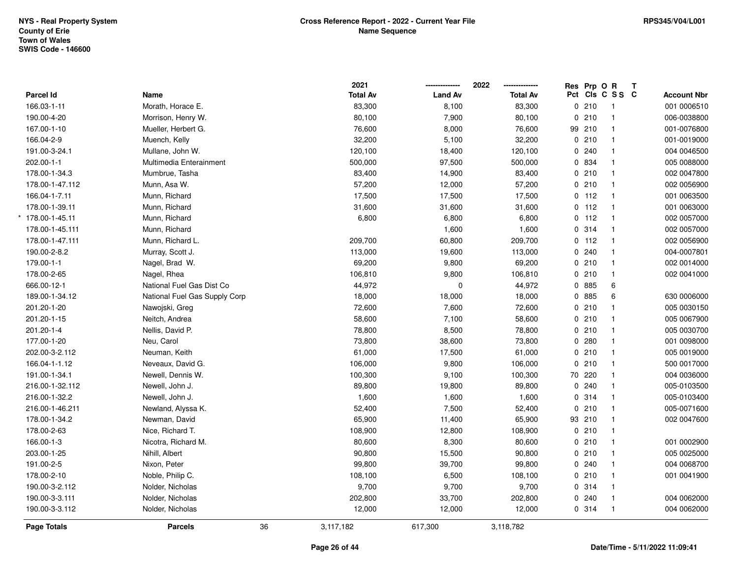NYS - Real Property System
County of Erie
Town of Wales
SWIS Code - 146600

**Cross Reference Report - 2022 - Current Year File**
**Name Sequence**

RPS345/V04/L001

| Parcel Id | Name | 2021 Total Av | 2022 Land Av | 2022 Total Av | Res Pct | Prp Cls | O C | R S S | T C | Account Nbr |
|---|---|---|---|---|---|---|---|---|---|---|
| 166.03-1-11 | Morath, Horace E. | 83,300 | 8,100 | 83,300 | 0 | 210 | | 1 | | 001 0006510 |
| 190.00-4-20 | Morrison, Henry W. | 80,100 | 7,900 | 80,100 | 0 | 210 | | 1 | | 006-0038800 |
| 167.00-1-10 | Mueller, Herbert G. | 76,600 | 8,000 | 76,600 | 99 | 210 | | 1 | | 001-0076800 |
| 166.04-2-9 | Muench, Kelly | 32,200 | 5,100 | 32,200 | 0 | 210 | | 1 | | 001-0019000 |
| 191.00-3-24.1 | Mullane, John W. | 120,100 | 18,400 | 120,100 | 0 | 240 | | 1 | | 004 0046500 |
| 202.00-1-1 | Multimedia Enterainment | 500,000 | 97,500 | 500,000 | 0 | 834 | | 1 | | 005 0088000 |
| 178.00-1-34.3 | Mumbrue, Tasha | 83,400 | 14,900 | 83,400 | 0 | 210 | | 1 | | 002 0047800 |
| 178.00-1-47.112 | Munn, Asa W. | 57,200 | 12,000 | 57,200 | 0 | 210 | | 1 | | 002 0056900 |
| 166.04-1-7.11 | Munn, Richard | 17,500 | 17,500 | 17,500 | 0 | 112 | | 1 | | 001 0063500 |
| 178.00-1-39.11 | Munn, Richard | 31,600 | 31,600 | 31,600 | 0 | 112 | | 1 | | 001 0063000 |
| * 178.00-1-45.11 | Munn, Richard | 6,800 | 6,800 | 6,800 | 0 | 112 | | 1 | | 002 0057000 |
| 178.00-1-45.111 | Munn, Richard | | 1,600 | 1,600 | 0 | 314 | | 1 | | 002 0057000 |
| 178.00-1-47.111 | Munn, Richard L. | 209,700 | 60,800 | 209,700 | 0 | 112 | | 1 | | 002 0056900 |
| 190.00-2-8.2 | Murray, Scott J. | 113,000 | 19,600 | 113,000 | 0 | 240 | | 1 | | 004-0007801 |
| 179.00-1-1 | Nagel, Brad W. | 69,200 | 9,800 | 69,200 | 0 | 210 | | 1 | | 002 0014000 |
| 178.00-2-65 | Nagel, Rhea | 106,810 | 9,800 | 106,810 | 0 | 210 | | 1 | | 002 0041000 |
| 666.00-12-1 | National Fuel Gas Dist Co | 44,972 | 0 | 44,972 | 0 | 885 | | 6 | | |
| 189.00-1-34.12 | National Fuel Gas Supply Corp | 18,000 | 18,000 | 18,000 | 0 | 885 | | 6 | | 630 0006000 |
| 201.20-1-20 | Nawojski, Greg | 72,600 | 7,600 | 72,600 | 0 | 210 | | 1 | | 005 0030150 |
| 201.20-1-15 | Neitch, Andrea | 58,600 | 7,100 | 58,600 | 0 | 210 | | 1 | | 005 0067900 |
| 201.20-1-4 | Nellis, David P. | 78,800 | 8,500 | 78,800 | 0 | 210 | | 1 | | 005 0030700 |
| 177.00-1-20 | Neu, Carol | 73,800 | 38,600 | 73,800 | 0 | 280 | | 1 | | 001 0098000 |
| 202.00-3-2.112 | Neuman, Keith | 61,000 | 17,500 | 61,000 | 0 | 210 | | 1 | | 005 0019000 |
| 166.04-1-1.12 | Neveaux, David G. | 106,000 | 9,800 | 106,000 | 0 | 210 | | 1 | | 500 0017000 |
| 191.00-1-34.1 | Newell, Dennis W. | 100,300 | 9,100 | 100,300 | 70 | 220 | | 1 | | 004 0036000 |
| 216.00-1-32.112 | Newell, John J. | 89,800 | 19,800 | 89,800 | 0 | 240 | | 1 | | 005-0103500 |
| 216.00-1-32.2 | Newell, John J. | 1,600 | 1,600 | 1,600 | 0 | 314 | | 1 | | 005-0103400 |
| 216.00-1-46.211 | Newland, Alyssa K. | 52,400 | 7,500 | 52,400 | 0 | 210 | | 1 | | 005-0071600 |
| 178.00-1-34.2 | Newman, David | 65,900 | 11,400 | 65,900 | 93 | 210 | | 1 | | 002 0047600 |
| 178.00-2-63 | Nice, Richard T. | 108,900 | 12,800 | 108,900 | 0 | 210 | | 1 | | |
| 166.00-1-3 | Nicotra, Richard M. | 80,600 | 8,300 | 80,600 | 0 | 210 | | 1 | | 001 0002900 |
| 203.00-1-25 | Nihill, Albert | 90,800 | 15,500 | 90,800 | 0 | 210 | | 1 | | 005 0025000 |
| 191.00-2-5 | Nixon, Peter | 99,800 | 39,700 | 99,800 | 0 | 240 | | 1 | | 004 0068700 |
| 178.00-2-10 | Noble, Philip C. | 108,100 | 6,500 | 108,100 | 0 | 210 | | 1 | | 001 0041900 |
| 190.00-3-2.112 | Nolder, Nicholas | 9,700 | 9,700 | 9,700 | 0 | 314 | | 1 | | |
| 190.00-3-3.111 | Nolder, Nicholas | 202,800 | 33,700 | 202,800 | 0 | 240 | | 1 | | 004 0062000 |
| 190.00-3-3.112 | Nolder, Nicholas | 12,000 | 12,000 | 12,000 | 0 | 314 | | 1 | | 004 0062000 |
| **Page Totals** | **Parcels** 36 | 3,117,182 | 617,300 | 3,118,782 | | | | | | |

Date/Time - 5/11/2022 11:09:41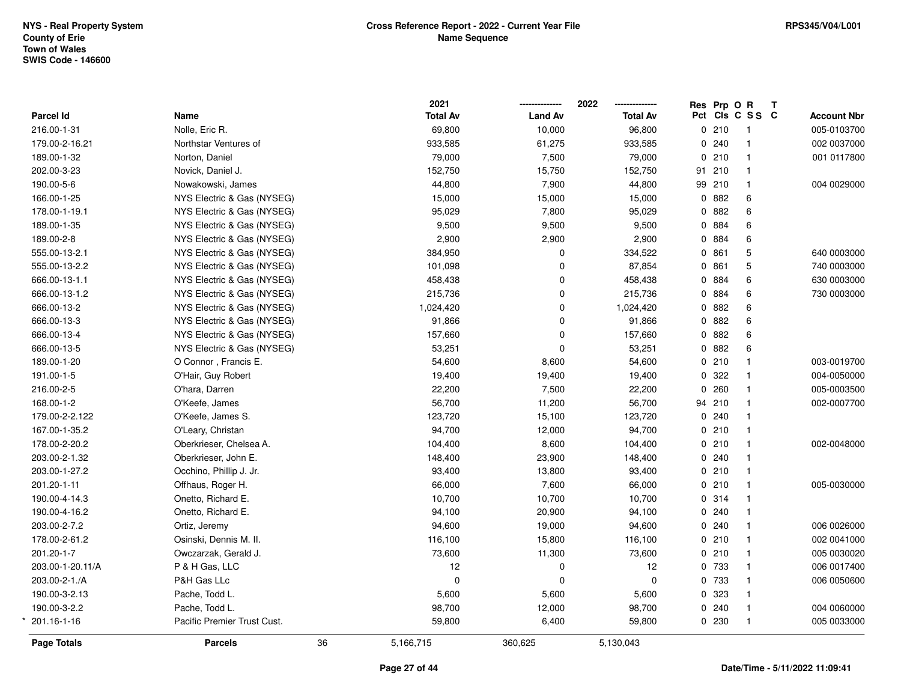NYS - Real Property System
County of Erie
Town of Wales
SWIS Code - 146600

**Cross Reference Report - 2022 - Current Year File**
**Name Sequence**

RPS345/V04/L001

| Parcel Id | Name | 2021 Total Av | 2022 Land Av | 2022 Total Av | Res Pct | Prp Cls | O C | R S S | T C | Account Nbr |
|---|---|---|---|---|---|---|---|---|---|---|
| 216.00-1-31 | Nolle, Eric R. | 69,800 | 10,000 | 96,800 | 0 | 210 | | 1 | | 005-0103700 |
| 179.00-2-16.21 | Northstar Ventures of | 933,585 | 61,275 | 933,585 | 0 | 240 | | 1 | | 002 0037000 |
| 189.00-1-32 | Norton, Daniel | 79,000 | 7,500 | 79,000 | 0 | 210 | | 1 | | 001 0117800 |
| 202.00-3-23 | Novick, Daniel J. | 152,750 | 15,750 | 152,750 | 91 | 210 | | 1 | | |
| 190.00-5-6 | Nowakowski, James | 44,800 | 7,900 | 44,800 | 99 | 210 | | 1 | | 004 0029000 |
| 166.00-1-25 | NYS Electric & Gas (NYSEG) | 15,000 | 15,000 | 15,000 | 0 | 882 | | 6 | | |
| 178.00-1-19.1 | NYS Electric & Gas (NYSEG) | 95,029 | 7,800 | 95,029 | 0 | 882 | | 6 | | |
| 189.00-1-35 | NYS Electric & Gas (NYSEG) | 9,500 | 9,500 | 9,500 | 0 | 884 | | 6 | | |
| 189.00-2-8 | NYS Electric & Gas (NYSEG) | 2,900 | 2,900 | 2,900 | 0 | 884 | | 6 | | |
| 555.00-13-2.1 | NYS Electric & Gas (NYSEG) | 384,950 | 0 | 334,522 | 0 | 861 | | 5 | | 640 0003000 |
| 555.00-13-2.2 | NYS Electric & Gas (NYSEG) | 101,098 | 0 | 87,854 | 0 | 861 | | 5 | | 740 0003000 |
| 666.00-13-1.1 | NYS Electric & Gas (NYSEG) | 458,438 | 0 | 458,438 | 0 | 884 | | 6 | | 630 0003000 |
| 666.00-13-1.2 | NYS Electric & Gas (NYSEG) | 215,736 | 0 | 215,736 | 0 | 884 | | 6 | | 730 0003000 |
| 666.00-13-2 | NYS Electric & Gas (NYSEG) | 1,024,420 | 0 | 1,024,420 | 0 | 882 | | 6 | | |
| 666.00-13-3 | NYS Electric & Gas (NYSEG) | 91,866 | 0 | 91,866 | 0 | 882 | | 6 | | |
| 666.00-13-4 | NYS Electric & Gas (NYSEG) | 157,660 | 0 | 157,660 | 0 | 882 | | 6 | | |
| 666.00-13-5 | NYS Electric & Gas (NYSEG) | 53,251 | 0 | 53,251 | 0 | 882 | | 6 | | |
| 189.00-1-20 | O Connor , Francis E. | 54,600 | 8,600 | 54,600 | 0 | 210 | | 1 | | 003-0019700 |
| 191.00-1-5 | O'Hair, Guy Robert | 19,400 | 19,400 | 19,400 | 0 | 322 | | 1 | | 004-0050000 |
| 216.00-2-5 | O'hara, Darren | 22,200 | 7,500 | 22,200 | 0 | 260 | | 1 | | 005-0003500 |
| 168.00-1-2 | O'Keefe, James | 56,700 | 11,200 | 56,700 | 94 | 210 | | 1 | | 002-0007700 |
| 179.00-2-2.122 | O'Keefe, James S. | 123,720 | 15,100 | 123,720 | 0 | 240 | | 1 | | |
| 167.00-1-35.2 | O'Leary, Christan | 94,700 | 12,000 | 94,700 | 0 | 210 | | 1 | | |
| 178.00-2-20.2 | Oberkrieser, Chelsea A. | 104,400 | 8,600 | 104,400 | 0 | 210 | | 1 | | 002-0048000 |
| 203.00-2-1.32 | Oberkrieser, John E. | 148,400 | 23,900 | 148,400 | 0 | 240 | | 1 | | |
| 203.00-1-27.2 | Occhino, Phillip J. Jr. | 93,400 | 13,800 | 93,400 | 0 | 210 | | 1 | | |
| 201.20-1-11 | Offhaus, Roger H. | 66,000 | 7,600 | 66,000 | 0 | 210 | | 1 | | 005-0030000 |
| 190.00-4-14.3 | Onetto, Richard E. | 10,700 | 10,700 | 10,700 | 0 | 314 | | 1 | | |
| 190.00-4-16.2 | Onetto, Richard E. | 94,100 | 20,900 | 94,100 | 0 | 240 | | 1 | | |
| 203.00-2-7.2 | Ortiz, Jeremy | 94,600 | 19,000 | 94,600 | 0 | 240 | | 1 | | 006 0026000 |
| 178.00-2-61.2 | Osinski, Dennis M. II. | 116,100 | 15,800 | 116,100 | 0 | 210 | | 1 | | 002 0041000 |
| 201.20-1-7 | Owczarzak, Gerald J. | 73,600 | 11,300 | 73,600 | 0 | 210 | | 1 | | 005 0030020 |
| 203.00-1-20.11/A | P & H Gas, LLC | 12 | 0 | 12 | 0 | 733 | | 1 | | 006 0017400 |
| 203.00-2-1./A | P&H Gas LLc | 0 | 0 | 0 | 0 | 733 | | 1 | | 006 0050600 |
| 190.00-3-2.13 | Pache, Todd L. | 5,600 | 5,600 | 5,600 | 0 | 323 | | 1 | | |
| 190.00-3-2.2 | Pache, Todd L. | 98,700 | 12,000 | 98,700 | 0 | 240 | | 1 | | 004 0060000 |
| * 201.16-1-16 | Pacific Premier Trust Cust. | 59,800 | 6,400 | 59,800 | 0 | 230 | | 1 | | 005 0033000 |
| **Page Totals** | **Parcels** 36 | 5,166,715 | 360,625 | 5,130,043 | | | | | | |

Date/Time - 5/11/2022 11:09:41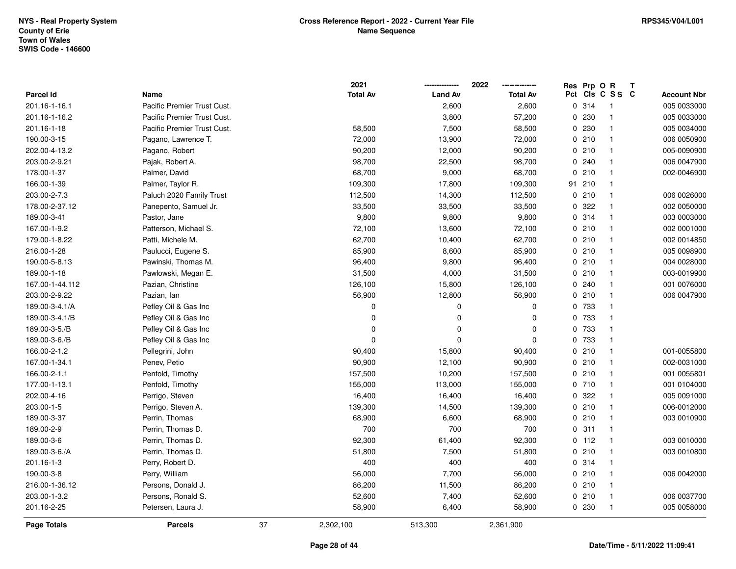NYS - Real Property System
County of Erie
Town of Wales
SWIS Code - 146600

**Cross Reference Report - 2022 - Current Year File**
**Name Sequence**

RPS345/V04/L001

| Parcel Id | Name | 2021 Total Av | 2022 Land Av | 2022 Total Av | Res Pct | Prp Cls | O C | R S S | T C | Account Nbr |
|---|---|---|---|---|---|---|---|---|---|---|
| 201.16-1-16.1 | Pacific Premier Trust Cust. | | 2,600 | 2,600 | 0 | 314 | | 1 | | 005 0033000 |
| 201.16-1-16.2 | Pacific Premier Trust Cust. | | 3,800 | 57,200 | 0 | 230 | | 1 | | 005 0033000 |
| 201.16-1-18 | Pacific Premier Trust Cust. | 58,500 | 7,500 | 58,500 | 0 | 230 | | 1 | | 005 0034000 |
| 190.00-3-15 | Pagano, Lawrence T. | 72,000 | 13,900 | 72,000 | 0 | 210 | | 1 | | 006 0050900 |
| 202.00-4-13.2 | Pagano, Robert | 90,200 | 12,000 | 90,200 | 0 | 210 | | 1 | | 005-0090900 |
| 203.00-2-9.21 | Pajak, Robert A. | 98,700 | 22,500 | 98,700 | 0 | 240 | | 1 | | 006 0047900 |
| 178.00-1-37 | Palmer, David | 68,700 | 9,000 | 68,700 | 0 | 210 | | 1 | | 002-0046900 |
| 166.00-1-39 | Palmer, Taylor R. | 109,300 | 17,800 | 109,300 | 91 | 210 | | 1 | | |
| 203.00-2-7.3 | Paluch 2020 Family Trust | 112,500 | 14,300 | 112,500 | 0 | 210 | | 1 | | 006 0026000 |
| 178.00-2-37.12 | Panepento, Samuel Jr. | 33,500 | 33,500 | 33,500 | 0 | 322 | | 1 | | 002 0050000 |
| 189.00-3-41 | Pastor, Jane | 9,800 | 9,800 | 9,800 | 0 | 314 | | 1 | | 003 0003000 |
| 167.00-1-9.2 | Patterson, Michael S. | 72,100 | 13,600 | 72,100 | 0 | 210 | | 1 | | 002 0001000 |
| 179.00-1-8.22 | Patti, Michele M. | 62,700 | 10,400 | 62,700 | 0 | 210 | | 1 | | 002 0014850 |
| 216.00-1-28 | Paulucci, Eugene S. | 85,900 | 8,600 | 85,900 | 0 | 210 | | 1 | | 005 0098900 |
| 190.00-5-8.13 | Pawinski, Thomas M. | 96,400 | 9,800 | 96,400 | 0 | 210 | | 1 | | 004 0028000 |
| 189.00-1-18 | Pawlowski, Megan E. | 31,500 | 4,000 | 31,500 | 0 | 210 | | 1 | | 003-0019900 |
| 167.00-1-44.112 | Pazian, Christine | 126,100 | 15,800 | 126,100 | 0 | 240 | | 1 | | 001 0076000 |
| 203.00-2-9.22 | Pazian, Ian | 56,900 | 12,800 | 56,900 | 0 | 210 | | 1 | | 006 0047900 |
| 189.00-3-4.1/A | Pefley Oil & Gas Inc | 0 | 0 | 0 | 0 | 733 | | 1 | | |
| 189.00-3-4.1/B | Pefley Oil & Gas Inc | 0 | 0 | 0 | 0 | 733 | | 1 | | |
| 189.00-3-5./B | Pefley Oil & Gas Inc | 0 | 0 | 0 | 0 | 733 | | 1 | | |
| 189.00-3-6./B | Pefley Oil & Gas Inc | 0 | 0 | 0 | 0 | 733 | | 1 | | |
| 166.00-2-1.2 | Pellegrini, John | 90,400 | 15,800 | 90,400 | 0 | 210 | | 1 | | 001-0055800 |
| 167.00-1-34.1 | Penev, Petio | 90,900 | 12,100 | 90,900 | 0 | 210 | | 1 | | 002-0031000 |
| 166.00-2-1.1 | Penfold, Timothy | 157,500 | 10,200 | 157,500 | 0 | 210 | | 1 | | 001 0055801 |
| 177.00-1-13.1 | Penfold, Timothy | 155,000 | 113,000 | 155,000 | 0 | 710 | | 1 | | 001 0104000 |
| 202.00-4-16 | Perrigo, Steven | 16,400 | 16,400 | 16,400 | 0 | 322 | | 1 | | 005 0091000 |
| 203.00-1-5 | Perrigo, Steven A. | 139,300 | 14,500 | 139,300 | 0 | 210 | | 1 | | 006-0012000 |
| 189.00-3-37 | Perrin, Thomas | 68,900 | 6,600 | 68,900 | 0 | 210 | | 1 | | 003 0010900 |
| 189.00-2-9 | Perrin, Thomas D. | 700 | 700 | 700 | 0 | 311 | | 1 | | |
| 189.00-3-6 | Perrin, Thomas D. | 92,300 | 61,400 | 92,300 | 0 | 112 | | 1 | | 003 0010000 |
| 189.00-3-6./A | Perrin, Thomas D. | 51,800 | 7,500 | 51,800 | 0 | 210 | | 1 | | 003 0010800 |
| 201.16-1-3 | Perry, Robert D. | 400 | 400 | 400 | 0 | 314 | | 1 | | |
| 190.00-3-8 | Perry, William | 56,000 | 7,700 | 56,000 | 0 | 210 | | 1 | | 006 0042000 |
| 216.00-1-36.12 | Persons, Donald J. | 86,200 | 11,500 | 86,200 | 0 | 210 | | 1 | | |
| 203.00-1-3.2 | Persons, Ronald S. | 52,600 | 7,400 | 52,600 | 0 | 210 | | 1 | | 006 0037700 |
| 201.16-2-25 | Petersen, Laura J. | 58,900 | 6,400 | 58,900 | 0 | 230 | | 1 | | 005 0058000 |
| **Page Totals** | **Parcels** 37 | 2,302,100 | 513,300 | 2,361,900 | | | | | | |

Date/Time - 5/11/2022 11:09:41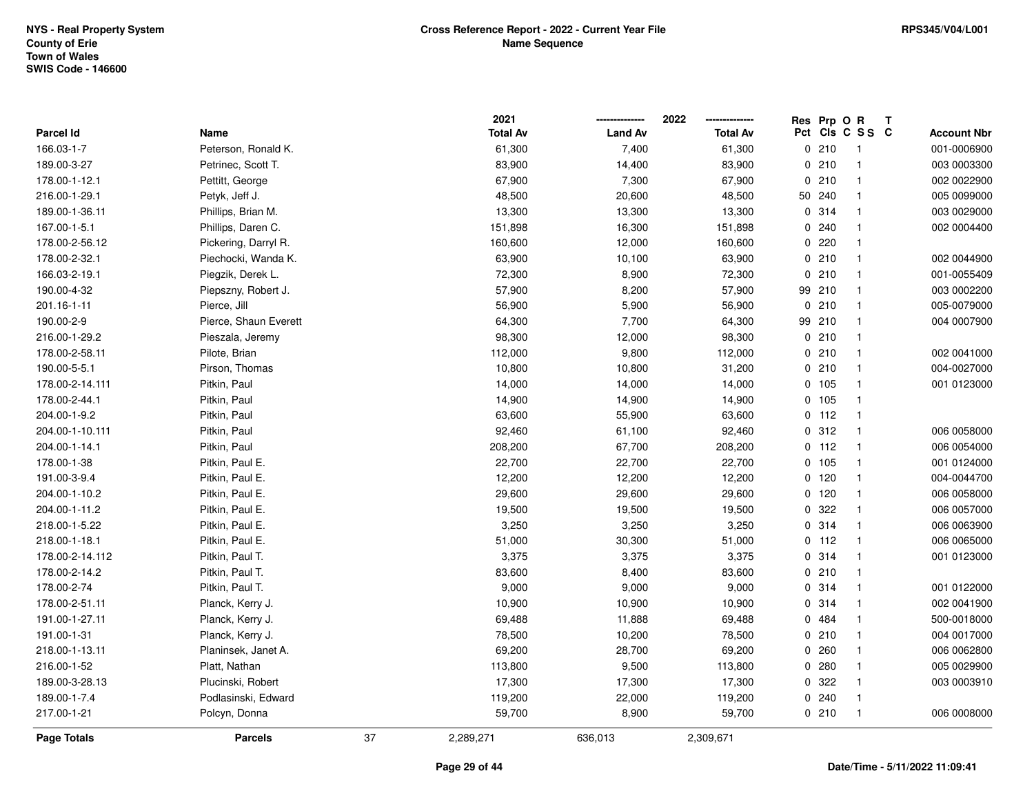NYS - Real Property System
County of Erie
Town of Wales
SWIS Code - 146600

**Cross Reference Report - 2022 - Current Year File**
**Name Sequence**

RPS345/V04/L001

| Parcel Id | Name | 2021 Total Av | 2022 Land Av | 2022 Total Av | Res Pct | Prp Cls | O C | R S S | T C | Account Nbr |
|---|---|---|---|---|---|---|---|---|---|---|
| 166.03-1-7 | Peterson, Ronald K. | 61,300 | 7,400 | 61,300 | 0 | 210 | | 1 | | 001-0006900 |
| 189.00-3-27 | Petrinec, Scott T. | 83,900 | 14,400 | 83,900 | 0 | 210 | | 1 | | 003 0003300 |
| 178.00-1-12.1 | Pettitt, George | 67,900 | 7,300 | 67,900 | 0 | 210 | | 1 | | 002 0022900 |
| 216.00-1-29.1 | Petyk, Jeff J. | 48,500 | 20,600 | 48,500 | 50 | 240 | | 1 | | 005 0099000 |
| 189.00-1-36.11 | Phillips, Brian M. | 13,300 | 13,300 | 13,300 | 0 | 314 | | 1 | | 003 0029000 |
| 167.00-1-5.1 | Phillips, Daren C. | 151,898 | 16,300 | 151,898 | 0 | 240 | | 1 | | 002 0004400 |
| 178.00-2-56.12 | Pickering, Darryl R. | 160,600 | 12,000 | 160,600 | 0 | 220 | | 1 | | |
| 178.00-2-32.1 | Piechocki, Wanda K. | 63,900 | 10,100 | 63,900 | 0 | 210 | | 1 | | 002 0044900 |
| 166.03-2-19.1 | Piegzik, Derek L. | 72,300 | 8,900 | 72,300 | 0 | 210 | | 1 | | 001-0055409 |
| 190.00-4-32 | Piepszny, Robert J. | 57,900 | 8,200 | 57,900 | 99 | 210 | | 1 | | 003 0002200 |
| 201.16-1-11 | Pierce, Jill | 56,900 | 5,900 | 56,900 | 0 | 210 | | 1 | | 005-0079000 |
| 190.00-2-9 | Pierce, Shaun Everett | 64,300 | 7,700 | 64,300 | 99 | 210 | | 1 | | 004 0007900 |
| 216.00-1-29.2 | Pieszala, Jeremy | 98,300 | 12,000 | 98,300 | 0 | 210 | | 1 | | |
| 178.00-2-58.11 | Pilote, Brian | 112,000 | 9,800 | 112,000 | 0 | 210 | | 1 | | 002 0041000 |
| 190.00-5-5.1 | Pirson, Thomas | 10,800 | 10,800 | 31,200 | 0 | 210 | | 1 | | 004-0027000 |
| 178.00-2-14.111 | Pitkin, Paul | 14,000 | 14,000 | 14,000 | 0 | 105 | | 1 | | 001 0123000 |
| 178.00-2-44.1 | Pitkin, Paul | 14,900 | 14,900 | 14,900 | 0 | 105 | | 1 | | |
| 204.00-1-9.2 | Pitkin, Paul | 63,600 | 55,900 | 63,600 | 0 | 112 | | 1 | | |
| 204.00-1-10.111 | Pitkin, Paul | 92,460 | 61,100 | 92,460 | 0 | 312 | | 1 | | 006 0058000 |
| 204.00-1-14.1 | Pitkin, Paul | 208,200 | 67,700 | 208,200 | 0 | 112 | | 1 | | 006 0054000 |
| 178.00-1-38 | Pitkin, Paul E. | 22,700 | 22,700 | 22,700 | 0 | 105 | | 1 | | 001 0124000 |
| 191.00-3-9.4 | Pitkin, Paul E. | 12,200 | 12,200 | 12,200 | 0 | 120 | | 1 | | 004-0044700 |
| 204.00-1-10.2 | Pitkin, Paul E. | 29,600 | 29,600 | 29,600 | 0 | 120 | | 1 | | 006 0058000 |
| 204.00-1-11.2 | Pitkin, Paul E. | 19,500 | 19,500 | 19,500 | 0 | 322 | | 1 | | 006 0057000 |
| 218.00-1-5.22 | Pitkin, Paul E. | 3,250 | 3,250 | 3,250 | 0 | 314 | | 1 | | 006 0063900 |
| 218.00-1-18.1 | Pitkin, Paul E. | 51,000 | 30,300 | 51,000 | 0 | 112 | | 1 | | 006 0065000 |
| 178.00-2-14.112 | Pitkin, Paul T. | 3,375 | 3,375 | 3,375 | 0 | 314 | | 1 | | 001 0123000 |
| 178.00-2-14.2 | Pitkin, Paul T. | 83,600 | 8,400 | 83,600 | 0 | 210 | | 1 | | |
| 178.00-2-74 | Pitkin, Paul T. | 9,000 | 9,000 | 9,000 | 0 | 314 | | 1 | | 001 0122000 |
| 178.00-2-51.11 | Planck, Kerry J. | 10,900 | 10,900 | 10,900 | 0 | 314 | | 1 | | 002 0041900 |
| 191.00-1-27.11 | Planck, Kerry J. | 69,488 | 11,888 | 69,488 | 0 | 484 | | 1 | | 500-0018000 |
| 191.00-1-31 | Planck, Kerry J. | 78,500 | 10,200 | 78,500 | 0 | 210 | | 1 | | 004 0017000 |
| 218.00-1-13.11 | Planinsek, Janet A. | 69,200 | 28,700 | 69,200 | 0 | 260 | | 1 | | 006 0062800 |
| 216.00-1-52 | Platt, Nathan | 113,800 | 9,500 | 113,800 | 0 | 280 | | 1 | | 005 0029900 |
| 189.00-3-28.13 | Plucinski, Robert | 17,300 | 17,300 | 17,300 | 0 | 322 | | 1 | | 003 0003910 |
| 189.00-1-7.4 | Podlasinski, Edward | 119,200 | 22,000 | 119,200 | 0 | 240 | | 1 | | |
| 217.00-1-21 | Polcyn, Donna | 59,700 | 8,900 | 59,700 | 0 | 210 | | 1 | | 006 0008000 |
| **Page Totals** | **Parcels** 37 | 2,289,271 | 636,013 | 2,309,671 | | | | | | |

Date/Time - 5/11/2022 11:09:41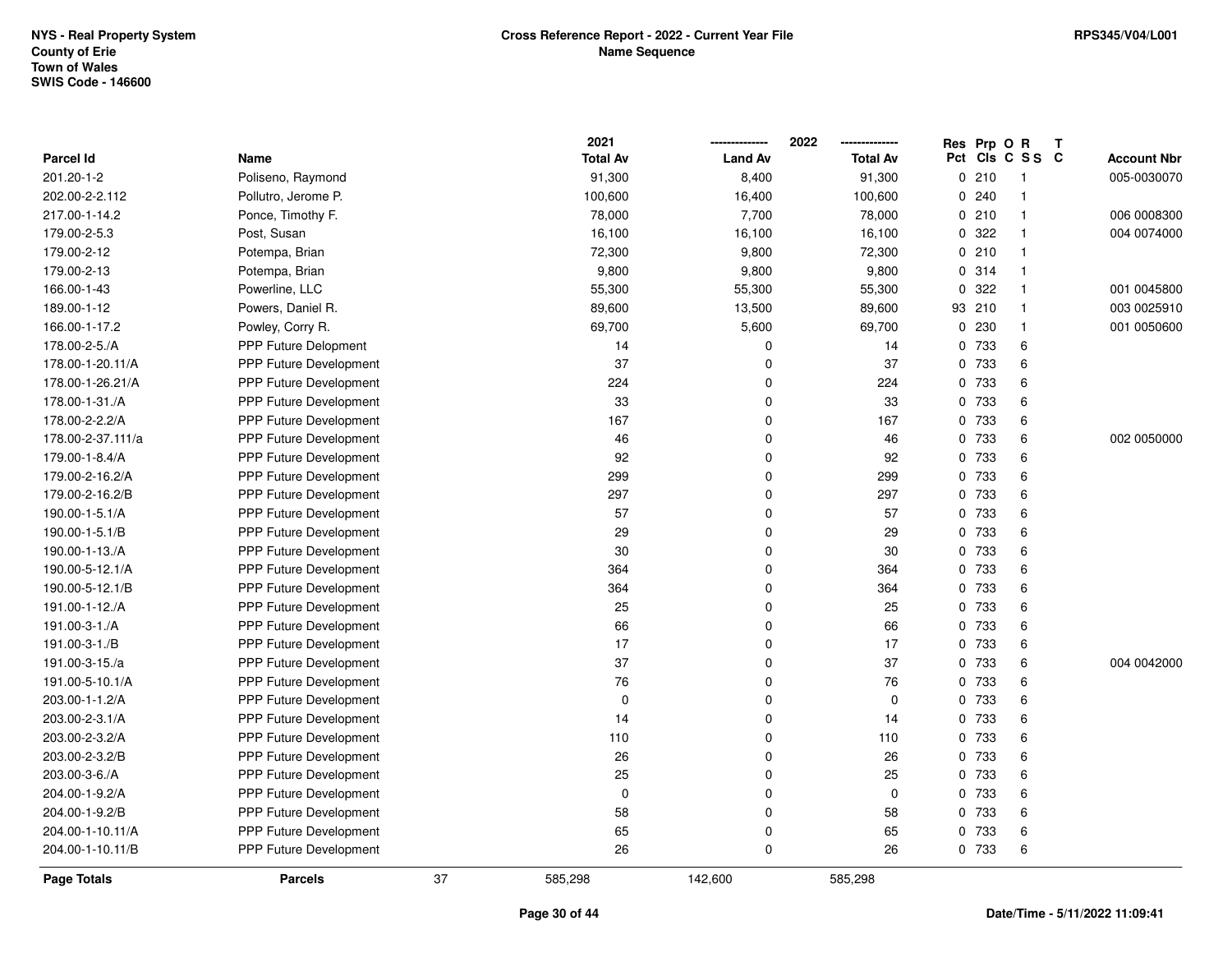NYS - Real Property System
County of Erie
Town of Wales
SWIS Code - 146600

**Cross Reference Report - 2022 - Current Year File**
**Name Sequence**

RPS345/V04/L001

| Parcel Id | Name | 2021 Total Av | 2022 Land Av | 2022 Total Av | Res Pct | Prp Cls | O C | R S S | T C | Account Nbr |
|---|---|---|---|---|---|---|---|---|---|---|
| 201.20-1-2 | Poliseno, Raymond | 91,300 | 8,400 | 91,300 | 0 | 210 | | 1 | | 005-0030070 |
| 202.00-2-2.112 | Pollutro, Jerome P. | 100,600 | 16,400 | 100,600 | 0 | 240 | | 1 | | |
| 217.00-1-14.2 | Ponce, Timothy F. | 78,000 | 7,700 | 78,000 | 0 | 210 | | 1 | | 006 0008300 |
| 179.00-2-5.3 | Post, Susan | 16,100 | 16,100 | 16,100 | 0 | 322 | | 1 | | 004 0074000 |
| 179.00-2-12 | Potempa, Brian | 72,300 | 9,800 | 72,300 | 0 | 210 | | 1 | | |
| 179.00-2-13 | Potempa, Brian | 9,800 | 9,800 | 9,800 | 0 | 314 | | 1 | | |
| 166.00-1-43 | Powerline, LLC | 55,300 | 55,300 | 55,300 | 0 | 322 | | 1 | | 001 0045800 |
| 189.00-1-12 | Powers, Daniel R. | 89,600 | 13,500 | 89,600 | 93 | 210 | | 1 | | 003 0025910 |
| 166.00-1-17.2 | Powley, Corry R. | 69,700 | 5,600 | 69,700 | 0 | 230 | | 1 | | 001 0050600 |
| 178.00-2-5./A | PPP Future Delopment | 14 | 0 | 14 | 0 | 733 | | 6 | | |
| 178.00-1-20.11/A | PPP Future Development | 37 | 0 | 37 | 0 | 733 | | 6 | | |
| 178.00-1-26.21/A | PPP Future Development | 224 | 0 | 224 | 0 | 733 | | 6 | | |
| 178.00-1-31./A | PPP Future Development | 33 | 0 | 33 | 0 | 733 | | 6 | | |
| 178.00-2-2.2/A | PPP Future Development | 167 | 0 | 167 | 0 | 733 | | 6 | | |
| 178.00-2-37.111/a | PPP Future Development | 46 | 0 | 46 | 0 | 733 | | 6 | | 002 0050000 |
| 179.00-1-8.4/A | PPP Future Development | 92 | 0 | 92 | 0 | 733 | | 6 | | |
| 179.00-2-16.2/A | PPP Future Development | 299 | 0 | 299 | 0 | 733 | | 6 | | |
| 179.00-2-16.2/B | PPP Future Development | 297 | 0 | 297 | 0 | 733 | | 6 | | |
| 190.00-1-5.1/A | PPP Future Development | 57 | 0 | 57 | 0 | 733 | | 6 | | |
| 190.00-1-5.1/B | PPP Future Development | 29 | 0 | 29 | 0 | 733 | | 6 | | |
| 190.00-1-13./A | PPP Future Development | 30 | 0 | 30 | 0 | 733 | | 6 | | |
| 190.00-5-12.1/A | PPP Future Development | 364 | 0 | 364 | 0 | 733 | | 6 | | |
| 190.00-5-12.1/B | PPP Future Development | 364 | 0 | 364 | 0 | 733 | | 6 | | |
| 191.00-1-12./A | PPP Future Development | 25 | 0 | 25 | 0 | 733 | | 6 | | |
| 191.00-3-1./A | PPP Future Development | 66 | 0 | 66 | 0 | 733 | | 6 | | |
| 191.00-3-1./B | PPP Future Development | 17 | 0 | 17 | 0 | 733 | | 6 | | |
| 191.00-3-15./a | PPP Future Development | 37 | 0 | 37 | 0 | 733 | | 6 | | 004 0042000 |
| 191.00-5-10.1/A | PPP Future Development | 76 | 0 | 76 | 0 | 733 | | 6 | | |
| 203.00-1-1.2/A | PPP Future Development | 0 | 0 | 0 | 0 | 733 | | 6 | | |
| 203.00-2-3.1/A | PPP Future Development | 14 | 0 | 14 | 0 | 733 | | 6 | | |
| 203.00-2-3.2/A | PPP Future Development | 110 | 0 | 110 | 0 | 733 | | 6 | | |
| 203.00-2-3.2/B | PPP Future Development | 26 | 0 | 26 | 0 | 733 | | 6 | | |
| 203.00-3-6./A | PPP Future Development | 25 | 0 | 25 | 0 | 733 | | 6 | | |
| 204.00-1-9.2/A | PPP Future Development | 0 | 0 | 0 | 0 | 733 | | 6 | | |
| 204.00-1-9.2/B | PPP Future Development | 58 | 0 | 58 | 0 | 733 | | 6 | | |
| 204.00-1-10.11/A | PPP Future Development | 65 | 0 | 65 | 0 | 733 | | 6 | | |
| 204.00-1-10.11/B | PPP Future Development | 26 | 0 | 26 | 0 | 733 | | 6 | | |
| **Page Totals** | **Parcels** 37 | 585,298 | 142,600 | 585,298 | | | | | | |

Date/Time - 5/11/2022 11:09:41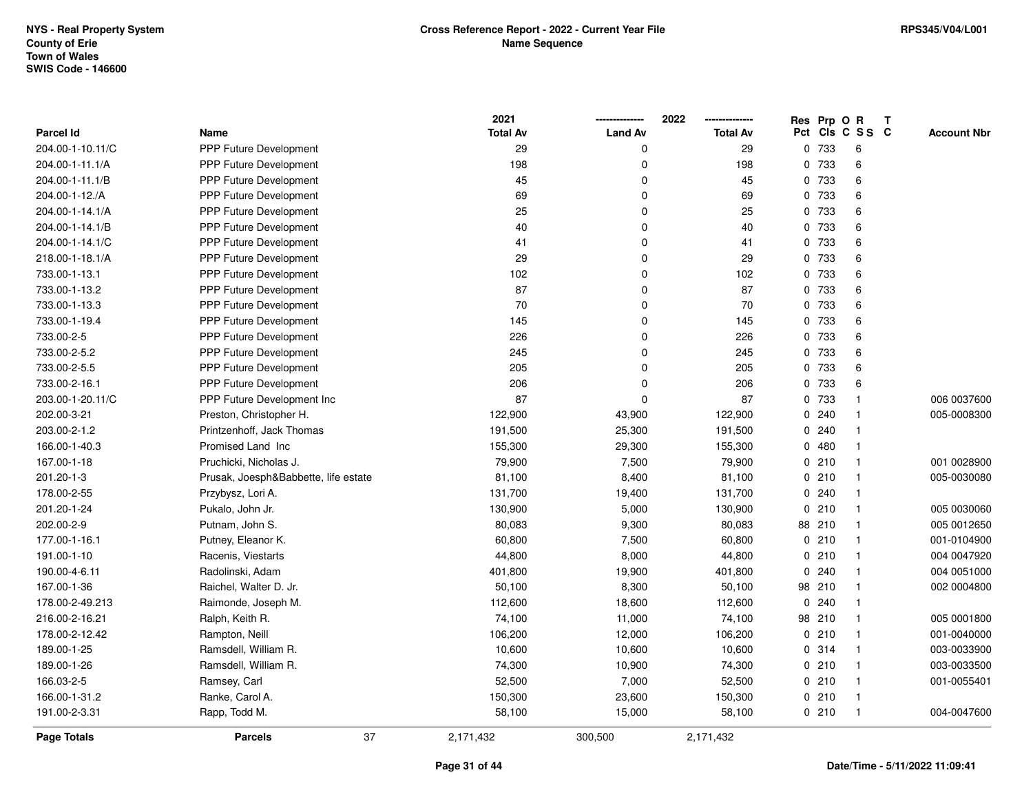NYS - Real Property System
County of Erie
Town of Wales
SWIS Code - 146600

**Cross Reference Report - 2022 - Current Year File**
**Name Sequence**

RPS345/V04/L001

| Parcel Id | Name | 2021 Total Av | 2022 Land Av | 2022 Total Av | Res Pct | Prp Cls | O C | R S S | T C | Account Nbr |
|---|---|---|---|---|---|---|---|---|---|---|
| 204.00-1-10.11/C | PPP Future Development | 29 | 0 | 29 | 0 | 733 | | 6 | | |
| 204.00-1-11.1/A | PPP Future Development | 198 | 0 | 198 | 0 | 733 | | 6 | | |
| 204.00-1-11.1/B | PPP Future Development | 45 | 0 | 45 | 0 | 733 | | 6 | | |
| 204.00-1-12./A | PPP Future Development | 69 | 0 | 69 | 0 | 733 | | 6 | | |
| 204.00-1-14.1/A | PPP Future Development | 25 | 0 | 25 | 0 | 733 | | 6 | | |
| 204.00-1-14.1/B | PPP Future Development | 40 | 0 | 40 | 0 | 733 | | 6 | | |
| 204.00-1-14.1/C | PPP Future Development | 41 | 0 | 41 | 0 | 733 | | 6 | | |
| 218.00-1-18.1/A | PPP Future Development | 29 | 0 | 29 | 0 | 733 | | 6 | | |
| 733.00-1-13.1 | PPP Future Development | 102 | 0 | 102 | 0 | 733 | | 6 | | |
| 733.00-1-13.2 | PPP Future Development | 87 | 0 | 87 | 0 | 733 | | 6 | | |
| 733.00-1-13.3 | PPP Future Development | 70 | 0 | 70 | 0 | 733 | | 6 | | |
| 733.00-1-19.4 | PPP Future Development | 145 | 0 | 145 | 0 | 733 | | 6 | | |
| 733.00-2-5 | PPP Future Development | 226 | 0 | 226 | 0 | 733 | | 6 | | |
| 733.00-2-5.2 | PPP Future Development | 245 | 0 | 245 | 0 | 733 | | 6 | | |
| 733.00-2-5.5 | PPP Future Development | 205 | 0 | 205 | 0 | 733 | | 6 | | |
| 733.00-2-16.1 | PPP Future Development | 206 | 0 | 206 | 0 | 733 | | 6 | | |
| 203.00-1-20.11/C | PPP Future Development Inc | 87 | 0 | 87 | 0 | 733 | | 1 | | 006 0037600 |
| 202.00-3-21 | Preston, Christopher H. | 122,900 | 43,900 | 122,900 | 0 | 240 | | 1 | | 005-0008300 |
| 203.00-2-1.2 | Printzenhoff, Jack Thomas | 191,500 | 25,300 | 191,500 | 0 | 240 | | 1 | | |
| 166.00-1-40.3 | Promised Land Inc | 155,300 | 29,300 | 155,300 | 0 | 480 | | 1 | | |
| 167.00-1-18 | Pruchicki, Nicholas J. | 79,900 | 7,500 | 79,900 | 0 | 210 | | 1 | | 001 0028900 |
| 201.20-1-3 | Prusak, Joesph&Babbette, life estate | 81,100 | 8,400 | 81,100 | 0 | 210 | | 1 | | 005-0030080 |
| 178.00-2-55 | Przybysz, Lori A. | 131,700 | 19,400 | 131,700 | 0 | 240 | | 1 | | |
| 201.20-1-24 | Pukalo, John Jr. | 130,900 | 5,000 | 130,900 | 0 | 210 | | 1 | | 005 0030060 |
| 202.00-2-9 | Putnam, John S. | 80,083 | 9,300 | 80,083 | 88 | 210 | | 1 | | 005 0012650 |
| 177.00-1-16.1 | Putney, Eleanor K. | 60,800 | 7,500 | 60,800 | 0 | 210 | | 1 | | 001-0104900 |
| 191.00-1-10 | Racenis, Viestarts | 44,800 | 8,000 | 44,800 | 0 | 210 | | 1 | | 004 0047920 |
| 190.00-4-6.11 | Radolinski, Adam | 401,800 | 19,900 | 401,800 | 0 | 240 | | 1 | | 004 0051000 |
| 167.00-1-36 | Raichel, Walter D. Jr. | 50,100 | 8,300 | 50,100 | 98 | 210 | | 1 | | 002 0004800 |
| 178.00-2-49.213 | Raimonde, Joseph M. | 112,600 | 18,600 | 112,600 | 0 | 240 | | 1 | | |
| 216.00-2-16.21 | Ralph, Keith R. | 74,100 | 11,000 | 74,100 | 98 | 210 | | 1 | | 005 0001800 |
| 178.00-2-12.42 | Rampton, Neill | 106,200 | 12,000 | 106,200 | 0 | 210 | | 1 | | 001-0040000 |
| 189.00-1-25 | Ramsdell, William R. | 10,600 | 10,600 | 10,600 | 0 | 314 | | 1 | | 003-0033900 |
| 189.00-1-26 | Ramsdell, William R. | 74,300 | 10,900 | 74,300 | 0 | 210 | | 1 | | 003-0033500 |
| 166.03-2-5 | Ramsey, Carl | 52,500 | 7,000 | 52,500 | 0 | 210 | | 1 | | 001-0055401 |
| 166.00-1-31.2 | Ranke, Carol A. | 150,300 | 23,600 | 150,300 | 0 | 210 | | 1 | | |
| 191.00-2-3.31 | Rapp, Todd M. | 58,100 | 15,000 | 58,100 | 0 | 210 | | 1 | | 004-0047600 |
| **Page Totals** | **Parcels** 37 | 2,171,432 | 300,500 | 2,171,432 | | | | | | |

Date/Time - 5/11/2022 11:09:41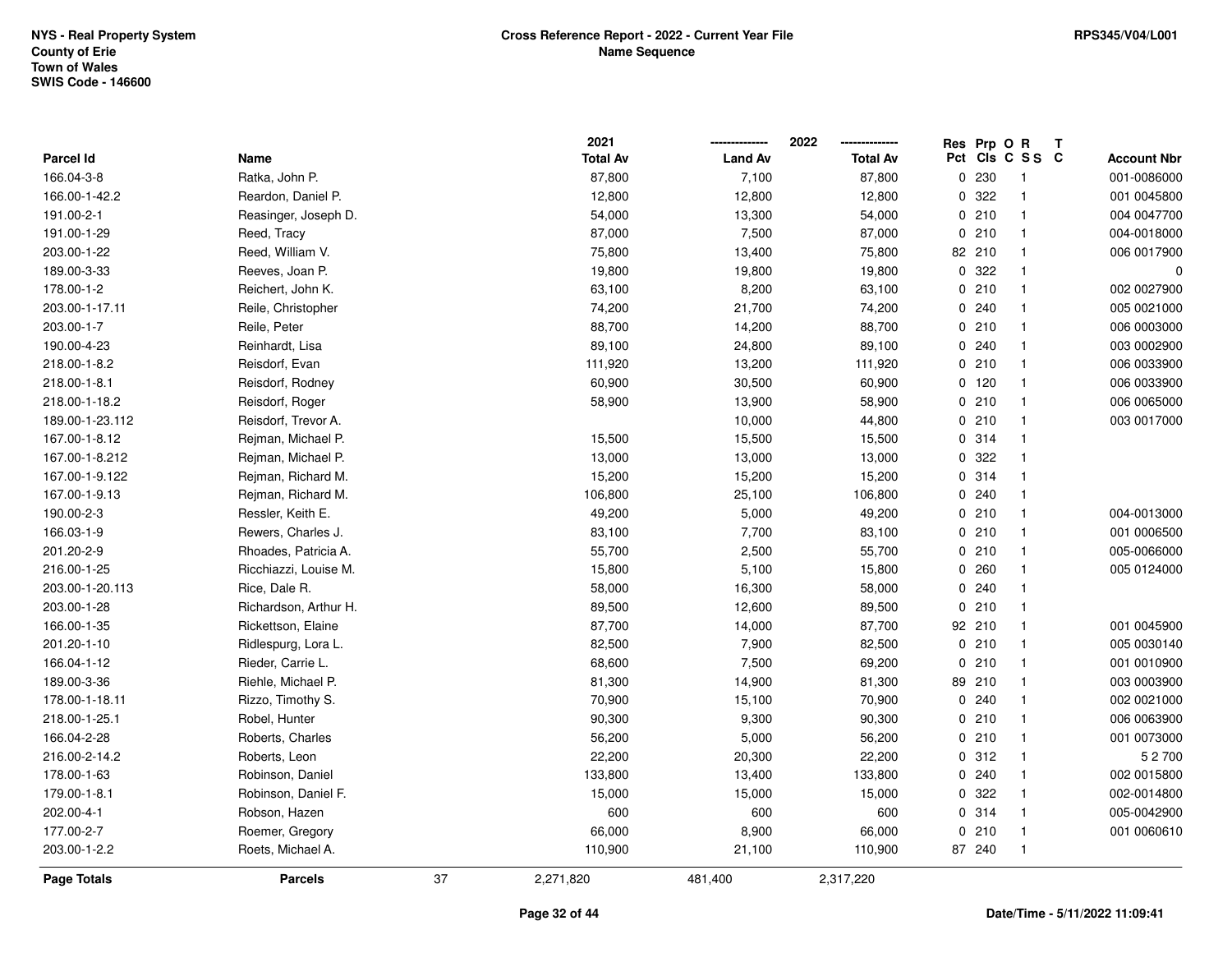NYS - Real Property System
County of Erie
Town of Wales
SWIS Code - 146600

**Cross Reference Report - 2022 - Current Year File**
**Name Sequence**

RPS345/V04/L001

| Parcel Id | Name | 2021 Total Av | 2022 Land Av | 2022 Total Av | Res Pct | Prp Cls | O C | R S S | T C | Account Nbr |
|---|---|---|---|---|---|---|---|---|---|---|
| 166.04-3-8 | Ratka, John P. | 87,800 | 7,100 | 87,800 | 0 | 230 | | 1 | | 001-0086000 |
| 166.00-1-42.2 | Reardon, Daniel P. | 12,800 | 12,800 | 12,800 | 0 | 322 | | 1 | | 001 0045800 |
| 191.00-2-1 | Reasinger, Joseph D. | 54,000 | 13,300 | 54,000 | 0 | 210 | | 1 | | 004 0047700 |
| 191.00-1-29 | Reed, Tracy | 87,000 | 7,500 | 87,000 | 0 | 210 | | 1 | | 004-0018000 |
| 203.00-1-22 | Reed, William V. | 75,800 | 13,400 | 75,800 | 82 | 210 | | 1 | | 006 0017900 |
| 189.00-3-33 | Reeves, Joan P. | 19,800 | 19,800 | 19,800 | 0 | 322 | | 1 | | 0 |
| 178.00-1-2 | Reichert, John K. | 63,100 | 8,200 | 63,100 | 0 | 210 | | 1 | | 002 0027900 |
| 203.00-1-17.11 | Reile, Christopher | 74,200 | 21,700 | 74,200 | 0 | 240 | | 1 | | 005 0021000 |
| 203.00-1-7 | Reile, Peter | 88,700 | 14,200 | 88,700 | 0 | 210 | | 1 | | 006 0003000 |
| 190.00-4-23 | Reinhardt, Lisa | 89,100 | 24,800 | 89,100 | 0 | 240 | | 1 | | 003 0002900 |
| 218.00-1-8.2 | Reisdorf, Evan | 111,920 | 13,200 | 111,920 | 0 | 210 | | 1 | | 006 0033900 |
| 218.00-1-8.1 | Reisdorf, Rodney | 60,900 | 30,500 | 60,900 | 0 | 120 | | 1 | | 006 0033900 |
| 218.00-1-18.2 | Reisdorf, Roger | 58,900 | 13,900 | 58,900 | 0 | 210 | | 1 | | 006 0065000 |
| 189.00-1-23.112 | Reisdorf, Trevor A. | | 10,000 | 44,800 | 0 | 210 | | 1 | | 003 0017000 |
| 167.00-1-8.12 | Rejman, Michael P. | 15,500 | 15,500 | 15,500 | 0 | 314 | | 1 | | |
| 167.00-1-8.212 | Rejman, Michael P. | 13,000 | 13,000 | 13,000 | 0 | 322 | | 1 | | |
| 167.00-1-9.122 | Rejman, Richard M. | 15,200 | 15,200 | 15,200 | 0 | 314 | | 1 | | |
| 167.00-1-9.13 | Rejman, Richard M. | 106,800 | 25,100 | 106,800 | 0 | 240 | | 1 | | |
| 190.00-2-3 | Ressler, Keith E. | 49,200 | 5,000 | 49,200 | 0 | 210 | | 1 | | 004-0013000 |
| 166.03-1-9 | Rewers, Charles J. | 83,100 | 7,700 | 83,100 | 0 | 210 | | 1 | | 001 0006500 |
| 201.20-2-9 | Rhoades, Patricia A. | 55,700 | 2,500 | 55,700 | 0 | 210 | | 1 | | 005-0066000 |
| 216.00-1-25 | Ricchiazzi, Louise M. | 15,800 | 5,100 | 15,800 | 0 | 260 | | 1 | | 005 0124000 |
| 203.00-1-20.113 | Rice, Dale R. | 58,000 | 16,300 | 58,000 | 0 | 240 | | 1 | | |
| 203.00-1-28 | Richardson, Arthur H. | 89,500 | 12,600 | 89,500 | 0 | 210 | | 1 | | |
| 166.00-1-35 | Rickettson, Elaine | 87,700 | 14,000 | 87,700 | 92 | 210 | | 1 | | 001 0045900 |
| 201.20-1-10 | Ridlespurg, Lora L. | 82,500 | 7,900 | 82,500 | 0 | 210 | | 1 | | 005 0030140 |
| 166.04-1-12 | Rieder, Carrie L. | 68,600 | 7,500 | 69,200 | 0 | 210 | | 1 | | 001 0010900 |
| 189.00-3-36 | Riehle, Michael P. | 81,300 | 14,900 | 81,300 | 89 | 210 | | 1 | | 003 0003900 |
| 178.00-1-18.11 | Rizzo, Timothy S. | 70,900 | 15,100 | 70,900 | 0 | 240 | | 1 | | 002 0021000 |
| 218.00-1-25.1 | Robel, Hunter | 90,300 | 9,300 | 90,300 | 0 | 210 | | 1 | | 006 0063900 |
| 166.04-2-28 | Roberts, Charles | 56,200 | 5,000 | 56,200 | 0 | 210 | | 1 | | 001 0073000 |
| 216.00-2-14.2 | Roberts, Leon | 22,200 | 20,300 | 22,200 | 0 | 312 | | 1 | | 5 2 700 |
| 178.00-1-63 | Robinson, Daniel | 133,800 | 13,400 | 133,800 | 0 | 240 | | 1 | | 002 0015800 |
| 179.00-1-8.1 | Robinson, Daniel F. | 15,000 | 15,000 | 15,000 | 0 | 322 | | 1 | | 002-0014800 |
| 202.00-4-1 | Robson, Hazen | 600 | 600 | 600 | 0 | 314 | | 1 | | 005-0042900 |
| 177.00-2-7 | Roemer, Gregory | 66,000 | 8,900 | 66,000 | 0 | 210 | | 1 | | 001 0060610 |
| 203.00-1-2.2 | Roets, Michael A. | 110,900 | 21,100 | 110,900 | 87 | 240 | | 1 | | |
| **Page Totals** | **Parcels** 37 | 2,271,820 | 481,400 | 2,317,220 | | | | | | |

Date/Time - 5/11/2022 11:09:41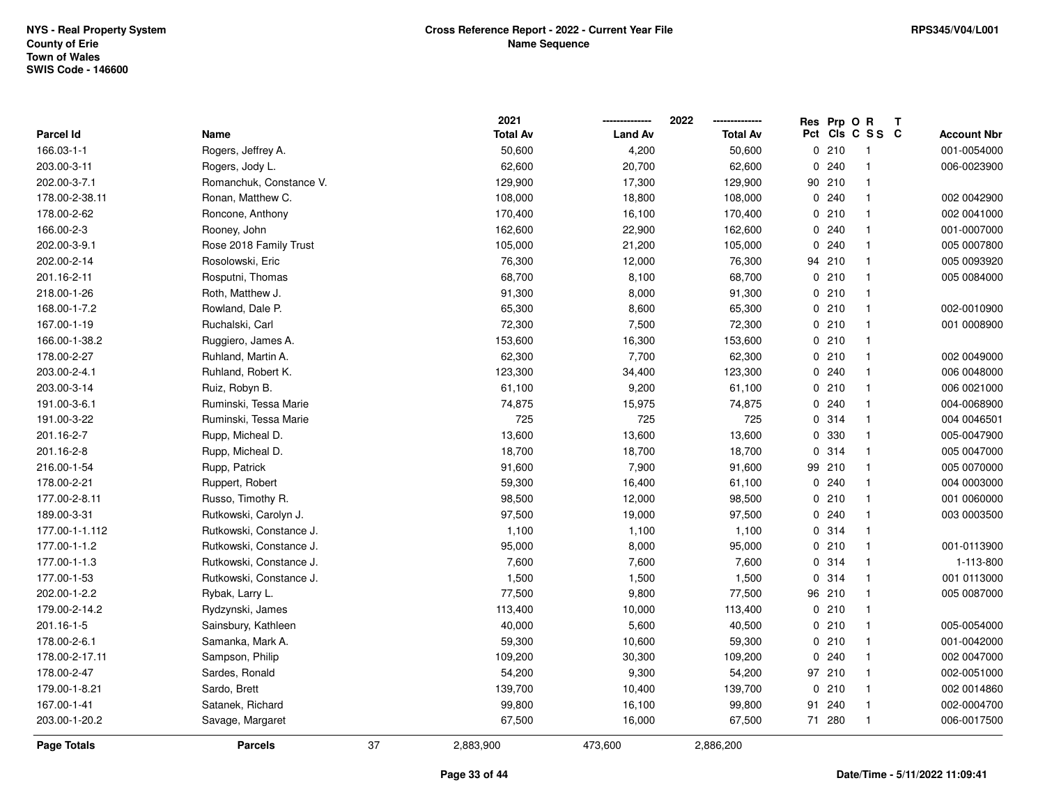NYS - Real Property System
County of Erie
Town of Wales
SWIS Code - 146600

**Cross Reference Report - 2022 - Current Year File**
**Name Sequence**

RPS345/V04/L001

| Parcel Id | Name | 2021 Total Av | 2022 Land Av | 2022 Total Av | Res Pct | Prp Cls | O C | R S S | T C | Account Nbr |
|---|---|---|---|---|---|---|---|---|---|---|
| 166.03-1-1 | Rogers, Jeffrey A. | 50,600 | 4,200 | 50,600 | 0 | 210 | | 1 | | 001-0054000 |
| 203.00-3-11 | Rogers, Jody L. | 62,600 | 20,700 | 62,600 | 0 | 240 | | 1 | | 006-0023900 |
| 202.00-3-7.1 | Romanchuk, Constance V. | 129,900 | 17,300 | 129,900 | 90 | 210 | | 1 | | |
| 178.00-2-38.11 | Ronan, Matthew C. | 108,000 | 18,800 | 108,000 | 0 | 240 | | 1 | | 002 0042900 |
| 178.00-2-62 | Roncone, Anthony | 170,400 | 16,100 | 170,400 | 0 | 210 | | 1 | | 002 0041000 |
| 166.00-2-3 | Rooney, John | 162,600 | 22,900 | 162,600 | 0 | 240 | | 1 | | 001-0007000 |
| 202.00-3-9.1 | Rose 2018 Family Trust | 105,000 | 21,200 | 105,000 | 0 | 240 | | 1 | | 005 0007800 |
| 202.00-2-14 | Rosolowski, Eric | 76,300 | 12,000 | 76,300 | 94 | 210 | | 1 | | 005 0093920 |
| 201.16-2-11 | Rosputni, Thomas | 68,700 | 8,100 | 68,700 | 0 | 210 | | 1 | | 005 0084000 |
| 218.00-1-26 | Roth, Matthew J. | 91,300 | 8,000 | 91,300 | 0 | 210 | | 1 | | |
| 168.00-1-7.2 | Rowland, Dale P. | 65,300 | 8,600 | 65,300 | 0 | 210 | | 1 | | 002-0010900 |
| 167.00-1-19 | Ruchalski, Carl | 72,300 | 7,500 | 72,300 | 0 | 210 | | 1 | | 001 0008900 |
| 166.00-1-38.2 | Ruggiero, James A. | 153,600 | 16,300 | 153,600 | 0 | 210 | | 1 | | |
| 178.00-2-27 | Ruhland, Martin A. | 62,300 | 7,700 | 62,300 | 0 | 210 | | 1 | | 002 0049000 |
| 203.00-2-4.1 | Ruhland, Robert K. | 123,300 | 34,400 | 123,300 | 0 | 240 | | 1 | | 006 0048000 |
| 203.00-3-14 | Ruiz, Robyn B. | 61,100 | 9,200 | 61,100 | 0 | 210 | | 1 | | 006 0021000 |
| 191.00-3-6.1 | Ruminski, Tessa Marie | 74,875 | 15,975 | 74,875 | 0 | 240 | | 1 | | 004-0068900 |
| 191.00-3-22 | Ruminski, Tessa Marie | 725 | 725 | 725 | 0 | 314 | | 1 | | 004 0046501 |
| 201.16-2-7 | Rupp, Micheal D. | 13,600 | 13,600 | 13,600 | 0 | 330 | | 1 | | 005-0047900 |
| 201.16-2-8 | Rupp, Micheal D. | 18,700 | 18,700 | 18,700 | 0 | 314 | | 1 | | 005 0047000 |
| 216.00-1-54 | Rupp, Patrick | 91,600 | 7,900 | 91,600 | 99 | 210 | | 1 | | 005 0070000 |
| 178.00-2-21 | Ruppert, Robert | 59,300 | 16,400 | 61,100 | 0 | 240 | | 1 | | 004 0003000 |
| 177.00-2-8.11 | Russo, Timothy R. | 98,500 | 12,000 | 98,500 | 0 | 210 | | 1 | | 001 0060000 |
| 189.00-3-31 | Rutkowski, Carolyn J. | 97,500 | 19,000 | 97,500 | 0 | 240 | | 1 | | 003 0003500 |
| 177.00-1-1.112 | Rutkowski, Constance J. | 1,100 | 1,100 | 1,100 | 0 | 314 | | 1 | | |
| 177.00-1-1.2 | Rutkowski, Constance J. | 95,000 | 8,000 | 95,000 | 0 | 210 | | 1 | | 001-0113900 |
| 177.00-1-1.3 | Rutkowski, Constance J. | 7,600 | 7,600 | 7,600 | 0 | 314 | | 1 | | 1-113-800 |
| 177.00-1-53 | Rutkowski, Constance J. | 1,500 | 1,500 | 1,500 | 0 | 314 | | 1 | | 001 0113000 |
| 202.00-1-2.2 | Rybak, Larry L. | 77,500 | 9,800 | 77,500 | 96 | 210 | | 1 | | 005 0087000 |
| 179.00-2-14.2 | Rydzynski, James | 113,400 | 10,000 | 113,400 | 0 | 210 | | 1 | | |
| 201.16-1-5 | Sainsbury, Kathleen | 40,000 | 5,600 | 40,500 | 0 | 210 | | 1 | | 005-0054000 |
| 178.00-2-6.1 | Samanka, Mark A. | 59,300 | 10,600 | 59,300 | 0 | 210 | | 1 | | 001-0042000 |
| 178.00-2-17.11 | Sampson, Philip | 109,200 | 30,300 | 109,200 | 0 | 240 | | 1 | | 002 0047000 |
| 178.00-2-47 | Sardes, Ronald | 54,200 | 9,300 | 54,200 | 97 | 210 | | 1 | | 002-0051000 |
| 179.00-1-8.21 | Sardo, Brett | 139,700 | 10,400 | 139,700 | 0 | 210 | | 1 | | 002 0014860 |
| 167.00-1-41 | Satanek, Richard | 99,800 | 16,100 | 99,800 | 91 | 240 | | 1 | | 002-0004700 |
| 203.00-1-20.2 | Savage, Margaret | 67,500 | 16,000 | 67,500 | 71 | 280 | | 1 | | 006-0017500 |
| **Page Totals** | **Parcels** 37 | 2,883,900 | 473,600 | 2,886,200 | | | | | | |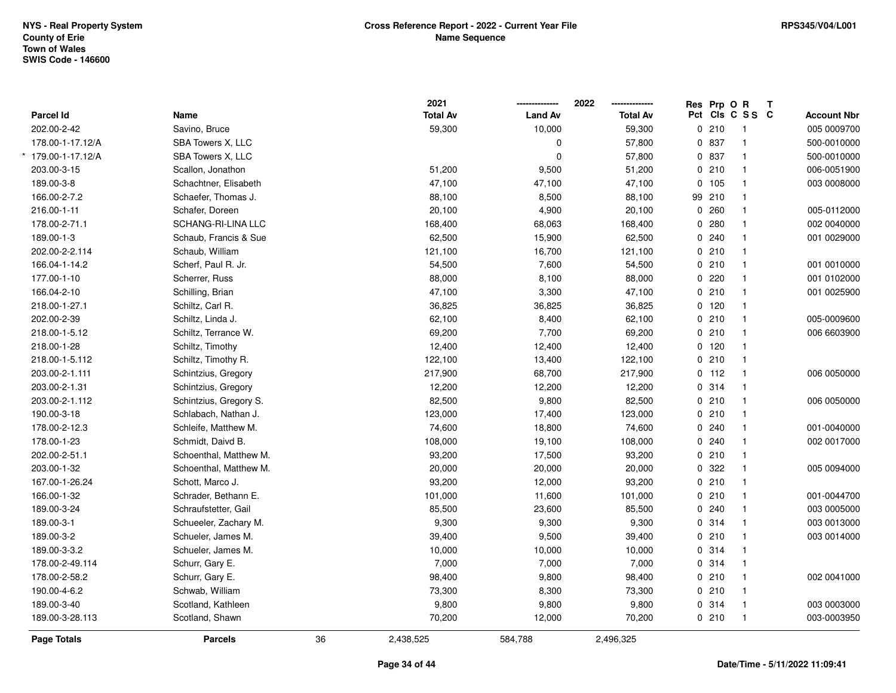NYS - Real Property System
County of Erie
Town of Wales
SWIS Code - 146600

**Cross Reference Report - 2022 - Current Year File**
**Name Sequence**

RPS345/V04/L001

| Parcel Id | Name | 2021 Total Av | 2022 Land Av | 2022 Total Av | Res Pct | Prp Cls | O C | R S S | T C | Account Nbr |
|---|---|---|---|---|---|---|---|---|---|---|
| 202.00-2-42 | Savino, Bruce | 59,300 | 10,000 | 59,300 | 0 | 210 | | 1 | | 005 0009700 |
| 178.00-1-17.12/A | SBA Towers X, LLC | | 0 | 57,800 | 0 | 837 | | 1 | | 500-0010000 |
| * 179.00-1-17.12/A | SBA Towers X, LLC | | 0 | 57,800 | 0 | 837 | | 1 | | 500-0010000 |
| 203.00-3-15 | Scallon, Jonathon | 51,200 | 9,500 | 51,200 | 0 | 210 | | 1 | | 006-0051900 |
| 189.00-3-8 | Schachtner, Elisabeth | 47,100 | 47,100 | 47,100 | 0 | 105 | | 1 | | 003 0008000 |
| 166.00-2-7.2 | Schaefer, Thomas J. | 88,100 | 8,500 | 88,100 | 99 | 210 | | 1 | | |
| 216.00-1-11 | Schafer, Doreen | 20,100 | 4,900 | 20,100 | 0 | 260 | | 1 | | 005-0112000 |
| 178.00-2-71.1 | SCHANG-RI-LINA LLC | 168,400 | 68,063 | 168,400 | 0 | 280 | | 1 | | 002 0040000 |
| 189.00-1-3 | Schaub, Francis & Sue | 62,500 | 15,900 | 62,500 | 0 | 240 | | 1 | | 001 0029000 |
| 202.00-2-2.114 | Schaub, William | 121,100 | 16,700 | 121,100 | 0 | 210 | | 1 | | |
| 166.04-1-14.2 | Scherf, Paul R. Jr. | 54,500 | 7,600 | 54,500 | 0 | 210 | | 1 | | 001 0010000 |
| 177.00-1-10 | Scherrer, Russ | 88,000 | 8,100 | 88,000 | 0 | 220 | | 1 | | 001 0102000 |
| 166.04-2-10 | Schilling, Brian | 47,100 | 3,300 | 47,100 | 0 | 210 | | 1 | | 001 0025900 |
| 218.00-1-27.1 | Schiltz, Carl R. | 36,825 | 36,825 | 36,825 | 0 | 120 | | 1 | | |
| 202.00-2-39 | Schiltz, Linda J. | 62,100 | 8,400 | 62,100 | 0 | 210 | | 1 | | 005-0009600 |
| 218.00-1-5.12 | Schiltz, Terrance W. | 69,200 | 7,700 | 69,200 | 0 | 210 | | 1 | | 006 6603900 |
| 218.00-1-28 | Schiltz, Timothy | 12,400 | 12,400 | 12,400 | 0 | 120 | | 1 | | |
| 218.00-1-5.112 | Schiltz, Timothy R. | 122,100 | 13,400 | 122,100 | 0 | 210 | | 1 | | |
| 203.00-2-1.111 | Schintzius, Gregory | 217,900 | 68,700 | 217,900 | 0 | 112 | | 1 | | 006 0050000 |
| 203.00-2-1.31 | Schintzius, Gregory | 12,200 | 12,200 | 12,200 | 0 | 314 | | 1 | | |
| 203.00-2-1.112 | Schintzius, Gregory S. | 82,500 | 9,800 | 82,500 | 0 | 210 | | 1 | | 006 0050000 |
| 190.00-3-18 | Schlabach, Nathan J. | 123,000 | 17,400 | 123,000 | 0 | 210 | | 1 | | |
| 178.00-2-12.3 | Schleife, Matthew M. | 74,600 | 18,800 | 74,600 | 0 | 240 | | 1 | | 001-0040000 |
| 178.00-1-23 | Schmidt, Daivd B. | 108,000 | 19,100 | 108,000 | 0 | 240 | | 1 | | 002 0017000 |
| 202.00-2-51.1 | Schoenthal, Matthew M. | 93,200 | 17,500 | 93,200 | 0 | 210 | | 1 | | |
| 203.00-1-32 | Schoenthal, Matthew M. | 20,000 | 20,000 | 20,000 | 0 | 322 | | 1 | | 005 0094000 |
| 167.00-1-26.24 | Schott, Marco J. | 93,200 | 12,000 | 93,200 | 0 | 210 | | 1 | | |
| 166.00-1-32 | Schrader, Bethann E. | 101,000 | 11,600 | 101,000 | 0 | 210 | | 1 | | 001-0044700 |
| 189.00-3-24 | Schraufstetter, Gail | 85,500 | 23,600 | 85,500 | 0 | 240 | | 1 | | 003 0005000 |
| 189.00-3-1 | Schueeler, Zachary M. | 9,300 | 9,300 | 9,300 | 0 | 314 | | 1 | | 003 0013000 |
| 189.00-3-2 | Schueler, James M. | 39,400 | 9,500 | 39,400 | 0 | 210 | | 1 | | 003 0014000 |
| 189.00-3-3.2 | Schueler, James M. | 10,000 | 10,000 | 10,000 | 0 | 314 | | 1 | | |
| 178.00-2-49.114 | Schurr, Gary E. | 7,000 | 7,000 | 7,000 | 0 | 314 | | 1 | | |
| 178.00-2-58.2 | Schurr, Gary E. | 98,400 | 9,800 | 98,400 | 0 | 210 | | 1 | | 002 0041000 |
| 190.00-4-6.2 | Schwab, William | 73,300 | 8,300 | 73,300 | 0 | 210 | | 1 | | |
| 189.00-3-40 | Scotland, Kathleen | 9,800 | 9,800 | 9,800 | 0 | 314 | | 1 | | 003 0003000 |
| 189.00-3-28.113 | Scotland, Shawn | 70,200 | 12,000 | 70,200 | 0 | 210 | | 1 | | 003-0003950 |
| **Page Totals** | **Parcels** 36 | 2,438,525 | 584,788 | 2,496,325 | | | | | | |

**Date/Time - 5/11/2022 11:09:41**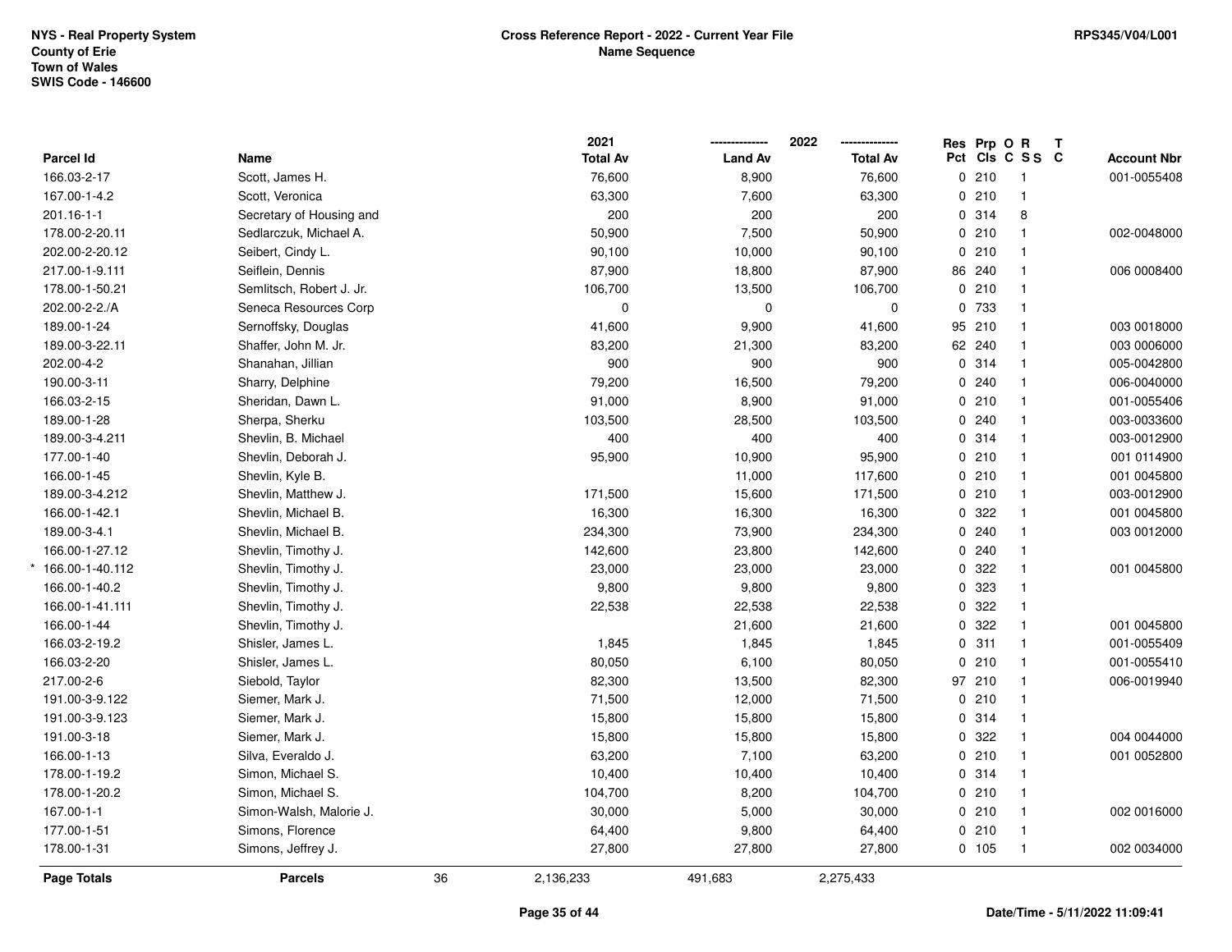NYS - Real Property System
County of Erie
Town of Wales
SWIS Code - 146600

**Cross Reference Report - 2022 - Current Year File**
**Name Sequence**

RPS345/V04/L001

| Parcel Id | Name | 2021 Total Av | 2022 Land Av | 2022 Total Av | Res Pct | Prp Cls | O C | R S S | T C | Account Nbr |
|---|---|---|---|---|---|---|---|---|---|---|
| 166.03-2-17 | Scott, James H. | 76,600 | 8,900 | 76,600 | 0 | 210 | | 1 | | 001-0055408 |
| 167.00-1-4.2 | Scott, Veronica | 63,300 | 7,600 | 63,300 | 0 | 210 | | 1 | | |
| 201.16-1-1 | Secretary of Housing and | 200 | 200 | 200 | 0 | 314 | | 8 | | |
| 178.00-2-20.11 | Sedlarczuk, Michael A. | 50,900 | 7,500 | 50,900 | 0 | 210 | | 1 | | 002-0048000 |
| 202.00-2-20.12 | Seibert, Cindy L. | 90,100 | 10,000 | 90,100 | 0 | 210 | | 1 | | |
| 217.00-1-9.111 | Seiflein, Dennis | 87,900 | 18,800 | 87,900 | 86 | 240 | | 1 | | 006 0008400 |
| 178.00-1-50.21 | Semlitsch, Robert J. Jr. | 106,700 | 13,500 | 106,700 | 0 | 210 | | 1 | | |
| 202.00-2-2./A | Seneca Resources Corp | 0 | 0 | 0 | 0 | 733 | | 1 | | |
| 189.00-1-24 | Sernoffsky, Douglas | 41,600 | 9,900 | 41,600 | 95 | 210 | | 1 | | 003 0018000 |
| 189.00-3-22.11 | Shaffer, John M. Jr. | 83,200 | 21,300 | 83,200 | 62 | 240 | | 1 | | 003 0006000 |
| 202.00-4-2 | Shanahan, Jillian | 900 | 900 | 900 | 0 | 314 | | 1 | | 005-0042800 |
| 190.00-3-11 | Sharry, Delphine | 79,200 | 16,500 | 79,200 | 0 | 240 | | 1 | | 006-0040000 |
| 166.03-2-15 | Sheridan, Dawn L. | 91,000 | 8,900 | 91,000 | 0 | 210 | | 1 | | 001-0055406 |
| 189.00-1-28 | Sherpa, Sherku | 103,500 | 28,500 | 103,500 | 0 | 240 | | 1 | | 003-0033600 |
| 189.00-3-4.211 | Shevlin, B. Michael | 400 | 400 | 400 | 0 | 314 | | 1 | | 003-0012900 |
| 177.00-1-40 | Shevlin, Deborah J. | 95,900 | 10,900 | 95,900 | 0 | 210 | | 1 | | 001 0114900 |
| 166.00-1-45 | Shevlin, Kyle B. | | 11,000 | 117,600 | 0 | 210 | | 1 | | 001 0045800 |
| 189.00-3-4.212 | Shevlin, Matthew J. | 171,500 | 15,600 | 171,500 | 0 | 210 | | 1 | | 003-0012900 |
| 166.00-1-42.1 | Shevlin, Michael B. | 16,300 | 16,300 | 16,300 | 0 | 322 | | 1 | | 001 0045800 |
| 189.00-3-4.1 | Shevlin, Michael B. | 234,300 | 73,900 | 234,300 | 0 | 240 | | 1 | | 003 0012000 |
| 166.00-1-27.12 | Shevlin, Timothy J. | 142,600 | 23,800 | 142,600 | 0 | 240 | | 1 | | |
| * 166.00-1-40.112 | Shevlin, Timothy J. | 23,000 | 23,000 | 23,000 | 0 | 322 | | 1 | | 001 0045800 |
| 166.00-1-40.2 | Shevlin, Timothy J. | 9,800 | 9,800 | 9,800 | 0 | 323 | | 1 | | |
| 166.00-1-41.111 | Shevlin, Timothy J. | 22,538 | 22,538 | 22,538 | 0 | 322 | | 1 | | |
| 166.00-1-44 | Shevlin, Timothy J. | | 21,600 | 21,600 | 0 | 322 | | 1 | | 001 0045800 |
| 166.03-2-19.2 | Shisler, James L. | 1,845 | 1,845 | 1,845 | 0 | 311 | | 1 | | 001-0055409 |
| 166.03-2-20 | Shisler, James L. | 80,050 | 6,100 | 80,050 | 0 | 210 | | 1 | | 001-0055410 |
| 217.00-2-6 | Siebold, Taylor | 82,300 | 13,500 | 82,300 | 97 | 210 | | 1 | | 006-0019940 |
| 191.00-3-9.122 | Siemer, Mark J. | 71,500 | 12,000 | 71,500 | 0 | 210 | | 1 | | |
| 191.00-3-9.123 | Siemer, Mark J. | 15,800 | 15,800 | 15,800 | 0 | 314 | | 1 | | |
| 191.00-3-18 | Siemer, Mark J. | 15,800 | 15,800 | 15,800 | 0 | 322 | | 1 | | 004 0044000 |
| 166.00-1-13 | Silva, Everaldo J. | 63,200 | 7,100 | 63,200 | 0 | 210 | | 1 | | 001 0052800 |
| 178.00-1-19.2 | Simon, Michael S. | 10,400 | 10,400 | 10,400 | 0 | 314 | | 1 | | |
| 178.00-1-20.2 | Simon, Michael S. | 104,700 | 8,200 | 104,700 | 0 | 210 | | 1 | | |
| 167.00-1-1 | Simon-Walsh, Malorie J. | 30,000 | 5,000 | 30,000 | 0 | 210 | | 1 | | 002 0016000 |
| 177.00-1-51 | Simons, Florence | 64,400 | 9,800 | 64,400 | 0 | 210 | | 1 | | |
| 178.00-1-31 | Simons, Jeffrey J. | 27,800 | 27,800 | 27,800 | 0 | 105 | | 1 | | 002 0034000 |
| **Page Totals** | **Parcels** 36 | 2,136,233 | 491,683 | 2,275,433 | | | | | | |

**Date/Time - 5/11/2022 11:09:41**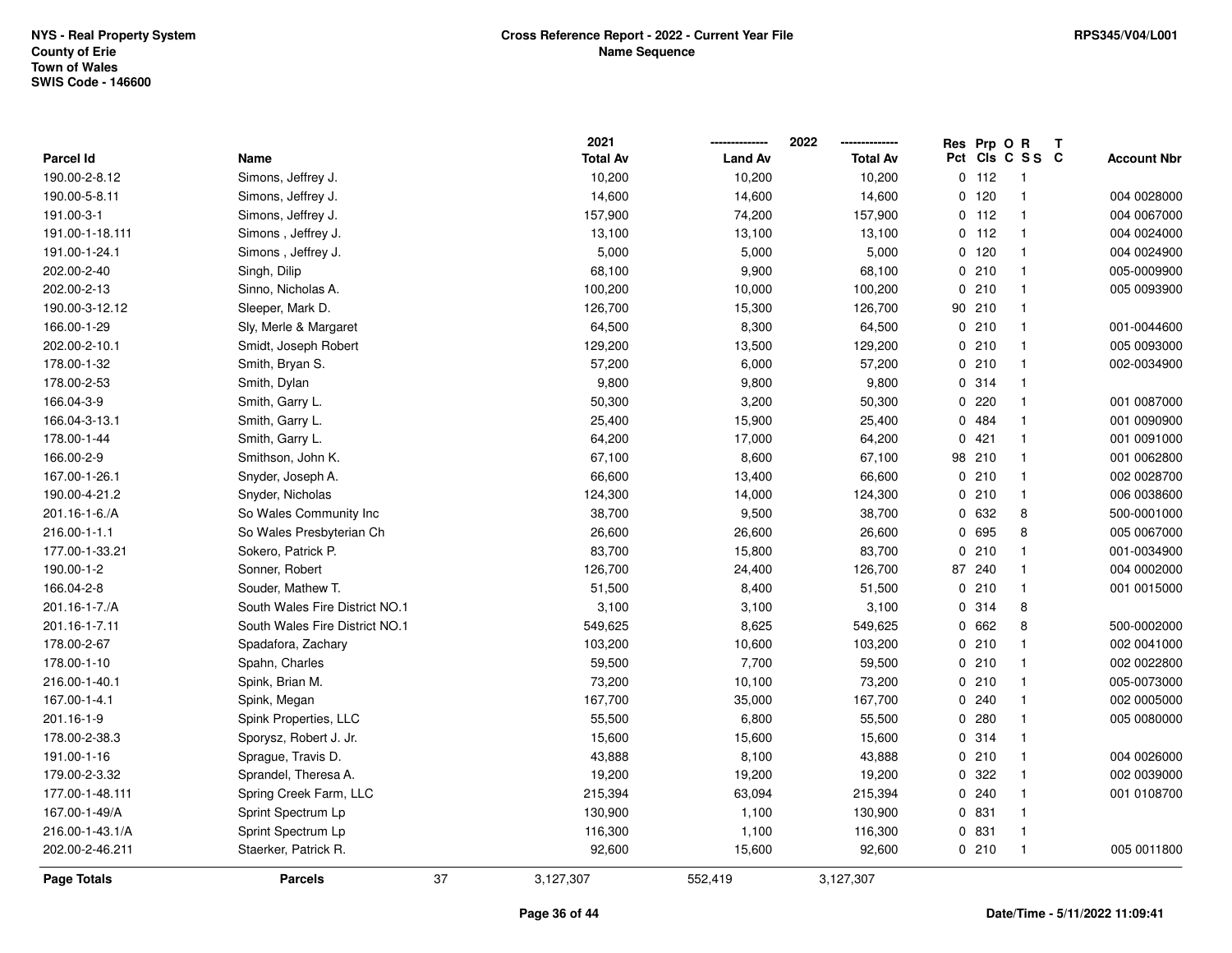NYS - Real Property System
County of Erie
Town of Wales
SWIS Code - 146600

# Cross Reference Report - 2022 - Current Year File
## Name Sequence

RPS345/V04/L001

| Parcel Id | Name | 2021 Total Av | 2022 Land Av | 2022 Total Av | Res Pct | Prp Cls | O C | R S S | T C | Account Nbr |
|---|---|---|---|---|---|---|---|---|---|---|
| 190.00-2-8.12 | Simons, Jeffrey J. | 10,200 | 10,200 | 10,200 | 0 | 112 | | 1 | | |
| 190.00-5-8.11 | Simons, Jeffrey J. | 14,600 | 14,600 | 14,600 | 0 | 120 | | 1 | | 004 0028000 |
| 191.00-3-1 | Simons, Jeffrey J. | 157,900 | 74,200 | 157,900 | 0 | 112 | | 1 | | 004 0067000 |
| 191.00-1-18.111 | Simons , Jeffrey J. | 13,100 | 13,100 | 13,100 | 0 | 112 | | 1 | | 004 0024000 |
| 191.00-1-24.1 | Simons , Jeffrey J. | 5,000 | 5,000 | 5,000 | 0 | 120 | | 1 | | 004 0024900 |
| 202.00-2-40 | Singh, Dilip | 68,100 | 9,900 | 68,100 | 0 | 210 | | 1 | | 005-0009900 |
| 202.00-2-13 | Sinno, Nicholas A. | 100,200 | 10,000 | 100,200 | 0 | 210 | | 1 | | 005 0093900 |
| 190.00-3-12.12 | Sleeper, Mark D. | 126,700 | 15,300 | 126,700 | 90 | 210 | | 1 | | |
| 166.00-1-29 | Sly, Merle & Margaret | 64,500 | 8,300 | 64,500 | 0 | 210 | | 1 | | 001-0044600 |
| 202.00-2-10.1 | Smidt, Joseph Robert | 129,200 | 13,500 | 129,200 | 0 | 210 | | 1 | | 005 0093000 |
| 178.00-1-32 | Smith, Bryan S. | 57,200 | 6,000 | 57,200 | 0 | 210 | | 1 | | 002-0034900 |
| 178.00-2-53 | Smith, Dylan | 9,800 | 9,800 | 9,800 | 0 | 314 | | 1 | | |
| 166.04-3-9 | Smith, Garry L. | 50,300 | 3,200 | 50,300 | 0 | 220 | | 1 | | 001 0087000 |
| 166.04-3-13.1 | Smith, Garry L. | 25,400 | 15,900 | 25,400 | 0 | 484 | | 1 | | 001 0090900 |
| 178.00-1-44 | Smith, Garry L. | 64,200 | 17,000 | 64,200 | 0 | 421 | | 1 | | 001 0091000 |
| 166.00-2-9 | Smithson, John K. | 67,100 | 8,600 | 67,100 | 98 | 210 | | 1 | | 001 0062800 |
| 167.00-1-26.1 | Snyder, Joseph A. | 66,600 | 13,400 | 66,600 | 0 | 210 | | 1 | | 002 0028700 |
| 190.00-4-21.2 | Snyder, Nicholas | 124,300 | 14,000 | 124,300 | 0 | 210 | | 1 | | 006 0038600 |
| 201.16-1-6./A | So Wales Community Inc | 38,700 | 9,500 | 38,700 | 0 | 632 | | 8 | | 500-0001000 |
| 216.00-1-1.1 | So Wales Presbyterian Ch | 26,600 | 26,600 | 26,600 | 0 | 695 | | 8 | | 005 0067000 |
| 177.00-1-33.21 | Sokero, Patrick P. | 83,700 | 15,800 | 83,700 | 0 | 210 | | 1 | | 001-0034900 |
| 190.00-1-2 | Sonner, Robert | 126,700 | 24,400 | 126,700 | 87 | 240 | | 1 | | 004 0002000 |
| 166.04-2-8 | Souder, Mathew T. | 51,500 | 8,400 | 51,500 | 0 | 210 | | 1 | | 001 0015000 |
| 201.16-1-7./A | South Wales Fire District NO.1 | 3,100 | 3,100 | 3,100 | 0 | 314 | | 8 | | |
| 201.16-1-7.11 | South Wales Fire District NO.1 | 549,625 | 8,625 | 549,625 | 0 | 662 | | 8 | | 500-0002000 |
| 178.00-2-67 | Spadafora, Zachary | 103,200 | 10,600 | 103,200 | 0 | 210 | | 1 | | 002 0041000 |
| 178.00-1-10 | Spahn, Charles | 59,500 | 7,700 | 59,500 | 0 | 210 | | 1 | | 002 0022800 |
| 216.00-1-40.1 | Spink, Brian M. | 73,200 | 10,100 | 73,200 | 0 | 210 | | 1 | | 005-0073000 |
| 167.00-1-4.1 | Spink, Megan | 167,700 | 35,000 | 167,700 | 0 | 240 | | 1 | | 002 0005000 |
| 201.16-1-9 | Spink Properties, LLC | 55,500 | 6,800 | 55,500 | 0 | 280 | | 1 | | 005 0080000 |
| 178.00-2-38.3 | Sporysz, Robert J. Jr. | 15,600 | 15,600 | 15,600 | 0 | 314 | | 1 | | |
| 191.00-1-16 | Sprague, Travis D. | 43,888 | 8,100 | 43,888 | 0 | 210 | | 1 | | 004 0026000 |
| 179.00-2-3.32 | Sprandel, Theresa A. | 19,200 | 19,200 | 19,200 | 0 | 322 | | 1 | | 002 0039000 |
| 177.00-1-48.111 | Spring Creek Farm, LLC | 215,394 | 63,094 | 215,394 | 0 | 240 | | 1 | | 001 0108700 |
| 167.00-1-49/A | Sprint Spectrum Lp | 130,900 | 1,100 | 130,900 | 0 | 831 | | 1 | | |
| 216.00-1-43.1/A | Sprint Spectrum Lp | 116,300 | 1,100 | 116,300 | 0 | 831 | | 1 | | |
| 202.00-2-46.211 | Staerker, Patrick R. | 92,600 | 15,600 | 92,600 | 0 | 210 | | 1 | | 005 0011800 |
| **Page Totals** | **Parcels** 37 | 3,127,307 | 552,419 | 3,127,307 | | | | | | |

Date/Time - 5/11/2022 11:09:41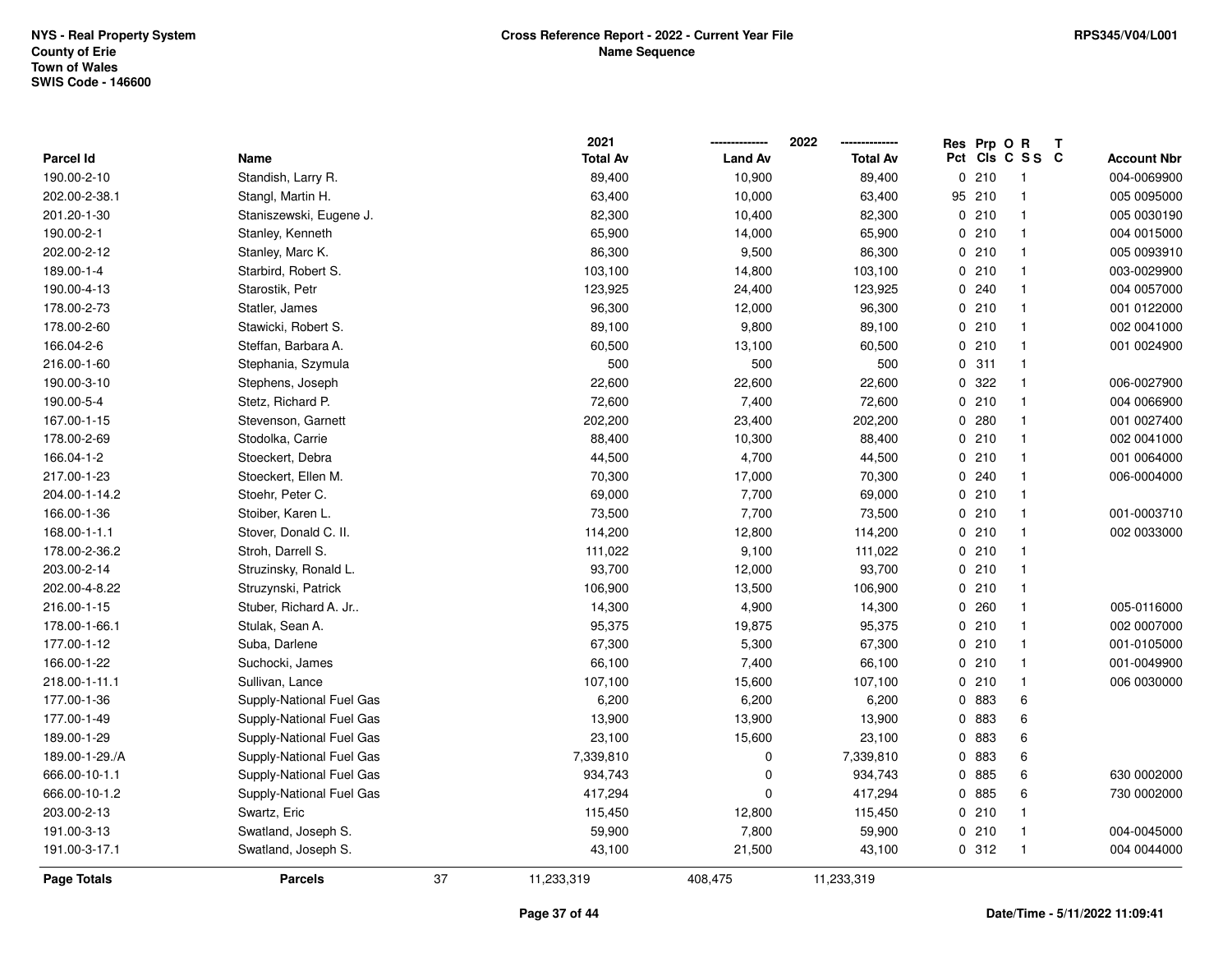NYS - Real Property System
County of Erie
Town of Wales
SWIS Code - 146600

**Cross Reference Report - 2022 - Current Year File**
**Name Sequence**

RPS345/V04/L001

| Parcel Id | Name | 2021 Total Av | 2022 Land Av | 2022 Total Av | Res Pct | Prp Cls | O C | R S S | T C | Account Nbr |
|---|---|---|---|---|---|---|---|---|---|---|
| 190.00-2-10 | Standish, Larry R. | 89,400 | 10,900 | 89,400 | 0 | 210 | | 1 | | 004-0069900 |
| 202.00-2-38.1 | Stangl, Martin H. | 63,400 | 10,000 | 63,400 | 95 | 210 | | 1 | | 005 0095000 |
| 201.20-1-30 | Staniszewski, Eugene J. | 82,300 | 10,400 | 82,300 | 0 | 210 | | 1 | | 005 0030190 |
| 190.00-2-1 | Stanley, Kenneth | 65,900 | 14,000 | 65,900 | 0 | 210 | | 1 | | 004 0015000 |
| 202.00-2-12 | Stanley, Marc K. | 86,300 | 9,500 | 86,300 | 0 | 210 | | 1 | | 005 0093910 |
| 189.00-1-4 | Starbird, Robert S. | 103,100 | 14,800 | 103,100 | 0 | 210 | | 1 | | 003-0029900 |
| 190.00-4-13 | Starostik, Petr | 123,925 | 24,400 | 123,925 | 0 | 240 | | 1 | | 004 0057000 |
| 178.00-2-73 | Statler, James | 96,300 | 12,000 | 96,300 | 0 | 210 | | 1 | | 001 0122000 |
| 178.00-2-60 | Stawicki, Robert S. | 89,100 | 9,800 | 89,100 | 0 | 210 | | 1 | | 002 0041000 |
| 166.04-2-6 | Steffan, Barbara A. | 60,500 | 13,100 | 60,500 | 0 | 210 | | 1 | | 001 0024900 |
| 216.00-1-60 | Stephania, Szymula | 500 | 500 | 500 | 0 | 311 | | 1 | | |
| 190.00-3-10 | Stephens, Joseph | 22,600 | 22,600 | 22,600 | 0 | 322 | | 1 | | 006-0027900 |
| 190.00-5-4 | Stetz, Richard P. | 72,600 | 7,400 | 72,600 | 0 | 210 | | 1 | | 004 0066900 |
| 167.00-1-15 | Stevenson, Garnett | 202,200 | 23,400 | 202,200 | 0 | 280 | | 1 | | 001 0027400 |
| 178.00-2-69 | Stodolka, Carrie | 88,400 | 10,300 | 88,400 | 0 | 210 | | 1 | | 002 0041000 |
| 166.04-1-2 | Stoeckert, Debra | 44,500 | 4,700 | 44,500 | 0 | 210 | | 1 | | 001 0064000 |
| 217.00-1-23 | Stoeckert, Ellen M. | 70,300 | 17,000 | 70,300 | 0 | 240 | | 1 | | 006-0004000 |
| 204.00-1-14.2 | Stoehr, Peter C. | 69,000 | 7,700 | 69,000 | 0 | 210 | | 1 | | |
| 166.00-1-36 | Stoiber, Karen L. | 73,500 | 7,700 | 73,500 | 0 | 210 | | 1 | | 001-0003710 |
| 168.00-1-1.1 | Stover, Donald C. II. | 114,200 | 12,800 | 114,200 | 0 | 210 | | 1 | | 002 0033000 |
| 178.00-2-36.2 | Stroh, Darrell S. | 111,022 | 9,100 | 111,022 | 0 | 210 | | 1 | | |
| 203.00-2-14 | Struzinsky, Ronald L. | 93,700 | 12,000 | 93,700 | 0 | 210 | | 1 | | |
| 202.00-4-8.22 | Struzynski, Patrick | 106,900 | 13,500 | 106,900 | 0 | 210 | | 1 | | |
| 216.00-1-15 | Stuber, Richard A. Jr.. | 14,300 | 4,900 | 14,300 | 0 | 260 | | 1 | | 005-0116000 |
| 178.00-1-66.1 | Stulak, Sean A. | 95,375 | 19,875 | 95,375 | 0 | 210 | | 1 | | 002 0007000 |
| 177.00-1-12 | Suba, Darlene | 67,300 | 5,300 | 67,300 | 0 | 210 | | 1 | | 001-0105000 |
| 166.00-1-22 | Suchocki, James | 66,100 | 7,400 | 66,100 | 0 | 210 | | 1 | | 001-0049900 |
| 218.00-1-11.1 | Sullivan, Lance | 107,100 | 15,600 | 107,100 | 0 | 210 | | 1 | | 006 0030000 |
| 177.00-1-36 | Supply-National Fuel Gas | 6,200 | 6,200 | 6,200 | 0 | 883 | | 6 | | |
| 177.00-1-49 | Supply-National Fuel Gas | 13,900 | 13,900 | 13,900 | 0 | 883 | | 6 | | |
| 189.00-1-29 | Supply-National Fuel Gas | 23,100 | 15,600 | 23,100 | 0 | 883 | | 6 | | |
| 189.00-1-29./A | Supply-National Fuel Gas | 7,339,810 | 0 | 7,339,810 | 0 | 883 | | 6 | | |
| 666.00-10-1.1 | Supply-National Fuel Gas | 934,743 | 0 | 934,743 | 0 | 885 | | 6 | | 630 0002000 |
| 666.00-10-1.2 | Supply-National Fuel Gas | 417,294 | 0 | 417,294 | 0 | 885 | | 6 | | 730 0002000 |
| 203.00-2-13 | Swartz, Eric | 115,450 | 12,800 | 115,450 | 0 | 210 | | 1 | | |
| 191.00-3-13 | Swatland, Joseph S. | 59,900 | 7,800 | 59,900 | 0 | 210 | | 1 | | 004-0045000 |
| 191.00-3-17.1 | Swatland, Joseph S. | 43,100 | 21,500 | 43,100 | 0 | 312 | | 1 | | 004 0044000 |
| **Page Totals** | **Parcels** 37 | 11,233,319 | 408,475 | 11,233,319 | | | | | | |

**Date/Time - 5/11/2022 11:09:41**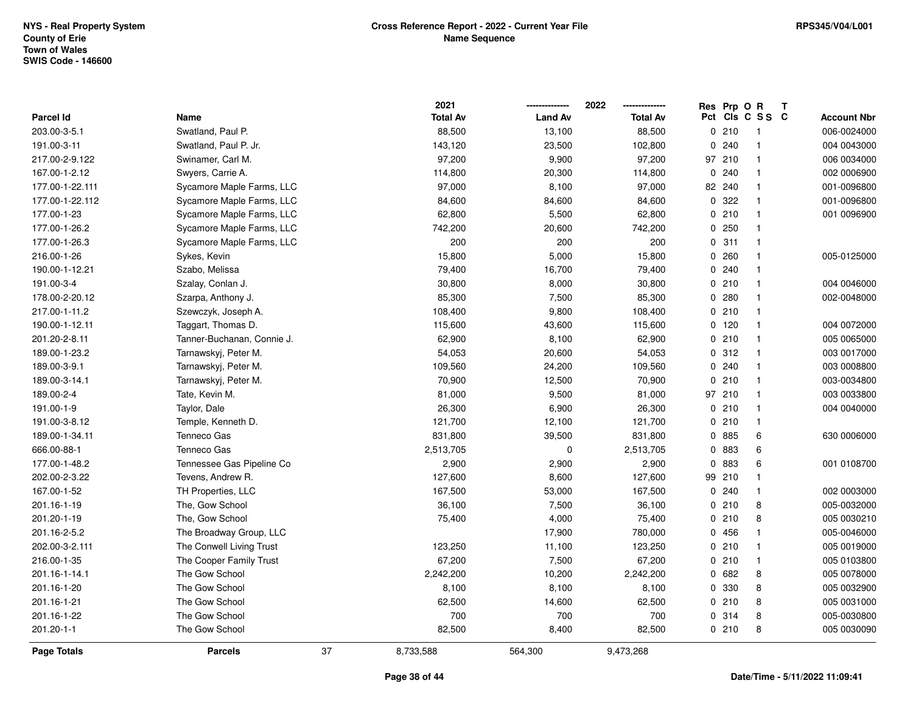NYS - Real Property System
County of Erie
Town of Wales
SWIS Code - 146600

**Cross Reference Report - 2022 - Current Year File**
**Name Sequence**

RPS345/V04/L001

| Parcel Id | Name | 2021 Total Av | 2022 Land Av | 2022 Total Av | Res Pct | Prp Cls | O C | R S S | T C | Account Nbr |
|---|---|---|---|---|---|---|---|---|---|---|
| 203.00-3-5.1 | Swatland, Paul P. | 88,500 | 13,100 | 88,500 | 0 | 210 | | 1 | | 006-0024000 |
| 191.00-3-11 | Swatland, Paul P. Jr. | 143,120 | 23,500 | 102,800 | 0 | 240 | | 1 | | 004 0043000 |
| 217.00-2-9.122 | Swinamer, Carl M. | 97,200 | 9,900 | 97,200 | 97 | 210 | | 1 | | 006 0034000 |
| 167.00-1-2.12 | Swyers, Carrie A. | 114,800 | 20,300 | 114,800 | 0 | 240 | | 1 | | 002 0006900 |
| 177.00-1-22.111 | Sycamore Maple Farms, LLC | 97,000 | 8,100 | 97,000 | 82 | 240 | | 1 | | 001-0096800 |
| 177.00-1-22.112 | Sycamore Maple Farms, LLC | 84,600 | 84,600 | 84,600 | 0 | 322 | | 1 | | 001-0096800 |
| 177.00-1-23 | Sycamore Maple Farms, LLC | 62,800 | 5,500 | 62,800 | 0 | 210 | | 1 | | 001 0096900 |
| 177.00-1-26.2 | Sycamore Maple Farms, LLC | 742,200 | 20,600 | 742,200 | 0 | 250 | | 1 | | |
| 177.00-1-26.3 | Sycamore Maple Farms, LLC | 200 | 200 | 200 | 0 | 311 | | 1 | | |
| 216.00-1-26 | Sykes, Kevin | 15,800 | 5,000 | 15,800 | 0 | 260 | | 1 | | 005-0125000 |
| 190.00-1-12.21 | Szabo, Melissa | 79,400 | 16,700 | 79,400 | 0 | 240 | | 1 | | |
| 191.00-3-4 | Szalay, Conlan J. | 30,800 | 8,000 | 30,800 | 0 | 210 | | 1 | | 004 0046000 |
| 178.00-2-20.12 | Szarpa, Anthony J. | 85,300 | 7,500 | 85,300 | 0 | 280 | | 1 | | 002-0048000 |
| 217.00-1-11.2 | Szewczyk, Joseph A. | 108,400 | 9,800 | 108,400 | 0 | 210 | | 1 | | |
| 190.00-1-12.11 | Taggart, Thomas D. | 115,600 | 43,600 | 115,600 | 0 | 120 | | 1 | | 004 0072000 |
| 201.20-2-8.11 | Tanner-Buchanan, Connie J. | 62,900 | 8,100 | 62,900 | 0 | 210 | | 1 | | 005 0065000 |
| 189.00-1-23.2 | Tarnawskyj, Peter M. | 54,053 | 20,600 | 54,053 | 0 | 312 | | 1 | | 003 0017000 |
| 189.00-3-9.1 | Tarnawskyj, Peter M. | 109,560 | 24,200 | 109,560 | 0 | 240 | | 1 | | 003 0008800 |
| 189.00-3-14.1 | Tarnawskyj, Peter M. | 70,900 | 12,500 | 70,900 | 0 | 210 | | 1 | | 003-0034800 |
| 189.00-2-4 | Tate, Kevin M. | 81,000 | 9,500 | 81,000 | 97 | 210 | | 1 | | 003 0033800 |
| 191.00-1-9 | Taylor, Dale | 26,300 | 6,900 | 26,300 | 0 | 210 | | 1 | | 004 0040000 |
| 191.00-3-8.12 | Temple, Kenneth D. | 121,700 | 12,100 | 121,700 | 0 | 210 | | 1 | | |
| 189.00-1-34.11 | Tenneco Gas | 831,800 | 39,500 | 831,800 | 0 | 885 | | 6 | | 630 0006000 |
| 666.00-88-1 | Tenneco Gas | 2,513,705 | 0 | 2,513,705 | 0 | 883 | | 6 | | |
| 177.00-1-48.2 | Tennessee Gas Pipeline Co | 2,900 | 2,900 | 2,900 | 0 | 883 | | 6 | | 001 0108700 |
| 202.00-2-3.22 | Tevens, Andrew R. | 127,600 | 8,600 | 127,600 | 99 | 210 | | 1 | | |
| 167.00-1-52 | TH Properties, LLC | 167,500 | 53,000 | 167,500 | 0 | 240 | | 1 | | 002 0003000 |
| 201.16-1-19 | The, Gow School | 36,100 | 7,500 | 36,100 | 0 | 210 | | 8 | | 005-0032000 |
| 201.20-1-19 | The, Gow School | 75,400 | 4,000 | 75,400 | 0 | 210 | | 8 | | 005 0030210 |
| 201.16-2-5.2 | The Broadway Group, LLC | | 17,900 | 780,000 | 0 | 456 | | 1 | | 005-0046000 |
| 202.00-3-2.111 | The Conwell Living Trust | 123,250 | 11,100 | 123,250 | 0 | 210 | | 1 | | 005 0019000 |
| 216.00-1-35 | The Cooper Family Trust | 67,200 | 7,500 | 67,200 | 0 | 210 | | 1 | | 005 0103800 |
| 201.16-1-14.1 | The Gow School | 2,242,200 | 10,200 | 2,242,200 | 0 | 682 | | 8 | | 005 0078000 |
| 201.16-1-20 | The Gow School | 8,100 | 8,100 | 8,100 | 0 | 330 | | 8 | | 005 0032900 |
| 201.16-1-21 | The Gow School | 62,500 | 14,600 | 62,500 | 0 | 210 | | 8 | | 005 0031000 |
| 201.16-1-22 | The Gow School | 700 | 700 | 700 | 0 | 314 | | 8 | | 005-0030800 |
| 201.20-1-1 | The Gow School | 82,500 | 8,400 | 82,500 | 0 | 210 | | 8 | | 005 0030090 |
| **Page Totals** | **Parcels** 37 | 8,733,588 | 564,300 | 9,473,268 | | | | | | |

Date/Time - 5/11/2022 11:09:41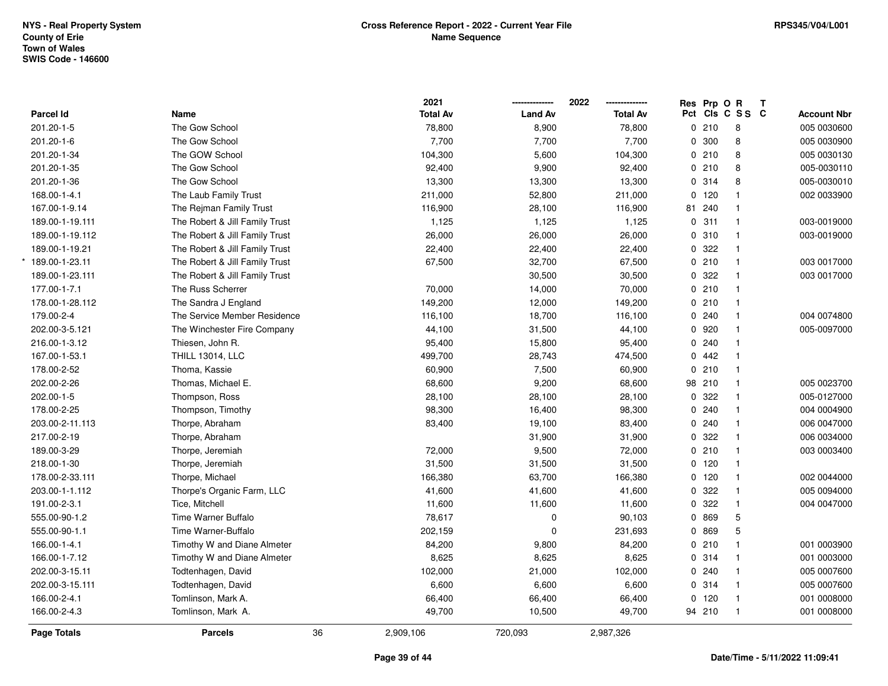NYS - Real Property System
County of Erie
Town of Wales
SWIS Code - 146600

**Cross Reference Report - 2022 - Current Year File**
**Name Sequence**

RPS345/V04/L001

| Parcel Id | Name | 2021 Total Av | 2022 Land Av | 2022 Total Av | Res Pct | Prp Cls | O C | R SS | T C | Account Nbr |
|---|---|---|---|---|---|---|---|---|---|---|
| 201.20-1-5 | The Gow School | 78,800 | 8,900 | 78,800 | 0 | 210 | | 8 | | 005 0030600 |
| 201.20-1-6 | The Gow School | 7,700 | 7,700 | 7,700 | 0 | 300 | | 8 | | 005 0030900 |
| 201.20-1-34 | The GOW School | 104,300 | 5,600 | 104,300 | 0 | 210 | | 8 | | 005 0030130 |
| 201.20-1-35 | The Gow School | 92,400 | 9,900 | 92,400 | 0 | 210 | | 8 | | 005-0030110 |
| 201.20-1-36 | The Gow School | 13,300 | 13,300 | 13,300 | 0 | 314 | | 8 | | 005-0030010 |
| 168.00-1-4.1 | The Laub Family Trust | 211,000 | 52,800 | 211,000 | 0 | 120 | | 1 | | 002 0033900 |
| 167.00-1-9.14 | The Rejman Family Trust | 116,900 | 28,100 | 116,900 | 81 | 240 | | 1 | | |
| 189.00-1-19.111 | The Robert & Jill Family Trust | 1,125 | 1,125 | 1,125 | 0 | 311 | | 1 | | 003-0019000 |
| 189.00-1-19.112 | The Robert & Jill Family Trust | 26,000 | 26,000 | 26,000 | 0 | 310 | | 1 | | 003-0019000 |
| 189.00-1-19.21 | The Robert & Jill Family Trust | 22,400 | 22,400 | 22,400 | 0 | 322 | | 1 | | |
| * 189.00-1-23.11 | The Robert & Jill Family Trust | 67,500 | 32,700 | 67,500 | 0 | 210 | | 1 | | 003 0017000 |
| 189.00-1-23.111 | The Robert & Jill Family Trust | | 30,500 | 30,500 | 0 | 322 | | 1 | | 003 0017000 |
| 177.00-1-7.1 | The Russ Scherrer | 70,000 | 14,000 | 70,000 | 0 | 210 | | 1 | | |
| 178.00-1-28.112 | The Sandra J England | 149,200 | 12,000 | 149,200 | 0 | 210 | | 1 | | |
| 179.00-2-4 | The Service Member Residence | 116,100 | 18,700 | 116,100 | 0 | 240 | | 1 | | 004 0074800 |
| 202.00-3-5.121 | The Winchester Fire Company | 44,100 | 31,500 | 44,100 | 0 | 920 | | 1 | | 005-0097000 |
| 216.00-1-3.12 | Thiesen, John R. | 95,400 | 15,800 | 95,400 | 0 | 240 | | 1 | | |
| 167.00-1-53.1 | THILL 13014, LLC | 499,700 | 28,743 | 474,500 | 0 | 442 | | 1 | | |
| 178.00-2-52 | Thoma, Kassie | 60,900 | 7,500 | 60,900 | 0 | 210 | | 1 | | |
| 202.00-2-26 | Thomas, Michael E. | 68,600 | 9,200 | 68,600 | 98 | 210 | | 1 | | 005 0023700 |
| 202.00-1-5 | Thompson, Ross | 28,100 | 28,100 | 28,100 | 0 | 322 | | 1 | | 005-0127000 |
| 178.00-2-25 | Thompson, Timothy | 98,300 | 16,400 | 98,300 | 0 | 240 | | 1 | | 004 0004900 |
| 203.00-2-11.113 | Thorpe, Abraham | 83,400 | 19,100 | 83,400 | 0 | 240 | | 1 | | 006 0047000 |
| 217.00-2-19 | Thorpe, Abraham | | 31,900 | 31,900 | 0 | 322 | | 1 | | 006 0034000 |
| 189.00-3-29 | Thorpe, Jeremiah | 72,000 | 9,500 | 72,000 | 0 | 210 | | 1 | | 003 0003400 |
| 218.00-1-30 | Thorpe, Jeremiah | 31,500 | 31,500 | 31,500 | 0 | 120 | | 1 | | |
| 178.00-2-33.111 | Thorpe, Michael | 166,380 | 63,700 | 166,380 | 0 | 120 | | 1 | | 002 0044000 |
| 203.00-1-1.112 | Thorpe's Organic Farm, LLC | 41,600 | 41,600 | 41,600 | 0 | 322 | | 1 | | 005 0094000 |
| 191.00-2-3.1 | Tice, Mitchell | 11,600 | 11,600 | 11,600 | 0 | 322 | | 1 | | 004 0047000 |
| 555.00-90-1.2 | Time Warner Buffalo | 78,617 | 0 | 90,103 | 0 | 869 | | 5 | | |
| 555.00-90-1.1 | Time Warner-Buffalo | 202,159 | 0 | 231,693 | 0 | 869 | | 5 | | |
| 166.00-1-4.1 | Timothy W and Diane Almeter | 84,200 | 9,800 | 84,200 | 0 | 210 | | 1 | | 001 0003900 |
| 166.00-1-7.12 | Timothy W and Diane Almeter | 8,625 | 8,625 | 8,625 | 0 | 314 | | 1 | | 001 0003000 |
| 202.00-3-15.11 | Todtenhagen, David | 102,000 | 21,000 | 102,000 | 0 | 240 | | 1 | | 005 0007600 |
| 202.00-3-15.111 | Todtenhagen, David | 6,600 | 6,600 | 6,600 | 0 | 314 | | 1 | | 005 0007600 |
| 166.00-2-4.1 | Tomlinson, Mark A. | 66,400 | 66,400 | 66,400 | 0 | 120 | | 1 | | 001 0008000 |
| 166.00-2-4.3 | Tomlinson, Mark A. | 49,700 | 10,500 | 49,700 | 94 | 210 | | 1 | | 001 0008000 |
| **Page Totals** | **Parcels** 36 | 2,909,106 | 720,093 | 2,987,326 | | | | | | |

Date/Time - 5/11/2022 11:09:41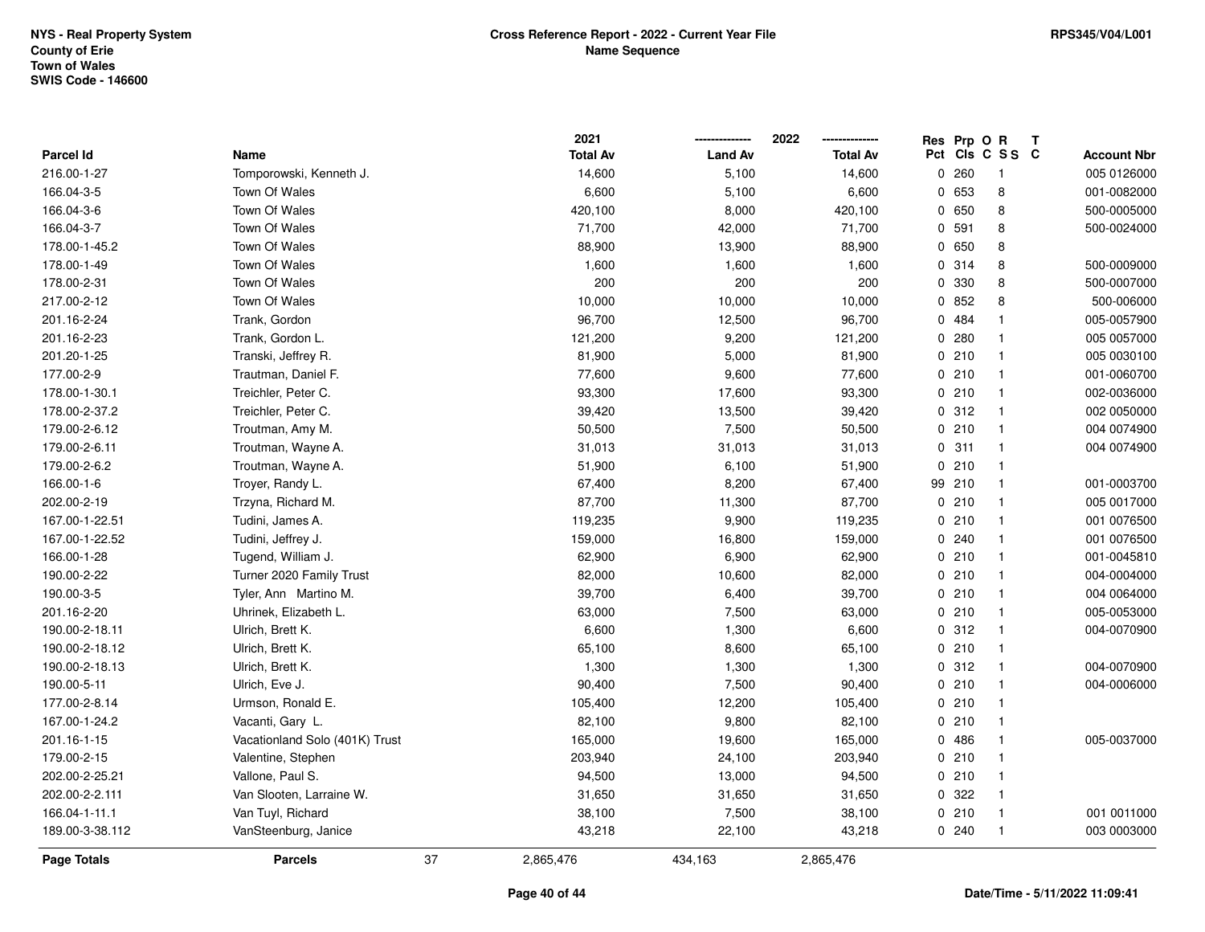NYS - Real Property System
County of Erie
Town of Wales
SWIS Code - 146600

**Cross Reference Report - 2022 - Current Year File**
**Name Sequence**

RPS345/V04/L001

| Parcel Id | Name | 2021 Total Av | 2022 Land Av | 2022 Total Av | Res Pct | Prp Cls | O C | R S S | T C | Account Nbr |
|---|---|---|---|---|---|---|---|---|---|---|
| 216.00-1-27 | Tomporowski, Kenneth J. | 14,600 | 5,100 | 14,600 | 0 | 260 | | 1 | | 005 0126000 |
| 166.04-3-5 | Town Of Wales | 6,600 | 5,100 | 6,600 | 0 | 653 | | 8 | | 001-0082000 |
| 166.04-3-6 | Town Of Wales | 420,100 | 8,000 | 420,100 | 0 | 650 | | 8 | | 500-0005000 |
| 166.04-3-7 | Town Of Wales | 71,700 | 42,000 | 71,700 | 0 | 591 | | 8 | | 500-0024000 |
| 178.00-1-45.2 | Town Of Wales | 88,900 | 13,900 | 88,900 | 0 | 650 | | 8 | | |
| 178.00-1-49 | Town Of Wales | 1,600 | 1,600 | 1,600 | 0 | 314 | | 8 | | 500-0009000 |
| 178.00-2-31 | Town Of Wales | 200 | 200 | 200 | 0 | 330 | | 8 | | 500-0007000 |
| 217.00-2-12 | Town Of Wales | 10,000 | 10,000 | 10,000 | 0 | 852 | | 8 | | 500-006000 |
| 201.16-2-24 | Trank, Gordon | 96,700 | 12,500 | 96,700 | 0 | 484 | | 1 | | 005-0057900 |
| 201.16-2-23 | Trank, Gordon L. | 121,200 | 9,200 | 121,200 | 0 | 280 | | 1 | | 005 0057000 |
| 201.20-1-25 | Transki, Jeffrey R. | 81,900 | 5,000 | 81,900 | 0 | 210 | | 1 | | 005 0030100 |
| 177.00-2-9 | Trautman, Daniel F. | 77,600 | 9,600 | 77,600 | 0 | 210 | | 1 | | 001-0060700 |
| 178.00-1-30.1 | Treichler, Peter C. | 93,300 | 17,600 | 93,300 | 0 | 210 | | 1 | | 002-0036000 |
| 178.00-2-37.2 | Treichler, Peter C. | 39,420 | 13,500 | 39,420 | 0 | 312 | | 1 | | 002 0050000 |
| 179.00-2-6.12 | Troutman, Amy M. | 50,500 | 7,500 | 50,500 | 0 | 210 | | 1 | | 004 0074900 |
| 179.00-2-6.11 | Troutman, Wayne A. | 31,013 | 31,013 | 31,013 | 0 | 311 | | 1 | | 004 0074900 |
| 179.00-2-6.2 | Troutman, Wayne A. | 51,900 | 6,100 | 51,900 | 0 | 210 | | 1 | | |
| 166.00-1-6 | Troyer, Randy L. | 67,400 | 8,200 | 67,400 | 99 | 210 | | 1 | | 001-0003700 |
| 202.00-2-19 | Trzyna, Richard M. | 87,700 | 11,300 | 87,700 | 0 | 210 | | 1 | | 005 0017000 |
| 167.00-1-22.51 | Tudini, James A. | 119,235 | 9,900 | 119,235 | 0 | 210 | | 1 | | 001 0076500 |
| 167.00-1-22.52 | Tudini, Jeffrey J. | 159,000 | 16,800 | 159,000 | 0 | 240 | | 1 | | 001 0076500 |
| 166.00-1-28 | Tugend, William J. | 62,900 | 6,900 | 62,900 | 0 | 210 | | 1 | | 001-0045810 |
| 190.00-2-22 | Turner 2020 Family Trust | 82,000 | 10,600 | 82,000 | 0 | 210 | | 1 | | 004-0004000 |
| 190.00-3-5 | Tyler, Ann Martino M. | 39,700 | 6,400 | 39,700 | 0 | 210 | | 1 | | 004 0064000 |
| 201.16-2-20 | Uhrinek, Elizabeth L. | 63,000 | 7,500 | 63,000 | 0 | 210 | | 1 | | 005-0053000 |
| 190.00-2-18.11 | Ulrich, Brett K. | 6,600 | 1,300 | 6,600 | 0 | 312 | | 1 | | 004-0070900 |
| 190.00-2-18.12 | Ulrich, Brett K. | 65,100 | 8,600 | 65,100 | 0 | 210 | | 1 | | |
| 190.00-2-18.13 | Ulrich, Brett K. | 1,300 | 1,300 | 1,300 | 0 | 312 | | 1 | | 004-0070900 |
| 190.00-5-11 | Ulrich, Eve J. | 90,400 | 7,500 | 90,400 | 0 | 210 | | 1 | | 004-0006000 |
| 177.00-2-8.14 | Urmson, Ronald E. | 105,400 | 12,200 | 105,400 | 0 | 210 | | 1 | | |
| 167.00-1-24.2 | Vacanti, Gary L. | 82,100 | 9,800 | 82,100 | 0 | 210 | | 1 | | |
| 201.16-1-15 | Vacationland Solo (401K) Trust | 165,000 | 19,600 | 165,000 | 0 | 486 | | 1 | | 005-0037000 |
| 179.00-2-15 | Valentine, Stephen | 203,940 | 24,100 | 203,940 | 0 | 210 | | 1 | | |
| 202.00-2-25.21 | Vallone, Paul S. | 94,500 | 13,000 | 94,500 | 0 | 210 | | 1 | | |
| 202.00-2-2.111 | Van Slooten, Larraine W. | 31,650 | 31,650 | 31,650 | 0 | 322 | | 1 | | |
| 166.04-1-11.1 | Van Tuyl, Richard | 38,100 | 7,500 | 38,100 | 0 | 210 | | 1 | | 001 0011000 |
| 189.00-3-38.112 | VanSteenburg, Janice | 43,218 | 22,100 | 43,218 | 0 | 240 | | 1 | | 003 0003000 |
| **Page Totals** | **Parcels** 37 | 2,865,476 | 434,163 | 2,865,476 | | | | | | |

**Date/Time - 5/11/2022 11:09:41**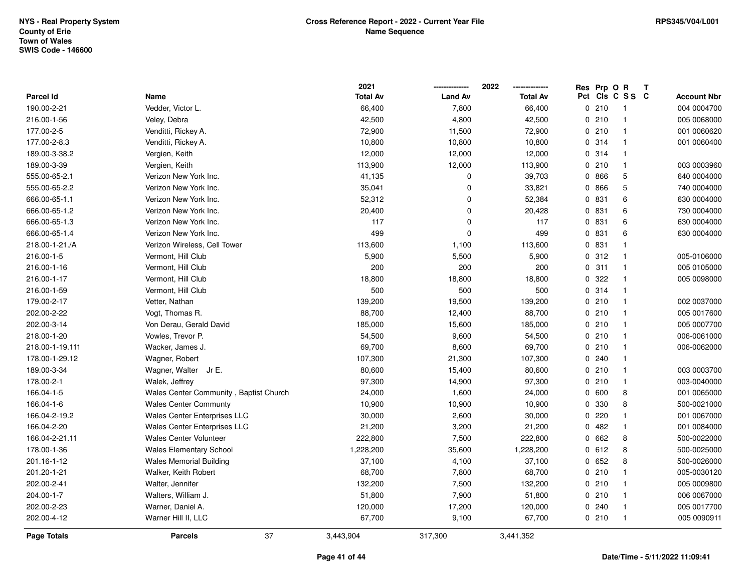NYS - Real Property System
County of Erie
Town of Wales
SWIS Code - 146600

**Cross Reference Report - 2022 - Current Year File**
**Name Sequence**

RPS345/V04/L001

| Parcel Id | Name | 2021 Total Av | 2022 Land Av | 2022 Total Av | Res Pct | Prp Cls | O C | R S S | T C | Account Nbr |
|---|---|---|---|---|---|---|---|---|---|---|
| 190.00-2-21 | Vedder, Victor L. | 66,400 | 7,800 | 66,400 | 0 | 210 | | 1 | | 004 0004700 |
| 216.00-1-56 | Veley, Debra | 42,500 | 4,800 | 42,500 | 0 | 210 | | 1 | | 005 0068000 |
| 177.00-2-5 | Venditti, Rickey A. | 72,900 | 11,500 | 72,900 | 0 | 210 | | 1 | | 001 0060620 |
| 177.00-2-8.3 | Venditti, Rickey A. | 10,800 | 10,800 | 10,800 | 0 | 314 | | 1 | | 001 0060400 |
| 189.00-3-38.2 | Vergien, Keith | 12,000 | 12,000 | 12,000 | 0 | 314 | | 1 | | |
| 189.00-3-39 | Vergien, Keith | 113,900 | 12,000 | 113,900 | 0 | 210 | | 1 | | 003 0003960 |
| 555.00-65-2.1 | Verizon New York Inc. | 41,135 | 0 | 39,703 | 0 | 866 | | 5 | | 640 0004000 |
| 555.00-65-2.2 | Verizon New York Inc. | 35,041 | 0 | 33,821 | 0 | 866 | | 5 | | 740 0004000 |
| 666.00-65-1.1 | Verizon New York Inc. | 52,312 | 0 | 52,384 | 0 | 831 | | 6 | | 630 0004000 |
| 666.00-65-1.2 | Verizon New York Inc. | 20,400 | 0 | 20,428 | 0 | 831 | | 6 | | 730 0004000 |
| 666.00-65-1.3 | Verizon New York Inc. | 117 | 0 | 117 | 0 | 831 | | 6 | | 630 0004000 |
| 666.00-65-1.4 | Verizon New York Inc. | 499 | 0 | 499 | 0 | 831 | | 6 | | 630 0004000 |
| 218.00-1-21./A | Verizon Wireless, Cell Tower | 113,600 | 1,100 | 113,600 | 0 | 831 | | 1 | | |
| 216.00-1-5 | Vermont, Hill Club | 5,900 | 5,500 | 5,900 | 0 | 312 | | 1 | | 005-0106000 |
| 216.00-1-16 | Vermont, Hill Club | 200 | 200 | 200 | 0 | 311 | | 1 | | 005 0105000 |
| 216.00-1-17 | Vermont, Hill Club | 18,800 | 18,800 | 18,800 | 0 | 322 | | 1 | | 005 0098000 |
| 216.00-1-59 | Vermont, Hill Club | 500 | 500 | 500 | 0 | 314 | | 1 | | |
| 179.00-2-17 | Vetter, Nathan | 139,200 | 19,500 | 139,200 | 0 | 210 | | 1 | | 002 0037000 |
| 202.00-2-22 | Vogt, Thomas R. | 88,700 | 12,400 | 88,700 | 0 | 210 | | 1 | | 005 0017600 |
| 202.00-3-14 | Von Derau, Gerald David | 185,000 | 15,600 | 185,000 | 0 | 210 | | 1 | | 005 0007700 |
| 218.00-1-20 | Vowles, Trevor P. | 54,500 | 9,600 | 54,500 | 0 | 210 | | 1 | | 006-0061000 |
| 218.00-1-19.111 | Wacker, James J. | 69,700 | 8,600 | 69,700 | 0 | 210 | | 1 | | 006-0062000 |
| 178.00-1-29.12 | Wagner, Robert | 107,300 | 21,300 | 107,300 | 0 | 240 | | 1 | | |
| 189.00-3-34 | Wagner, Walter Jr E. | 80,600 | 15,400 | 80,600 | 0 | 210 | | 1 | | 003 0003700 |
| 178.00-2-1 | Walek, Jeffrey | 97,300 | 14,900 | 97,300 | 0 | 210 | | 1 | | 003-0040000 |
| 166.04-1-5 | Wales Center Community , Baptist Church | 24,000 | 1,600 | 24,000 | 0 | 600 | | 8 | | 001 0065000 |
| 166.04-1-6 | Wales Center Communty | 10,900 | 10,900 | 10,900 | 0 | 330 | | 8 | | 500-0021000 |
| 166.04-2-19.2 | Wales Center Enterprises LLC | 30,000 | 2,600 | 30,000 | 0 | 220 | | 1 | | 001 0067000 |
| 166.04-2-20 | Wales Center Enterprises LLC | 21,200 | 3,200 | 21,200 | 0 | 482 | | 1 | | 001 0084000 |
| 166.04-2-21.11 | Wales Center Volunteer | 222,800 | 7,500 | 222,800 | 0 | 662 | | 8 | | 500-0022000 |
| 178.00-1-36 | Wales Elementary School | 1,228,200 | 35,600 | 1,228,200 | 0 | 612 | | 8 | | 500-0025000 |
| 201.16-1-12 | Wales Memorial Building | 37,100 | 4,100 | 37,100 | 0 | 652 | | 8 | | 500-0026000 |
| 201.20-1-21 | Walker, Keith Robert | 68,700 | 7,800 | 68,700 | 0 | 210 | | 1 | | 005-0030120 |
| 202.00-2-41 | Walter, Jennifer | 132,200 | 7,500 | 132,200 | 0 | 210 | | 1 | | 005 0009800 |
| 204.00-1-7 | Walters, William J. | 51,800 | 7,900 | 51,800 | 0 | 210 | | 1 | | 006 0067000 |
| 202.00-2-23 | Warner, Daniel A. | 120,000 | 17,200 | 120,000 | 0 | 240 | | 1 | | 005 0017700 |
| 202.00-4-12 | Warner Hill II, LLC | 67,700 | 9,100 | 67,700 | 0 | 210 | | 1 | | 005 0090911 |
| **Page Totals** | **Parcels** 37 | 3,443,904 | 317,300 | 3,441,352 | | | | | | |

Date/Time - 5/11/2022 11:09:41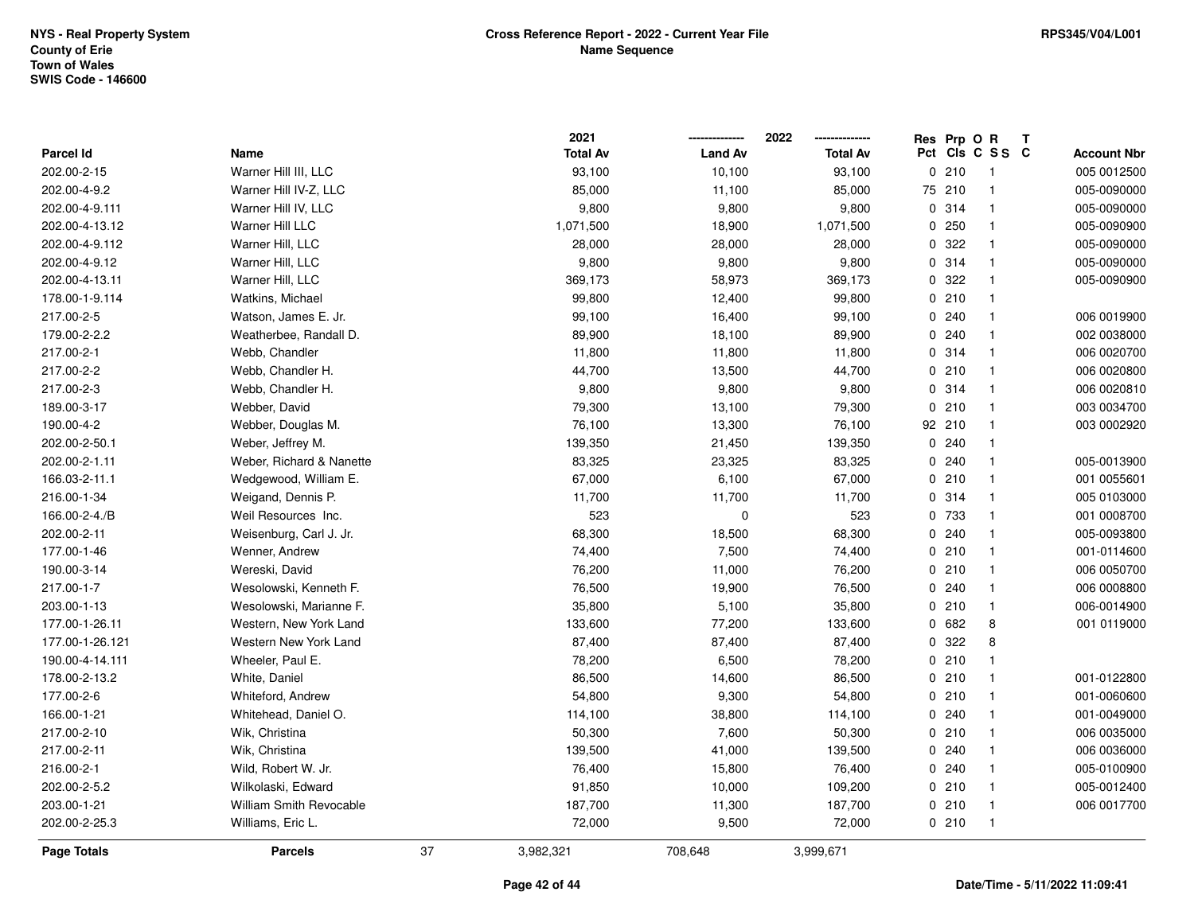NYS - Real Property System
County of Erie
Town of Wales
SWIS Code - 146600

**Cross Reference Report - 2022 - Current Year File**
**Name Sequence**

RPS345/V04/L001

| Parcel Id | Name | 2021 Total Av | 2022 Land Av | 2022 Total Av | Res Pct | Prp Cls | O C | R S S | T C | Account Nbr |
|---|---|---|---|---|---|---|---|---|---|---|
| 202.00-2-15 | Warner Hill III, LLC | 93,100 | 10,100 | 93,100 | 0 | 210 | | 1 | | 005 0012500 |
| 202.00-4-9.2 | Warner Hill IV-Z, LLC | 85,000 | 11,100 | 85,000 | 75 | 210 | | 1 | | 005-0090000 |
| 202.00-4-9.111 | Warner Hill IV, LLC | 9,800 | 9,800 | 9,800 | 0 | 314 | | 1 | | 005-0090000 |
| 202.00-4-13.12 | Warner Hill LLC | 1,071,500 | 18,900 | 1,071,500 | 0 | 250 | | 1 | | 005-0090900 |
| 202.00-4-9.112 | Warner Hill, LLC | 28,000 | 28,000 | 28,000 | 0 | 322 | | 1 | | 005-0090000 |
| 202.00-4-9.12 | Warner Hill, LLC | 9,800 | 9,800 | 9,800 | 0 | 314 | | 1 | | 005-0090000 |
| 202.00-4-13.11 | Warner Hill, LLC | 369,173 | 58,973 | 369,173 | 0 | 322 | | 1 | | 005-0090900 |
| 178.00-1-9.114 | Watkins, Michael | 99,800 | 12,400 | 99,800 | 0 | 210 | | 1 | | |
| 217.00-2-5 | Watson, James E. Jr. | 99,100 | 16,400 | 99,100 | 0 | 240 | | 1 | | 006 0019900 |
| 179.00-2-2.2 | Weatherbee, Randall D. | 89,900 | 18,100 | 89,900 | 0 | 240 | | 1 | | 002 0038000 |
| 217.00-2-1 | Webb, Chandler | 11,800 | 11,800 | 11,800 | 0 | 314 | | 1 | | 006 0020700 |
| 217.00-2-2 | Webb, Chandler H. | 44,700 | 13,500 | 44,700 | 0 | 210 | | 1 | | 006 0020800 |
| 217.00-2-3 | Webb, Chandler H. | 9,800 | 9,800 | 9,800 | 0 | 314 | | 1 | | 006 0020810 |
| 189.00-3-17 | Webber, David | 79,300 | 13,100 | 79,300 | 0 | 210 | | 1 | | 003 0034700 |
| 190.00-4-2 | Webber, Douglas M. | 76,100 | 13,300 | 76,100 | 92 | 210 | | 1 | | 003 0002920 |
| 202.00-2-50.1 | Weber, Jeffrey M. | 139,350 | 21,450 | 139,350 | 0 | 240 | | 1 | | |
| 202.00-2-1.11 | Weber, Richard & Nanette | 83,325 | 23,325 | 83,325 | 0 | 240 | | 1 | | 005-0013900 |
| 166.03-2-11.1 | Wedgewood, William E. | 67,000 | 6,100 | 67,000 | 0 | 210 | | 1 | | 001 0055601 |
| 216.00-1-34 | Weigand, Dennis P. | 11,700 | 11,700 | 11,700 | 0 | 314 | | 1 | | 005 0103000 |
| 166.00-2-4./B | Weil Resources Inc. | 523 | 0 | 523 | 0 | 733 | | 1 | | 001 0008700 |
| 202.00-2-11 | Weisenburg, Carl J. Jr. | 68,300 | 18,500 | 68,300 | 0 | 240 | | 1 | | 005-0093800 |
| 177.00-1-46 | Wenner, Andrew | 74,400 | 7,500 | 74,400 | 0 | 210 | | 1 | | 001-0114600 |
| 190.00-3-14 | Wereski, David | 76,200 | 11,000 | 76,200 | 0 | 210 | | 1 | | 006 0050700 |
| 217.00-1-7 | Wesolowski, Kenneth F. | 76,500 | 19,900 | 76,500 | 0 | 240 | | 1 | | 006 0008800 |
| 203.00-1-13 | Wesolowski, Marianne F. | 35,800 | 5,100 | 35,800 | 0 | 210 | | 1 | | 006-0014900 |
| 177.00-1-26.11 | Western, New York Land | 133,600 | 77,200 | 133,600 | 0 | 682 | | 8 | | 001 0119000 |
| 177.00-1-26.121 | Western New York Land | 87,400 | 87,400 | 87,400 | 0 | 322 | | 8 | | |
| 190.00-4-14.111 | Wheeler, Paul E. | 78,200 | 6,500 | 78,200 | 0 | 210 | | 1 | | |
| 178.00-2-13.2 | White, Daniel | 86,500 | 14,600 | 86,500 | 0 | 210 | | 1 | | 001-0122800 |
| 177.00-2-6 | Whiteford, Andrew | 54,800 | 9,300 | 54,800 | 0 | 210 | | 1 | | 001-0060600 |
| 166.00-1-21 | Whitehead, Daniel O. | 114,100 | 38,800 | 114,100 | 0 | 240 | | 1 | | 001-0049000 |
| 217.00-2-10 | Wik, Christina | 50,300 | 7,600 | 50,300 | 0 | 210 | | 1 | | 006 0035000 |
| 217.00-2-11 | Wik, Christina | 139,500 | 41,000 | 139,500 | 0 | 240 | | 1 | | 006 0036000 |
| 216.00-2-1 | Wild, Robert W. Jr. | 76,400 | 15,800 | 76,400 | 0 | 240 | | 1 | | 005-0100900 |
| 202.00-2-5.2 | Wilkolaski, Edward | 91,850 | 10,000 | 109,200 | 0 | 210 | | 1 | | 005-0012400 |
| 203.00-1-21 | William Smith Revocable | 187,700 | 11,300 | 187,700 | 0 | 210 | | 1 | | 006 0017700 |
| 202.00-2-25.3 | Williams, Eric L. | 72,000 | 9,500 | 72,000 | 0 | 210 | | 1 | | |
| **Page Totals** | **Parcels** 37 | 3,982,321 | 708,648 | 3,999,671 | | | | | | |

Date/Time - 5/11/2022 11:09:41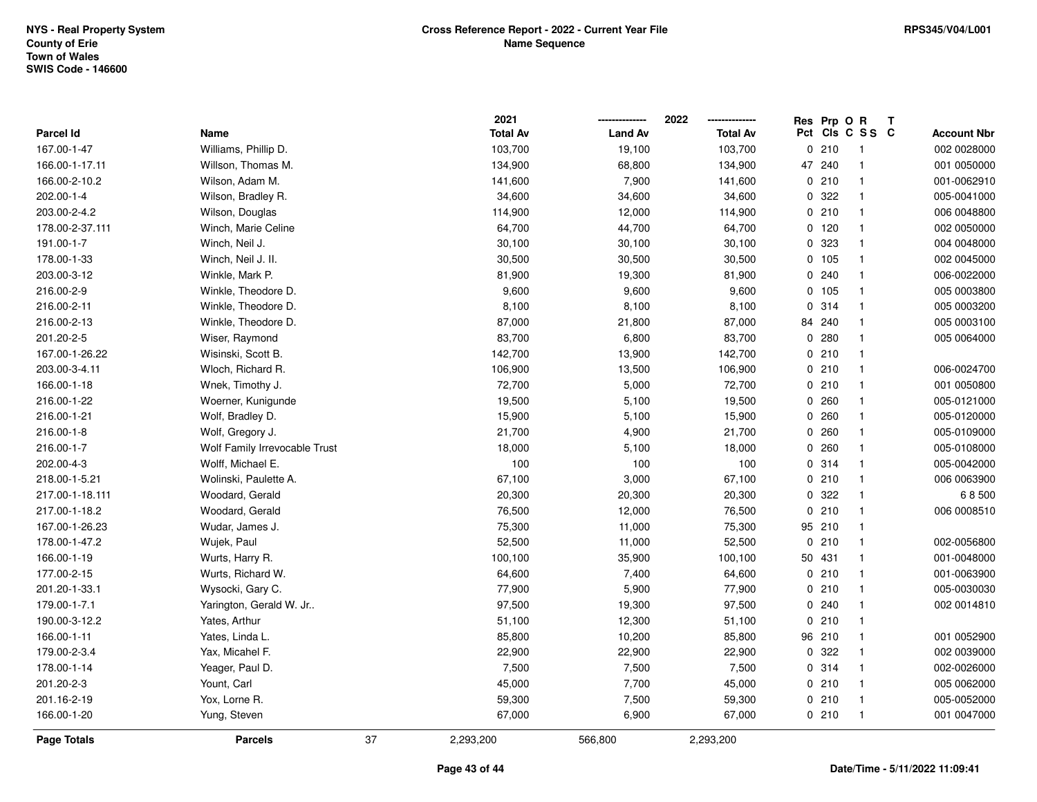**NYS - Real Property System**
**County of Erie**
**Town of Wales**
**SWIS Code - 146600**

**Cross Reference Report - 2022 - Current Year File**
**Name Sequence**

**RPS345/V04/L001**

| Parcel Id | Name | 2021 Total Av | 2022 Land Av | 2022 Total Av | Res Pct | Prp Cls | O C | R S S | T C | Account Nbr |
|---|---|---|---|---|---|---|---|---|---|---|
| 167.00-1-47 | Williams, Phillip D. | 103,700 | 19,100 | 103,700 | 0 | 210 | | 1 | | 002 0028000 |
| 166.00-1-17.11 | Willson, Thomas M. | 134,900 | 68,800 | 134,900 | 47 | 240 | | 1 | | 001 0050000 |
| 166.00-2-10.2 | Wilson, Adam M. | 141,600 | 7,900 | 141,600 | 0 | 210 | | 1 | | 001-0062910 |
| 202.00-1-4 | Wilson, Bradley R. | 34,600 | 34,600 | 34,600 | 0 | 322 | | 1 | | 005-0041000 |
| 203.00-2-4.2 | Wilson, Douglas | 114,900 | 12,000 | 114,900 | 0 | 210 | | 1 | | 006 0048800 |
| 178.00-2-37.111 | Winch, Marie Celine | 64,700 | 44,700 | 64,700 | 0 | 120 | | 1 | | 002 0050000 |
| 191.00-1-7 | Winch, Neil J. | 30,100 | 30,100 | 30,100 | 0 | 323 | | 1 | | 004 0048000 |
| 178.00-1-33 | Winch, Neil J. II. | 30,500 | 30,500 | 30,500 | 0 | 105 | | 1 | | 002 0045000 |
| 203.00-3-12 | Winkle, Mark P. | 81,900 | 19,300 | 81,900 | 0 | 240 | | 1 | | 006-0022000 |
| 216.00-2-9 | Winkle, Theodore D. | 9,600 | 9,600 | 9,600 | 0 | 105 | | 1 | | 005 0003800 |
| 216.00-2-11 | Winkle, Theodore D. | 8,100 | 8,100 | 8,100 | 0 | 314 | | 1 | | 005 0003200 |
| 216.00-2-13 | Winkle, Theodore D. | 87,000 | 21,800 | 87,000 | 84 | 240 | | 1 | | 005 0003100 |
| 201.20-2-5 | Wiser, Raymond | 83,700 | 6,800 | 83,700 | 0 | 280 | | 1 | | 005 0064000 |
| 167.00-1-26.22 | Wisinski, Scott B. | 142,700 | 13,900 | 142,700 | 0 | 210 | | 1 | | |
| 203.00-3-4.11 | Wloch, Richard R. | 106,900 | 13,500 | 106,900 | 0 | 210 | | 1 | | 006-0024700 |
| 166.00-1-18 | Wnek, Timothy J. | 72,700 | 5,000 | 72,700 | 0 | 210 | | 1 | | 001 0050800 |
| 216.00-1-22 | Woerner, Kunigunde | 19,500 | 5,100 | 19,500 | 0 | 260 | | 1 | | 005-0121000 |
| 216.00-1-21 | Wolf, Bradley D. | 15,900 | 5,100 | 15,900 | 0 | 260 | | 1 | | 005-0120000 |
| 216.00-1-8 | Wolf, Gregory J. | 21,700 | 4,900 | 21,700 | 0 | 260 | | 1 | | 005-0109000 |
| 216.00-1-7 | Wolf Family Irrevocable Trust | 18,000 | 5,100 | 18,000 | 0 | 260 | | 1 | | 005-0108000 |
| 202.00-4-3 | Wolff, Michael E. | 100 | 100 | 100 | 0 | 314 | | 1 | | 005-0042000 |
| 218.00-1-5.21 | Wolinski, Paulette A. | 67,100 | 3,000 | 67,100 | 0 | 210 | | 1 | | 006 0063900 |
| 217.00-1-18.111 | Woodard, Gerald | 20,300 | 20,300 | 20,300 | 0 | 322 | | 1 | | 6 8 500 |
| 217.00-1-18.2 | Woodard, Gerald | 76,500 | 12,000 | 76,500 | 0 | 210 | | 1 | | 006 0008510 |
| 167.00-1-26.23 | Wudar, James J. | 75,300 | 11,000 | 75,300 | 95 | 210 | | 1 | | |
| 178.00-1-47.2 | Wujek, Paul | 52,500 | 11,000 | 52,500 | 0 | 210 | | 1 | | 002-0056800 |
| 166.00-1-19 | Wurts, Harry R. | 100,100 | 35,900 | 100,100 | 50 | 431 | | 1 | | 001-0048000 |
| 177.00-2-15 | Wurts, Richard W. | 64,600 | 7,400 | 64,600 | 0 | 210 | | 1 | | 001-0063900 |
| 201.20-1-33.1 | Wysocki, Gary C. | 77,900 | 5,900 | 77,900 | 0 | 210 | | 1 | | 005-0030030 |
| 179.00-1-7.1 | Yarington, Gerald W. Jr.. | 97,500 | 19,300 | 97,500 | 0 | 240 | | 1 | | 002 0014810 |
| 190.00-3-12.2 | Yates, Arthur | 51,100 | 12,300 | 51,100 | 0 | 210 | | 1 | | |
| 166.00-1-11 | Yates, Linda L. | 85,800 | 10,200 | 85,800 | 96 | 210 | | 1 | | 001 0052900 |
| 179.00-2-3.4 | Yax, Micahel F. | 22,900 | 22,900 | 22,900 | 0 | 322 | | 1 | | 002 0039000 |
| 178.00-1-14 | Yeager, Paul D. | 7,500 | 7,500 | 7,500 | 0 | 314 | | 1 | | 002-0026000 |
| 201.20-2-3 | Yount, Carl | 45,000 | 7,700 | 45,000 | 0 | 210 | | 1 | | 005 0062000 |
| 201.16-2-19 | Yox, Lorne R. | 59,300 | 7,500 | 59,300 | 0 | 210 | | 1 | | 005-0052000 |
| 166.00-1-20 | Yung, Steven | 67,000 | 6,900 | 67,000 | 0 | 210 | | 1 | | 001 0047000 |
| **Page Totals** | **Parcels** 37 | 2,293,200 | 566,800 | 2,293,200 | | | | | | |

**Date/Time - 5/11/2022 11:09:41**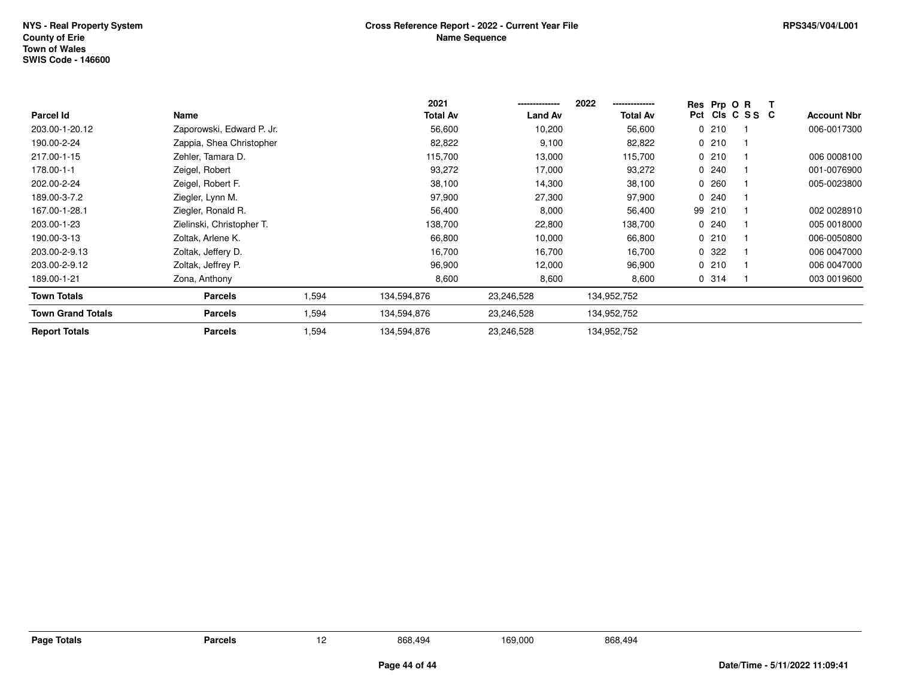NYS - Real Property System
County of Erie
Town of Wales
SWIS Code - 146600

**Cross Reference Report - 2022 - Current Year File**
**Name Sequence**

RPS345/V04/L001

| Parcel Id | Name | | 2021 Total Av | 2022 Land Av | 2022 Total Av | Res Pct | Prp Cls | O C | R S S | T C | Account Nbr |
|---|---|---|---|---|---|---|---|---|---|---|---|
| 203.00-1-20.12 | Zaporowski, Edward P. Jr. | | 56,600 | 10,200 | 56,600 | 0 | 210 | | 1 | | 006-0017300 |
| 190.00-2-24 | Zappia, Shea Christopher | | 82,822 | 9,100 | 82,822 | 0 | 210 | | 1 | | |
| 217.00-1-15 | Zehler, Tamara D. | | 115,700 | 13,000 | 115,700 | 0 | 210 | | 1 | | 006 0008100 |
| 178.00-1-1 | Zeigel, Robert | | 93,272 | 17,000 | 93,272 | 0 | 240 | | 1 | | 001-0076900 |
| 202.00-2-24 | Zeigel, Robert F. | | 38,100 | 14,300 | 38,100 | 0 | 260 | | 1 | | 005-0023800 |
| 189.00-3-7.2 | Ziegler, Lynn M. | | 97,900 | 27,300 | 97,900 | 0 | 240 | | 1 | | |
| 167.00-1-28.1 | Ziegler, Ronald R. | | 56,400 | 8,000 | 56,400 | 99 | 210 | | 1 | | 002 0028910 |
| 203.00-1-23 | Zielinski, Christopher T. | | 138,700 | 22,800 | 138,700 | 0 | 240 | | 1 | | 005 0018000 |
| 190.00-3-13 | Zoltak, Arlene K. | | 66,800 | 10,000 | 66,800 | 0 | 210 | | 1 | | 006-0050800 |
| 203.00-2-9.13 | Zoltak, Jeffery D. | | 16,700 | 16,700 | 16,700 | 0 | 322 | | 1 | | 006 0047000 |
| 203.00-2-9.12 | Zoltak, Jeffrey P. | | 96,900 | 12,000 | 96,900 | 0 | 210 | | 1 | | 006 0047000 |
| 189.00-1-21 | Zona, Anthony | | 8,600 | 8,600 | 8,600 | 0 | 314 | | 1 | | 003 0019600 |
| **Town Totals** | **Parcels** | 1,594 | 134,594,876 | 23,246,528 | 134,952,752 | | | | | | |
| **Town Grand Totals** | **Parcels** | 1,594 | 134,594,876 | 23,246,528 | 134,952,752 | | | | | | |
| **Report Totals** | **Parcels** | 1,594 | 134,594,876 | 23,246,528 | 134,952,752 | | | | | | |

| | | | | | |
|---|---|---|---|---|---|
| **Page Totals** | **Parcels** | 12 | 868,494 | 169,000 | 868,494 |

Date/Time - 5/11/2022 11:09:41